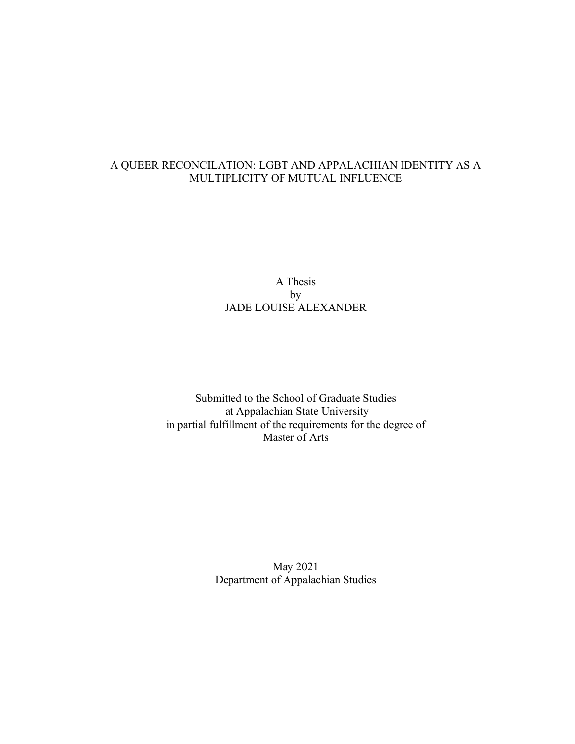# A QUEER RECONCILATION: LGBT AND APPALACHIAN IDENTITY AS A MULTIPLICITY OF MUTUAL INFLUENCE

A Thesis
by
JADE LOUISE ALEXANDER

Submitted to the School of Graduate Studies
at Appalachian State University
in partial fulfillment of the requirements for the degree of
Master of Arts

May 2021
Department of Appalachian Studies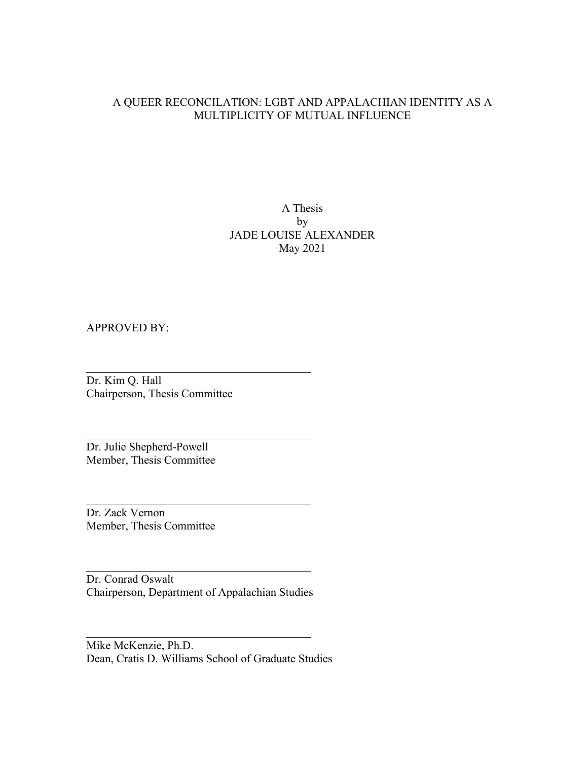A QUEER RECONCILATION: LGBT AND APPALACHIAN IDENTITY AS A MULTIPLICITY OF MUTUAL INFLUENCE

A Thesis
by
JADE LOUISE ALEXANDER
May 2021

APPROVED BY:

Dr. Kim Q. Hall
Chairperson, Thesis Committee

Dr. Julie Shepherd-Powell
Member, Thesis Committee

Dr. Zack Vernon
Member, Thesis Committee

Dr. Conrad Oswalt
Chairperson, Department of Appalachian Studies

Mike McKenzie, Ph.D.
Dean, Cratis D. Williams School of Graduate Studies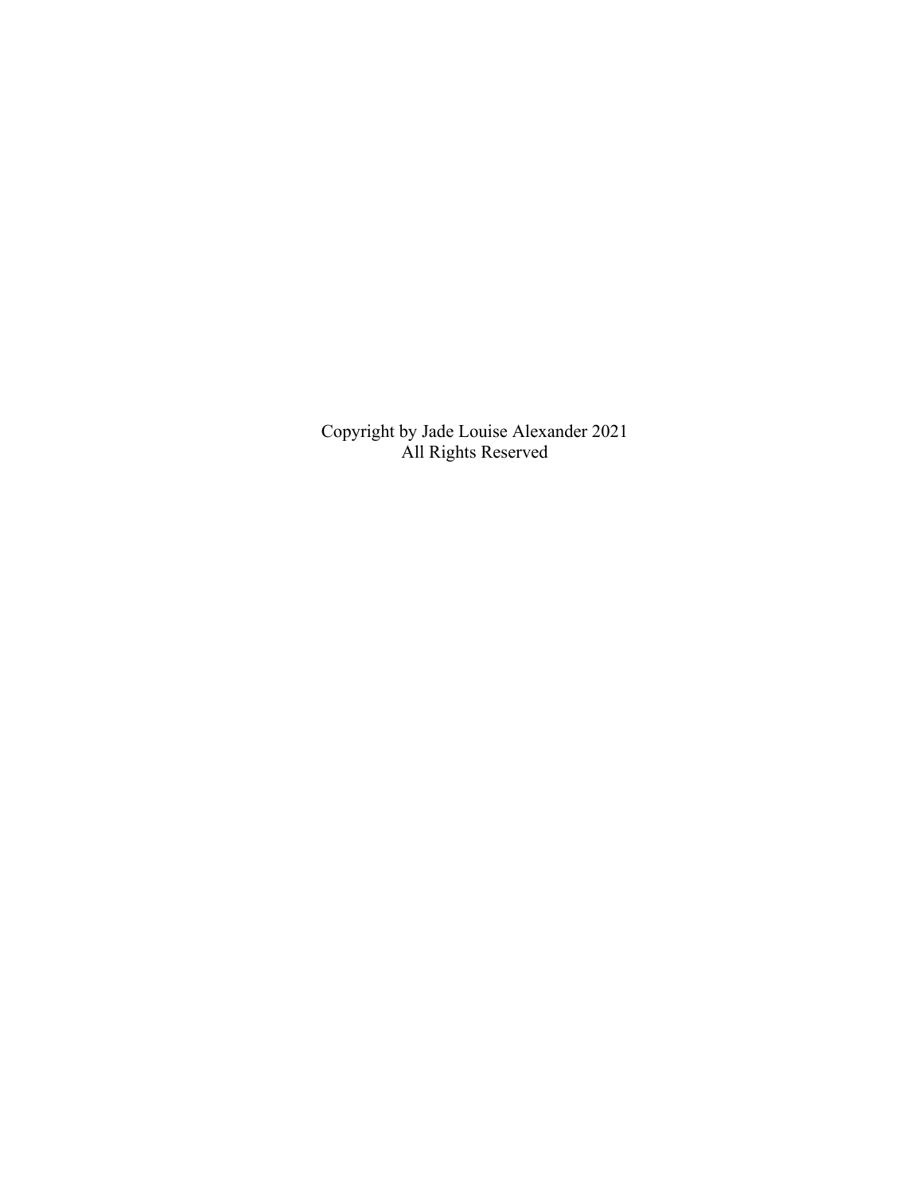Copyright by Jade Louise Alexander 2021
All Rights Reserved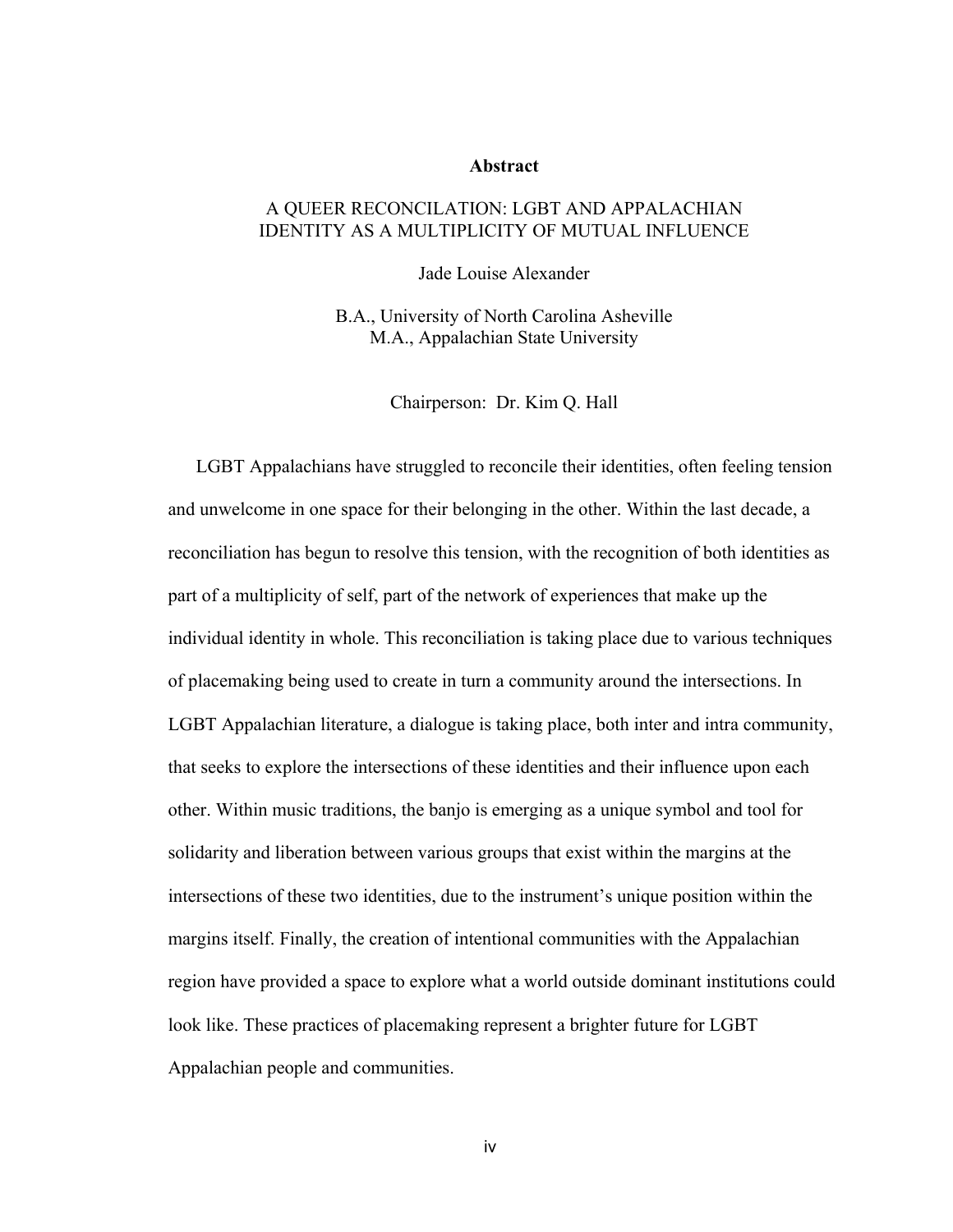## Abstract

A QUEER RECONCILATION: LGBT AND APPALACHIAN IDENTITY AS A MULTIPLICITY OF MUTUAL INFLUENCE

Jade Louise Alexander

B.A., University of North Carolina Asheville
M.A., Appalachian State University

Chairperson: Dr. Kim Q. Hall

LGBT Appalachians have struggled to reconcile their identities, often feeling tension and unwelcome in one space for their belonging in the other. Within the last decade, a reconciliation has begun to resolve this tension, with the recognition of both identities as part of a multiplicity of self, part of the network of experiences that make up the individual identity in whole. This reconciliation is taking place due to various techniques of placemaking being used to create in turn a community around the intersections. In LGBT Appalachian literature, a dialogue is taking place, both inter and intra community, that seeks to explore the intersections of these identities and their influence upon each other. Within music traditions, the banjo is emerging as a unique symbol and tool for solidarity and liberation between various groups that exist within the margins at the intersections of these two identities, due to the instrument's unique position within the margins itself. Finally, the creation of intentional communities with the Appalachian region have provided a space to explore what a world outside dominant institutions could look like. These practices of placemaking represent a brighter future for LGBT Appalachian people and communities.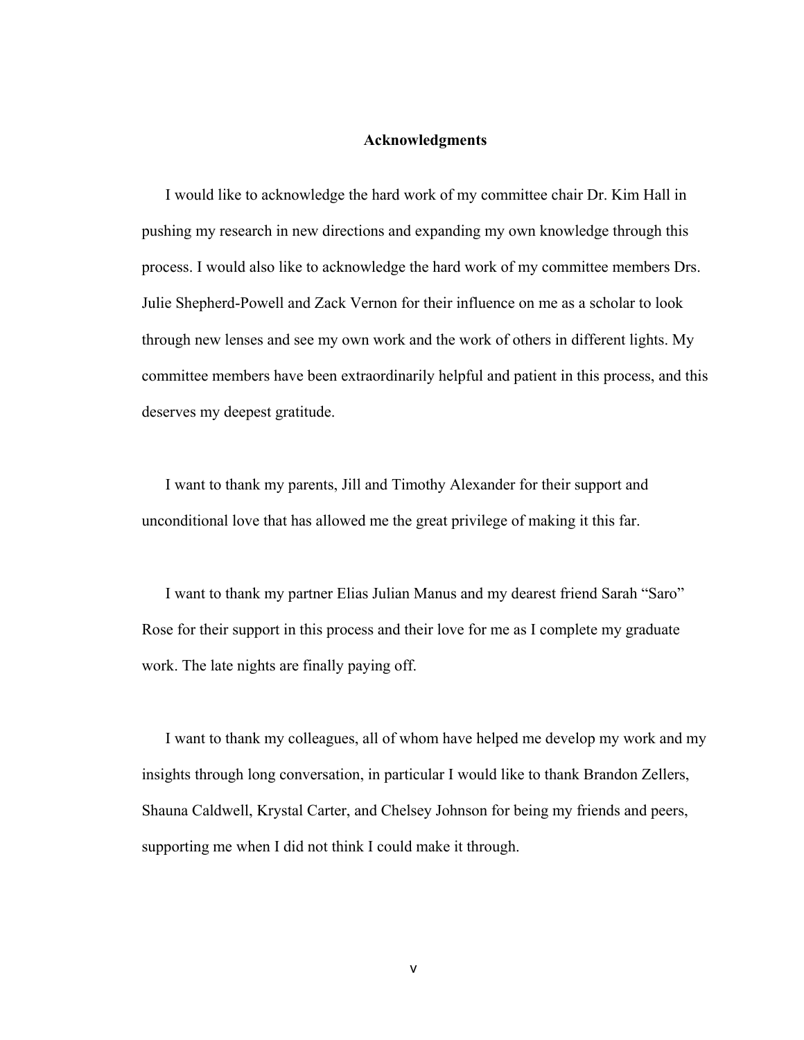## Acknowledgments

I would like to acknowledge the hard work of my committee chair Dr. Kim Hall in pushing my research in new directions and expanding my own knowledge through this process. I would also like to acknowledge the hard work of my committee members Drs. Julie Shepherd-Powell and Zack Vernon for their influence on me as a scholar to look through new lenses and see my own work and the work of others in different lights. My committee members have been extraordinarily helpful and patient in this process, and this deserves my deepest gratitude.

I want to thank my parents, Jill and Timothy Alexander for their support and unconditional love that has allowed me the great privilege of making it this far.

I want to thank my partner Elias Julian Manus and my dearest friend Sarah "Saro" Rose for their support in this process and their love for me as I complete my graduate work. The late nights are finally paying off.

I want to thank my colleagues, all of whom have helped me develop my work and my insights through long conversation, in particular I would like to thank Brandon Zellers, Shauna Caldwell, Krystal Carter, and Chelsey Johnson for being my friends and peers, supporting me when I did not think I could make it through.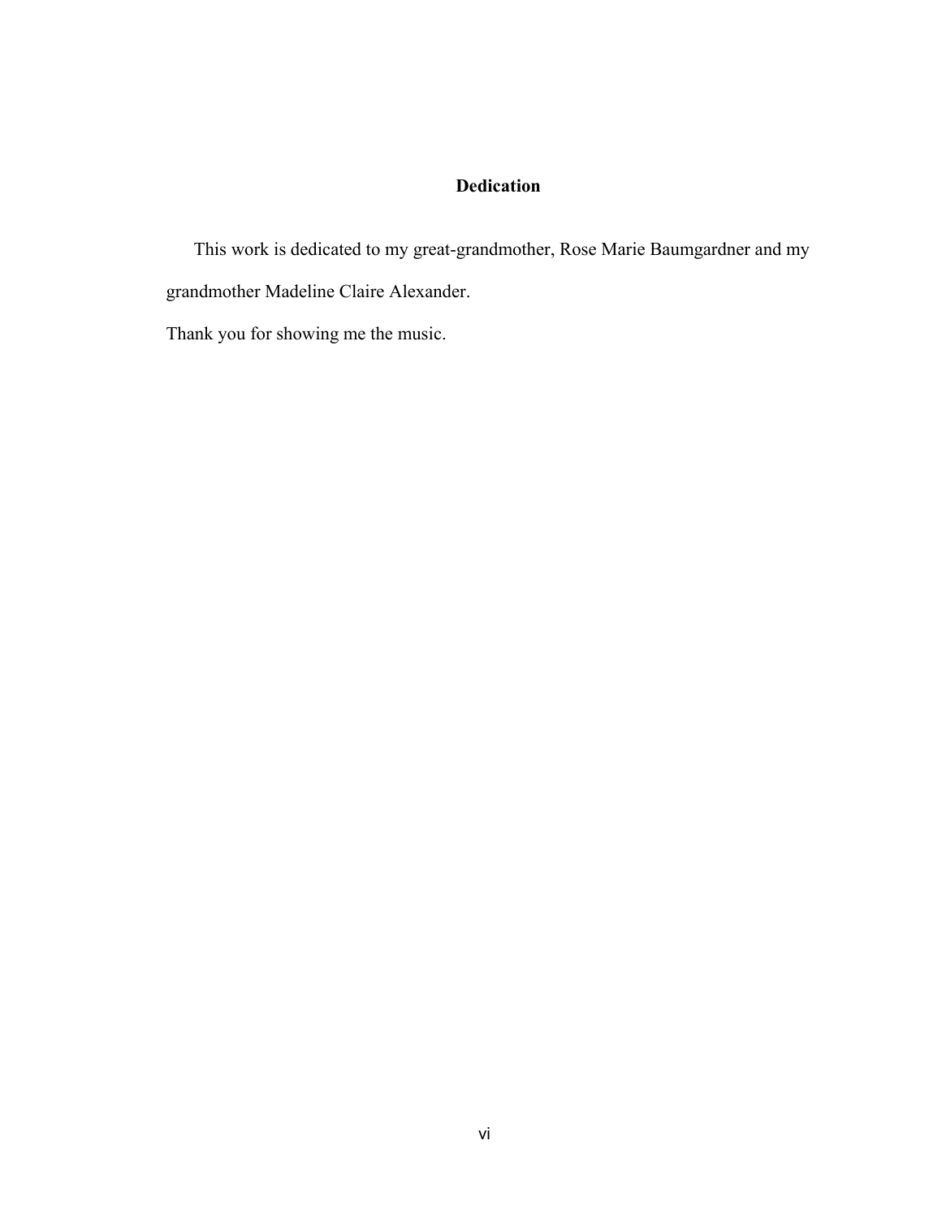## Dedication

This work is dedicated to my great-grandmother, Rose Marie Baumgardner and my grandmother Madeline Claire Alexander.

Thank you for showing me the music.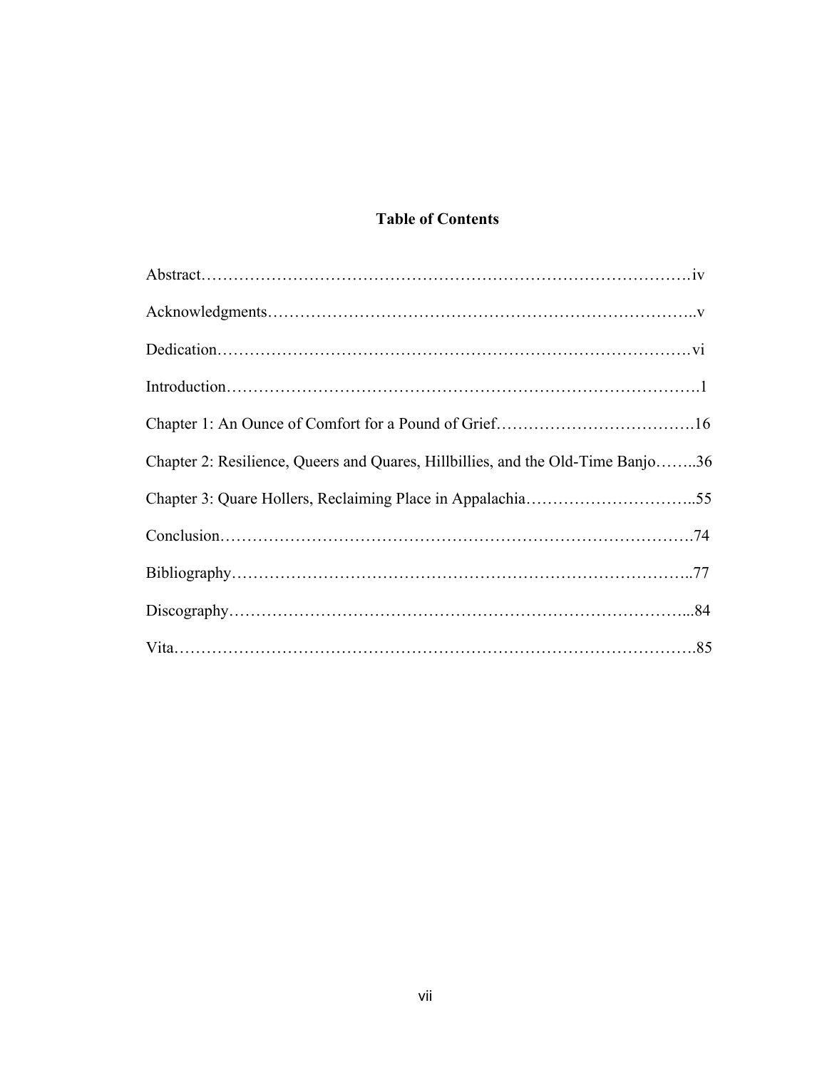# Table of Contents

Abstract……………………………………………………………………………iv

Acknowledgments…………………………………………………………………..v

Dedication…………………………………………………………………………vi

Introduction…………………………………………………………………………1

Chapter 1: An Ounce of Comfort for a Pound of Grief……………………………….16

Chapter 2: Resilience, Queers and Quares, Hillbillies, and the Old-Time Banjo……..36

Chapter 3: Quare Hollers, Reclaiming Place in Appalachia…………………………...55

Conclusion…………………………………………………………………………74

Bibliography………………………………………………………………………..77

Discography………………………………………………………………………...84

Vita………………………………………………………………………………….85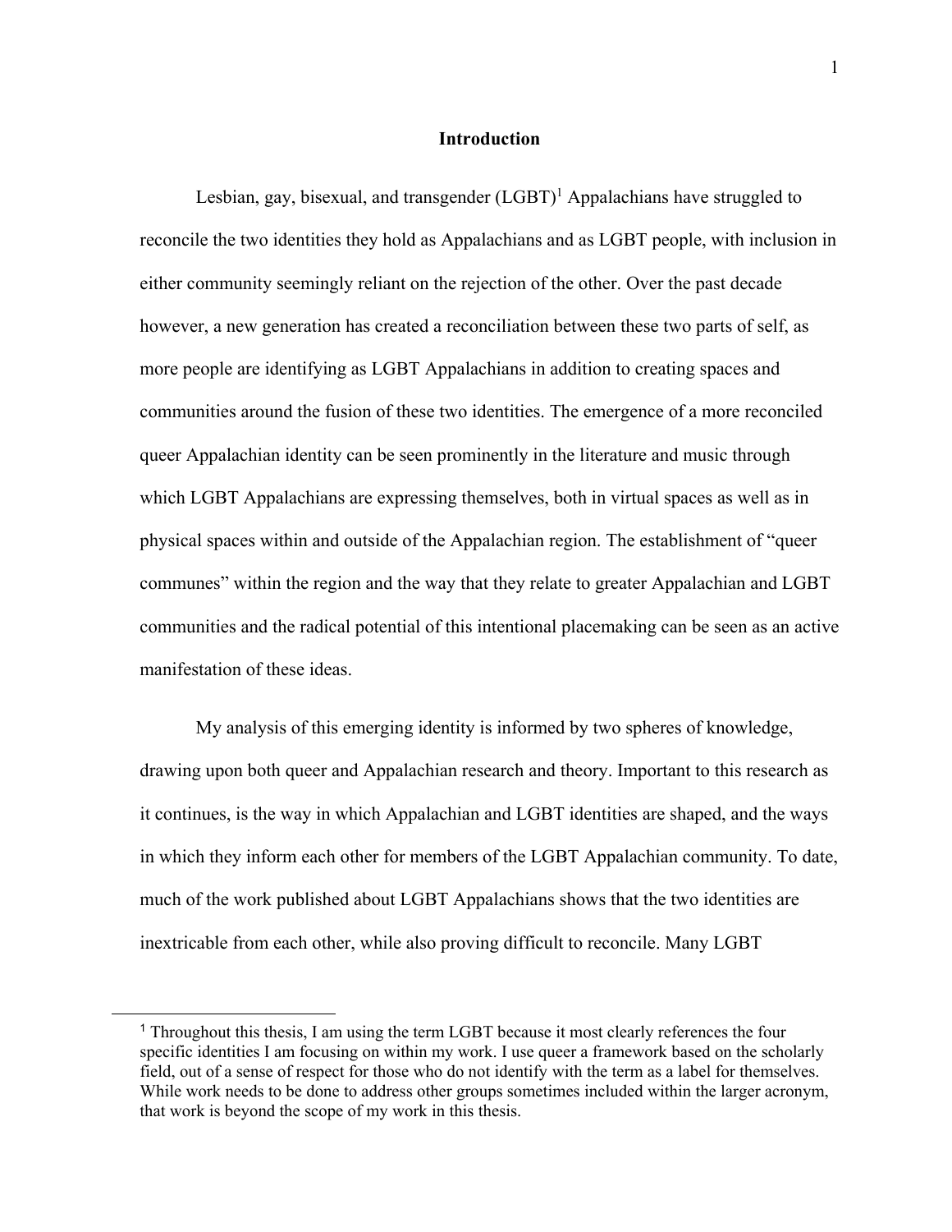# Introduction

Lesbian, gay, bisexual, and transgender (LGBT)[1] Appalachians have struggled to reconcile the two identities they hold as Appalachians and as LGBT people, with inclusion in either community seemingly reliant on the rejection of the other. Over the past decade however, a new generation has created a reconciliation between these two parts of self, as more people are identifying as LGBT Appalachians in addition to creating spaces and communities around the fusion of these two identities. The emergence of a more reconciled queer Appalachian identity can be seen prominently in the literature and music through which LGBT Appalachians are expressing themselves, both in virtual spaces as well as in physical spaces within and outside of the Appalachian region. The establishment of "queer communes" within the region and the way that they relate to greater Appalachian and LGBT communities and the radical potential of this intentional placemaking can be seen as an active manifestation of these ideas.

My analysis of this emerging identity is informed by two spheres of knowledge, drawing upon both queer and Appalachian research and theory. Important to this research as it continues, is the way in which Appalachian and LGBT identities are shaped, and the ways in which they inform each other for members of the LGBT Appalachian community. To date, much of the work published about LGBT Appalachians shows that the two identities are inextricable from each other, while also proving difficult to reconcile. Many LGBT

[1] Throughout this thesis, I am using the term LGBT because it most clearly references the four specific identities I am focusing on within my work. I use queer a framework based on the scholarly field, out of a sense of respect for those who do not identify with the term as a label for themselves. While work needs to be done to address other groups sometimes included within the larger acronym, that work is beyond the scope of my work in this thesis.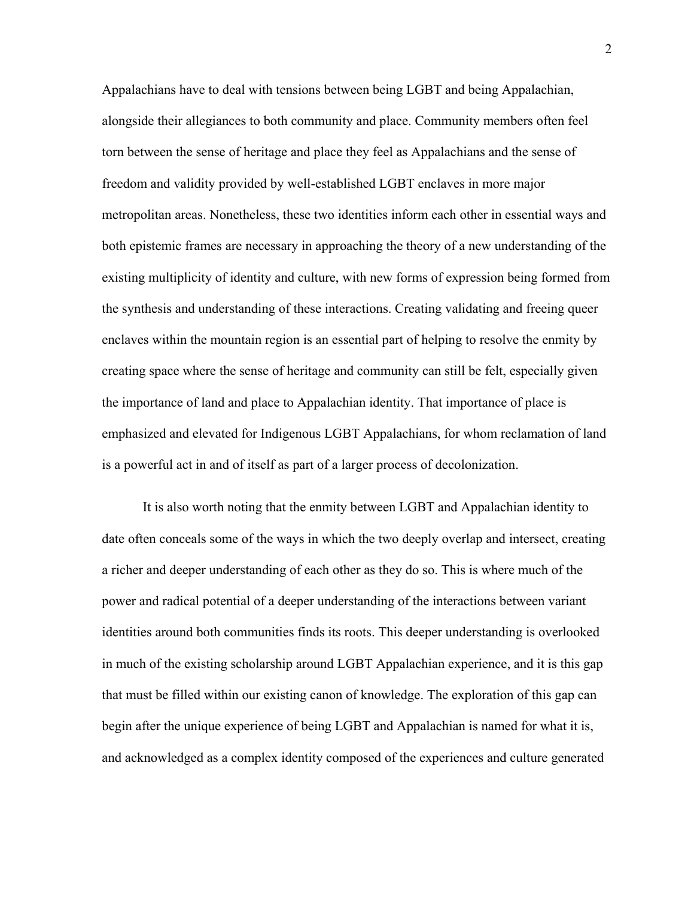Appalachians have to deal with tensions between being LGBT and being Appalachian, alongside their allegiances to both community and place. Community members often feel torn between the sense of heritage and place they feel as Appalachians and the sense of freedom and validity provided by well-established LGBT enclaves in more major metropolitan areas. Nonetheless, these two identities inform each other in essential ways and both epistemic frames are necessary in approaching the theory of a new understanding of the existing multiplicity of identity and culture, with new forms of expression being formed from the synthesis and understanding of these interactions. Creating validating and freeing queer enclaves within the mountain region is an essential part of helping to resolve the enmity by creating space where the sense of heritage and community can still be felt, especially given the importance of land and place to Appalachian identity. That importance of place is emphasized and elevated for Indigenous LGBT Appalachians, for whom reclamation of land is a powerful act in and of itself as part of a larger process of decolonization.

It is also worth noting that the enmity between LGBT and Appalachian identity to date often conceals some of the ways in which the two deeply overlap and intersect, creating a richer and deeper understanding of each other as they do so. This is where much of the power and radical potential of a deeper understanding of the interactions between variant identities around both communities finds its roots. This deeper understanding is overlooked in much of the existing scholarship around LGBT Appalachian experience, and it is this gap that must be filled within our existing canon of knowledge. The exploration of this gap can begin after the unique experience of being LGBT and Appalachian is named for what it is, and acknowledged as a complex identity composed of the experiences and culture generated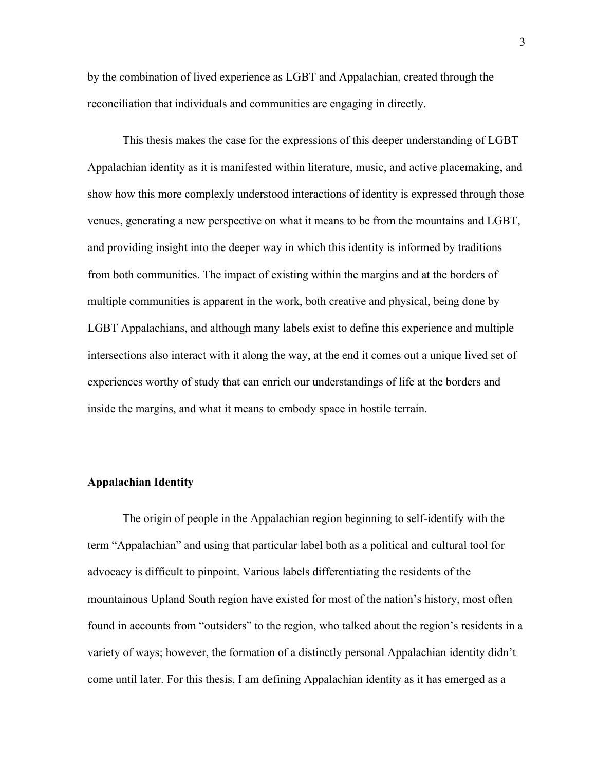by the combination of lived experience as LGBT and Appalachian, created through the reconciliation that individuals and communities are engaging in directly.

This thesis makes the case for the expressions of this deeper understanding of LGBT Appalachian identity as it is manifested within literature, music, and active placemaking, and show how this more complexly understood interactions of identity is expressed through those venues, generating a new perspective on what it means to be from the mountains and LGBT, and providing insight into the deeper way in which this identity is informed by traditions from both communities. The impact of existing within the margins and at the borders of multiple communities is apparent in the work, both creative and physical, being done by LGBT Appalachians, and although many labels exist to define this experience and multiple intersections also interact with it along the way, at the end it comes out a unique lived set of experiences worthy of study that can enrich our understandings of life at the borders and inside the margins, and what it means to embody space in hostile terrain.

## Appalachian Identity

The origin of people in the Appalachian region beginning to self-identify with the term "Appalachian" and using that particular label both as a political and cultural tool for advocacy is difficult to pinpoint. Various labels differentiating the residents of the mountainous Upland South region have existed for most of the nation's history, most often found in accounts from "outsiders" to the region, who talked about the region's residents in a variety of ways; however, the formation of a distinctly personal Appalachian identity didn't come until later. For this thesis, I am defining Appalachian identity as it has emerged as a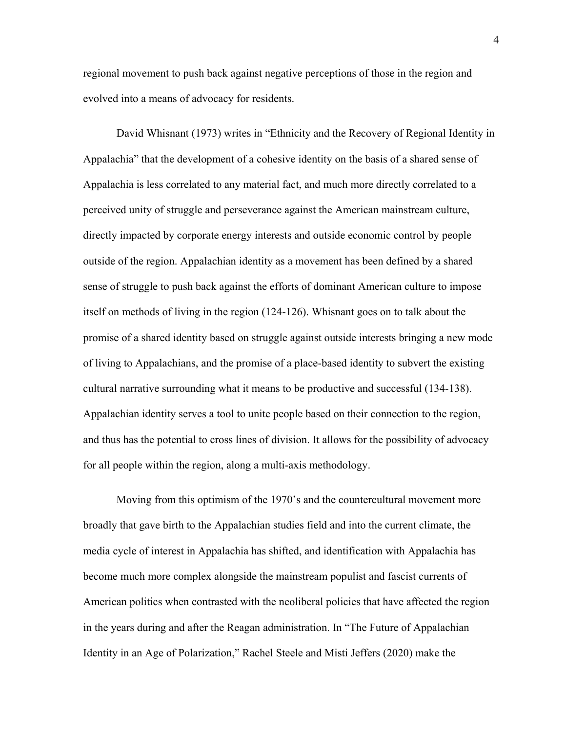regional movement to push back against negative perceptions of those in the region and evolved into a means of advocacy for residents.

David Whisnant (1973) writes in "Ethnicity and the Recovery of Regional Identity in Appalachia" that the development of a cohesive identity on the basis of a shared sense of Appalachia is less correlated to any material fact, and much more directly correlated to a perceived unity of struggle and perseverance against the American mainstream culture, directly impacted by corporate energy interests and outside economic control by people outside of the region. Appalachian identity as a movement has been defined by a shared sense of struggle to push back against the efforts of dominant American culture to impose itself on methods of living in the region (124-126). Whisnant goes on to talk about the promise of a shared identity based on struggle against outside interests bringing a new mode of living to Appalachians, and the promise of a place-based identity to subvert the existing cultural narrative surrounding what it means to be productive and successful (134-138). Appalachian identity serves a tool to unite people based on their connection to the region, and thus has the potential to cross lines of division. It allows for the possibility of advocacy for all people within the region, along a multi-axis methodology.

Moving from this optimism of the 1970's and the countercultural movement more broadly that gave birth to the Appalachian studies field and into the current climate, the media cycle of interest in Appalachia has shifted, and identification with Appalachia has become much more complex alongside the mainstream populist and fascist currents of American politics when contrasted with the neoliberal policies that have affected the region in the years during and after the Reagan administration. In "The Future of Appalachian Identity in an Age of Polarization," Rachel Steele and Misti Jeffers (2020) make the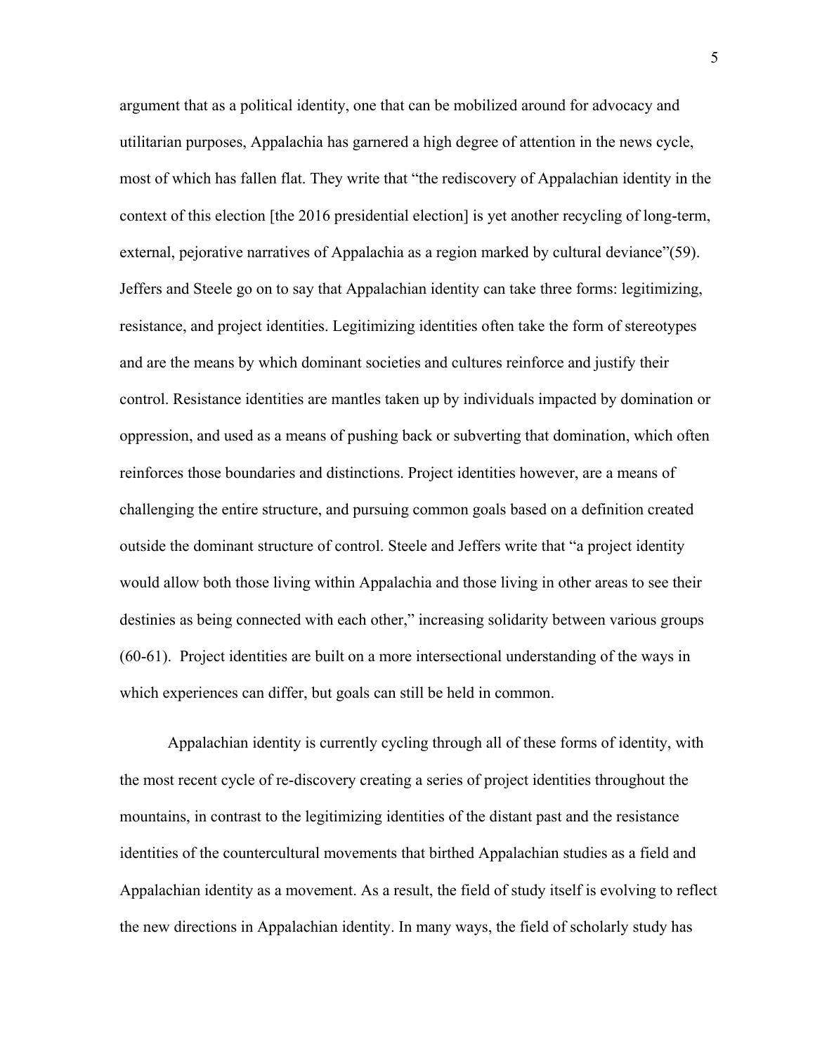argument that as a political identity, one that can be mobilized around for advocacy and utilitarian purposes, Appalachia has garnered a high degree of attention in the news cycle, most of which has fallen flat. They write that "the rediscovery of Appalachian identity in the context of this election [the 2016 presidential election] is yet another recycling of long-term, external, pejorative narratives of Appalachia as a region marked by cultural deviance"(59). Jeffers and Steele go on to say that Appalachian identity can take three forms: legitimizing, resistance, and project identities. Legitimizing identities often take the form of stereotypes and are the means by which dominant societies and cultures reinforce and justify their control. Resistance identities are mantles taken up by individuals impacted by domination or oppression, and used as a means of pushing back or subverting that domination, which often reinforces those boundaries and distinctions. Project identities however, are a means of challenging the entire structure, and pursuing common goals based on a definition created outside the dominant structure of control. Steele and Jeffers write that "a project identity would allow both those living within Appalachia and those living in other areas to see their destinies as being connected with each other," increasing solidarity between various groups (60-61). Project identities are built on a more intersectional understanding of the ways in which experiences can differ, but goals can still be held in common.

Appalachian identity is currently cycling through all of these forms of identity, with the most recent cycle of re-discovery creating a series of project identities throughout the mountains, in contrast to the legitimizing identities of the distant past and the resistance identities of the countercultural movements that birthed Appalachian studies as a field and Appalachian identity as a movement. As a result, the field of study itself is evolving to reflect the new directions in Appalachian identity. In many ways, the field of scholarly study has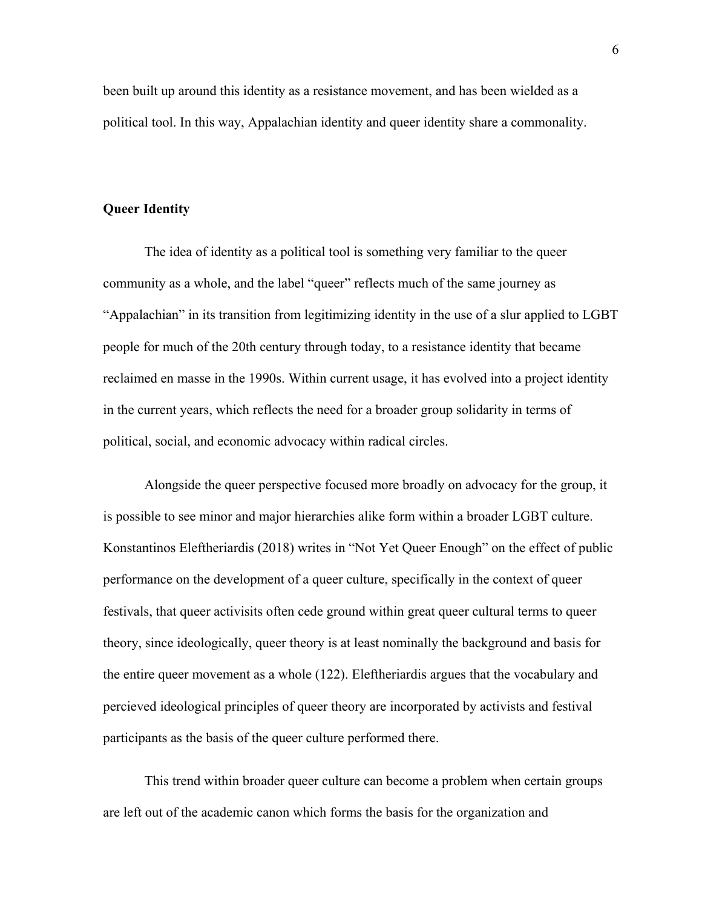been built up around this identity as a resistance movement, and has been wielded as a political tool. In this way, Appalachian identity and queer identity share a commonality.

## Queer Identity

The idea of identity as a political tool is something very familiar to the queer community as a whole, and the label "queer" reflects much of the same journey as "Appalachian" in its transition from legitimizing identity in the use of a slur applied to LGBT people for much of the 20th century through today, to a resistance identity that became reclaimed en masse in the 1990s. Within current usage, it has evolved into a project identity in the current years, which reflects the need for a broader group solidarity in terms of political, social, and economic advocacy within radical circles.

Alongside the queer perspective focused more broadly on advocacy for the group, it is possible to see minor and major hierarchies alike form within a broader LGBT culture. Konstantinos Eleftheriardis (2018) writes in "Not Yet Queer Enough" on the effect of public performance on the development of a queer culture, specifically in the context of queer festivals, that queer activisits often cede ground within great queer cultural terms to queer theory, since ideologically, queer theory is at least nominally the background and basis for the entire queer movement as a whole (122). Eleftheriardis argues that the vocabulary and percieved ideological principles of queer theory are incorporated by activists and festival participants as the basis of the queer culture performed there.

This trend within broader queer culture can become a problem when certain groups are left out of the academic canon which forms the basis for the organization and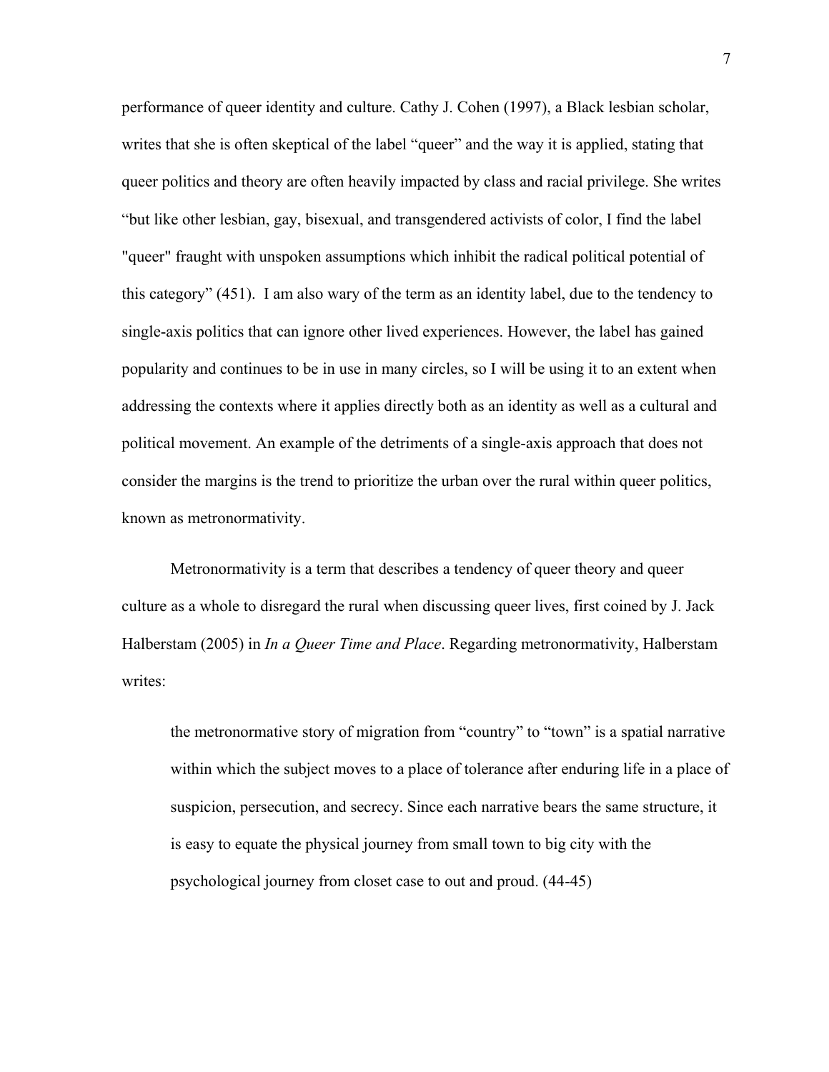performance of queer identity and culture. Cathy J. Cohen (1997), a Black lesbian scholar, writes that she is often skeptical of the label "queer" and the way it is applied, stating that queer politics and theory are often heavily impacted by class and racial privilege. She writes "but like other lesbian, gay, bisexual, and transgendered activists of color, I find the label "queer" fraught with unspoken assumptions which inhibit the radical political potential of this category" (451). I am also wary of the term as an identity label, due to the tendency to single-axis politics that can ignore other lived experiences. However, the label has gained popularity and continues to be in use in many circles, so I will be using it to an extent when addressing the contexts where it applies directly both as an identity as well as a cultural and political movement. An example of the detriments of a single-axis approach that does not consider the margins is the trend to prioritize the urban over the rural within queer politics, known as metronormativity.

Metronormativity is a term that describes a tendency of queer theory and queer culture as a whole to disregard the rural when discussing queer lives, first coined by J. Jack Halberstam (2005) in *In a Queer Time and Place*. Regarding metronormativity, Halberstam writes:

> the metronormative story of migration from "country" to "town" is a spatial narrative within which the subject moves to a place of tolerance after enduring life in a place of suspicion, persecution, and secrecy. Since each narrative bears the same structure, it is easy to equate the physical journey from small town to big city with the psychological journey from closet case to out and proud. (44-45)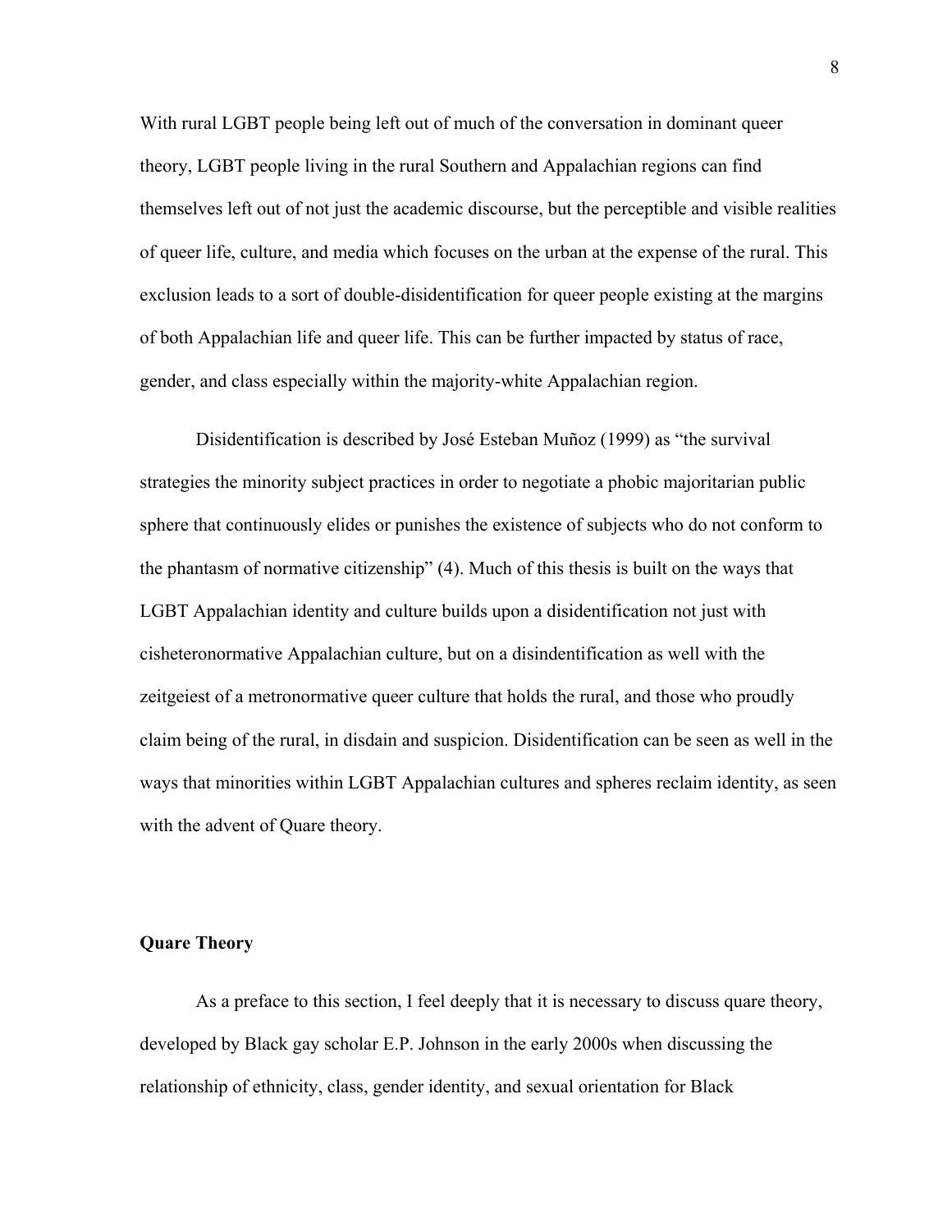With rural LGBT people being left out of much of the conversation in dominant queer theory, LGBT people living in the rural Southern and Appalachian regions can find themselves left out of not just the academic discourse, but the perceptible and visible realities of queer life, culture, and media which focuses on the urban at the expense of the rural. This exclusion leads to a sort of double-disidentification for queer people existing at the margins of both Appalachian life and queer life. This can be further impacted by status of race, gender, and class especially within the majority-white Appalachian region.

Disidentification is described by José Esteban Muñoz (1999) as "the survival strategies the minority subject practices in order to negotiate a phobic majoritarian public sphere that continuously elides or punishes the existence of subjects who do not conform to the phantasm of normative citizenship" (4). Much of this thesis is built on the ways that LGBT Appalachian identity and culture builds upon a disidentification not just with cisheteronormative Appalachian culture, but on a disindentification as well with the zeitgeiest of a metronormative queer culture that holds the rural, and those who proudly claim being of the rural, in disdain and suspicion. Disidentification can be seen as well in the ways that minorities within LGBT Appalachian cultures and spheres reclaim identity, as seen with the advent of Quare theory.

**Quare Theory**

As a preface to this section, I feel deeply that it is necessary to discuss quare theory, developed by Black gay scholar E.P. Johnson in the early 2000s when discussing the relationship of ethnicity, class, gender identity, and sexual orientation for Black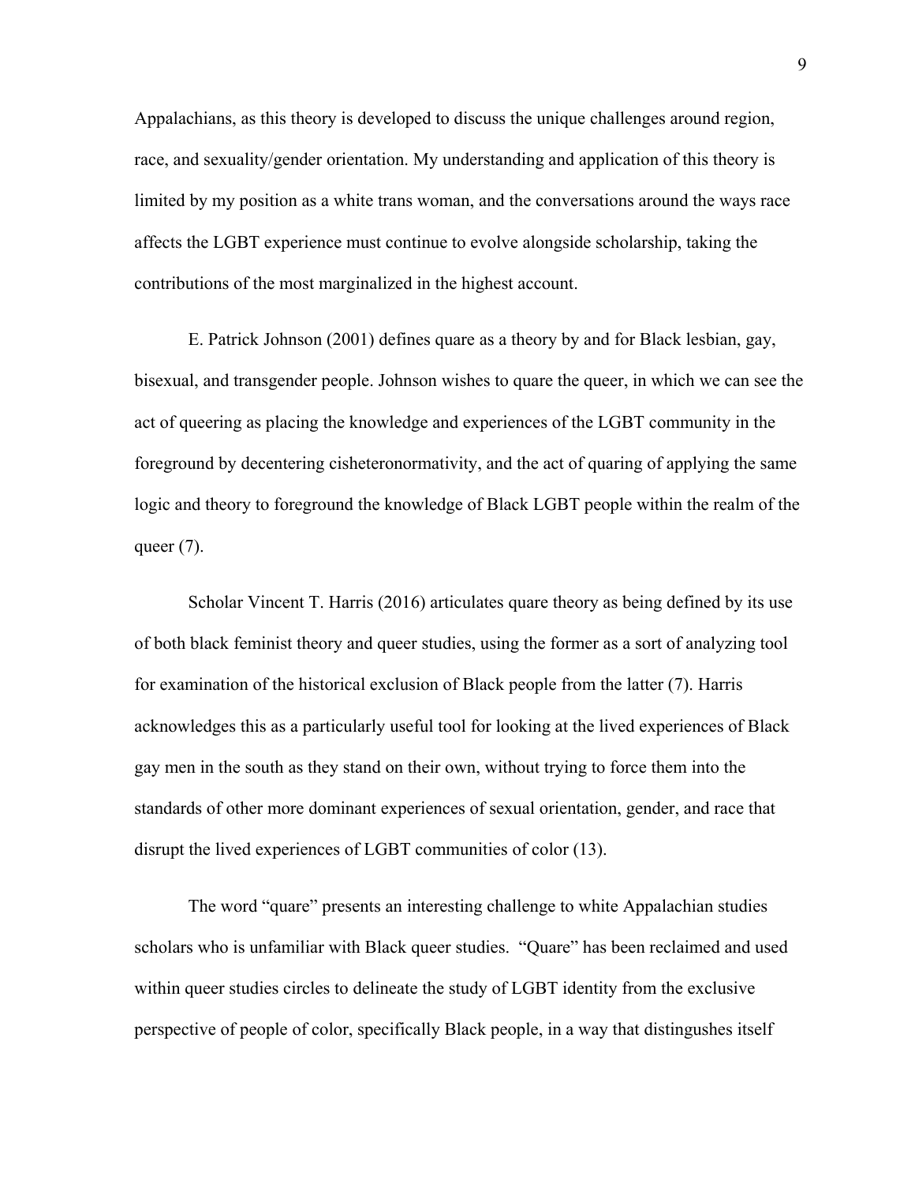Appalachians, as this theory is developed to discuss the unique challenges around region, race, and sexuality/gender orientation. My understanding and application of this theory is limited by my position as a white trans woman, and the conversations around the ways race affects the LGBT experience must continue to evolve alongside scholarship, taking the contributions of the most marginalized in the highest account.

E. Patrick Johnson (2001) defines quare as a theory by and for Black lesbian, gay, bisexual, and transgender people. Johnson wishes to quare the queer, in which we can see the act of queering as placing the knowledge and experiences of the LGBT community in the foreground by decentering cisheteronormativity, and the act of quaring of applying the same logic and theory to foreground the knowledge of Black LGBT people within the realm of the queer (7).

Scholar Vincent T. Harris (2016) articulates quare theory as being defined by its use of both black feminist theory and queer studies, using the former as a sort of analyzing tool for examination of the historical exclusion of Black people from the latter (7). Harris acknowledges this as a particularly useful tool for looking at the lived experiences of Black gay men in the south as they stand on their own, without trying to force them into the standards of other more dominant experiences of sexual orientation, gender, and race that disrupt the lived experiences of LGBT communities of color (13).

The word "quare" presents an interesting challenge to white Appalachian studies scholars who is unfamiliar with Black queer studies. "Quare" has been reclaimed and used within queer studies circles to delineate the study of LGBT identity from the exclusive perspective of people of color, specifically Black people, in a way that distingushes itself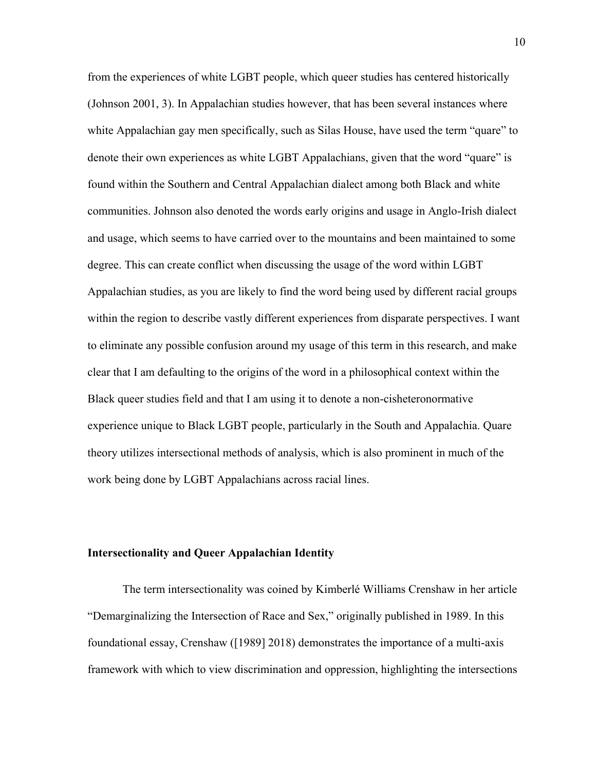from the experiences of white LGBT people, which queer studies has centered historically (Johnson 2001, 3). In Appalachian studies however, that has been several instances where white Appalachian gay men specifically, such as Silas House, have used the term "quare" to denote their own experiences as white LGBT Appalachians, given that the word "quare" is found within the Southern and Central Appalachian dialect among both Black and white communities. Johnson also denoted the words early origins and usage in Anglo-Irish dialect and usage, which seems to have carried over to the mountains and been maintained to some degree. This can create conflict when discussing the usage of the word within LGBT Appalachian studies, as you are likely to find the word being used by different racial groups within the region to describe vastly different experiences from disparate perspectives. I want to eliminate any possible confusion around my usage of this term in this research, and make clear that I am defaulting to the origins of the word in a philosophical context within the Black queer studies field and that I am using it to denote a non-cisheteronormative experience unique to Black LGBT people, particularly in the South and Appalachia. Quare theory utilizes intersectional methods of analysis, which is also prominent in much of the work being done by LGBT Appalachians across racial lines.

**Intersectionality and Queer Appalachian Identity**

The term intersectionality was coined by Kimberlé Williams Crenshaw in her article "Demarginalizing the Intersection of Race and Sex," originally published in 1989. In this foundational essay, Crenshaw ([1989] 2018) demonstrates the importance of a multi-axis framework with which to view discrimination and oppression, highlighting the intersections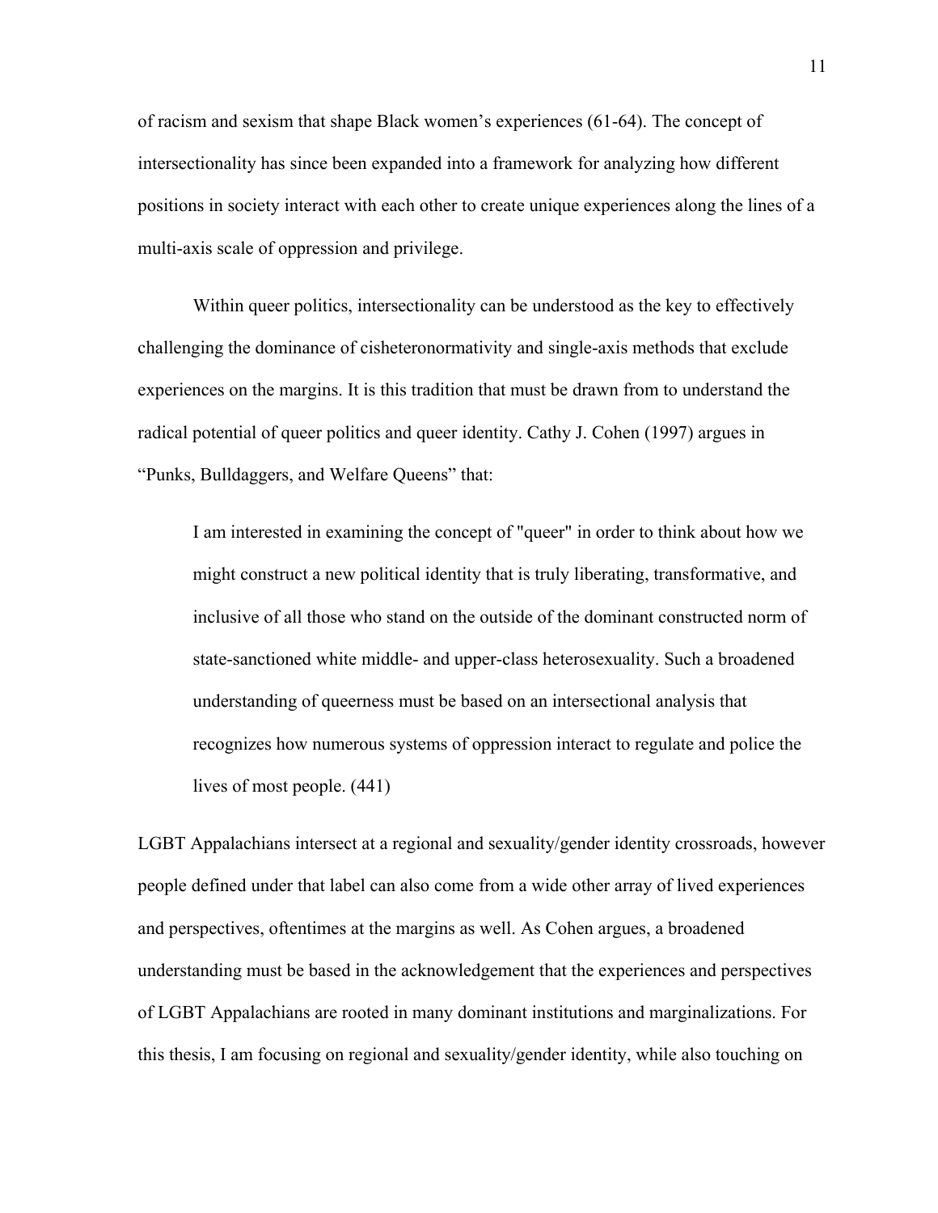of racism and sexism that shape Black women's experiences (61-64). The concept of intersectionality has since been expanded into a framework for analyzing how different positions in society interact with each other to create unique experiences along the lines of a multi-axis scale of oppression and privilege.

Within queer politics, intersectionality can be understood as the key to effectively challenging the dominance of cisheteronormativity and single-axis methods that exclude experiences on the margins. It is this tradition that must be drawn from to understand the radical potential of queer politics and queer identity. Cathy J. Cohen (1997) argues in "Punks, Bulldaggers, and Welfare Queens" that:

> I am interested in examining the concept of "queer" in order to think about how we might construct a new political identity that is truly liberating, transformative, and inclusive of all those who stand on the outside of the dominant constructed norm of state-sanctioned white middle- and upper-class heterosexuality. Such a broadened understanding of queerness must be based on an intersectional analysis that recognizes how numerous systems of oppression interact to regulate and police the lives of most people. (441)

LGBT Appalachians intersect at a regional and sexuality/gender identity crossroads, however people defined under that label can also come from a wide other array of lived experiences and perspectives, oftentimes at the margins as well. As Cohen argues, a broadened understanding must be based in the acknowledgement that the experiences and perspectives of LGBT Appalachians are rooted in many dominant institutions and marginalizations. For this thesis, I am focusing on regional and sexuality/gender identity, while also touching on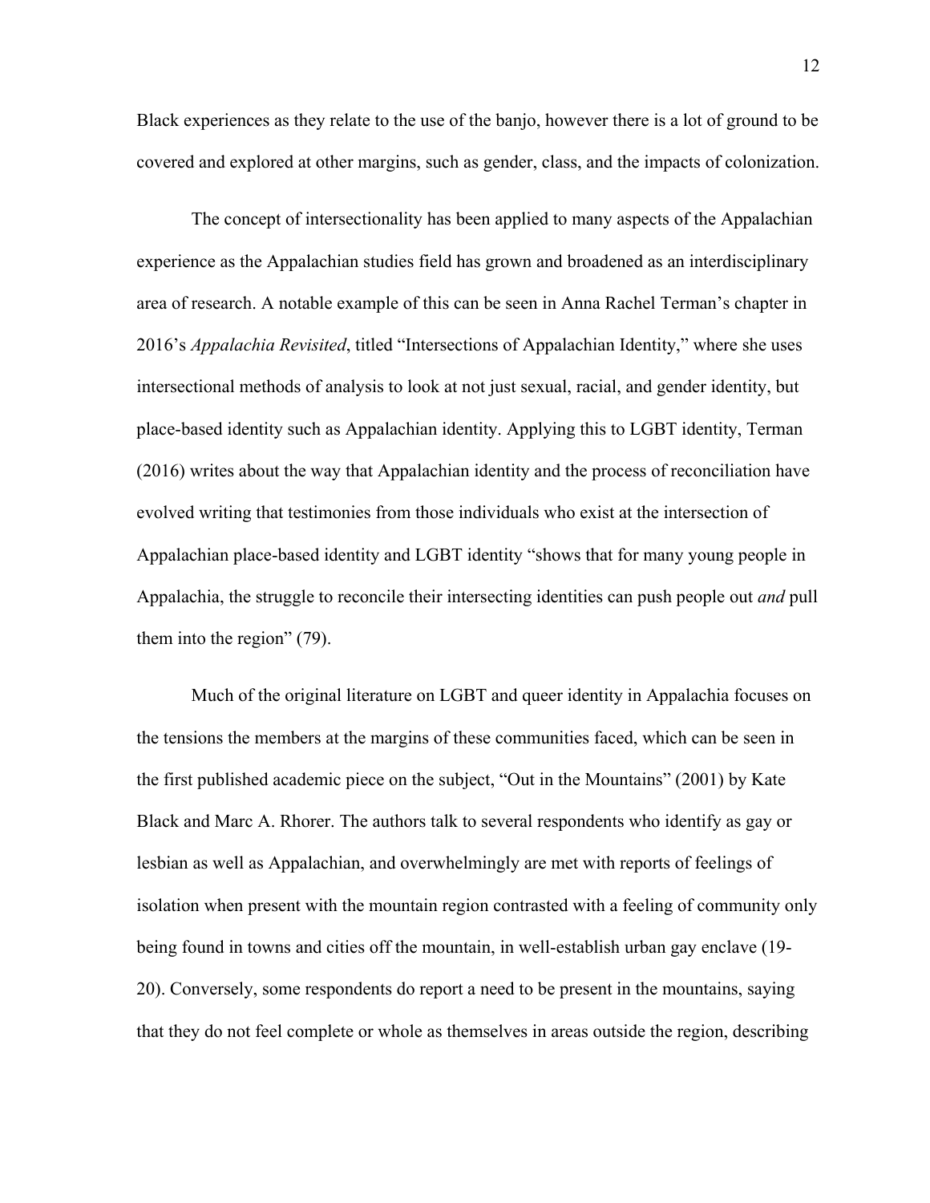Black experiences as they relate to the use of the banjo, however there is a lot of ground to be covered and explored at other margins, such as gender, class, and the impacts of colonization.

The concept of intersectionality has been applied to many aspects of the Appalachian experience as the Appalachian studies field has grown and broadened as an interdisciplinary area of research. A notable example of this can be seen in Anna Rachel Terman's chapter in 2016's *Appalachia Revisited*, titled "Intersections of Appalachian Identity," where she uses intersectional methods of analysis to look at not just sexual, racial, and gender identity, but place-based identity such as Appalachian identity. Applying this to LGBT identity, Terman (2016) writes about the way that Appalachian identity and the process of reconciliation have evolved writing that testimonies from those individuals who exist at the intersection of Appalachian place-based identity and LGBT identity "shows that for many young people in Appalachia, the struggle to reconcile their intersecting identities can push people out *and* pull them into the region" (79).

Much of the original literature on LGBT and queer identity in Appalachia focuses on the tensions the members at the margins of these communities faced, which can be seen in the first published academic piece on the subject, "Out in the Mountains" (2001) by Kate Black and Marc A. Rhorer. The authors talk to several respondents who identify as gay or lesbian as well as Appalachian, and overwhelmingly are met with reports of feelings of isolation when present with the mountain region contrasted with a feeling of community only being found in towns and cities off the mountain, in well-establish urban gay enclave (19-20). Conversely, some respondents do report a need to be present in the mountains, saying that they do not feel complete or whole as themselves in areas outside the region, describing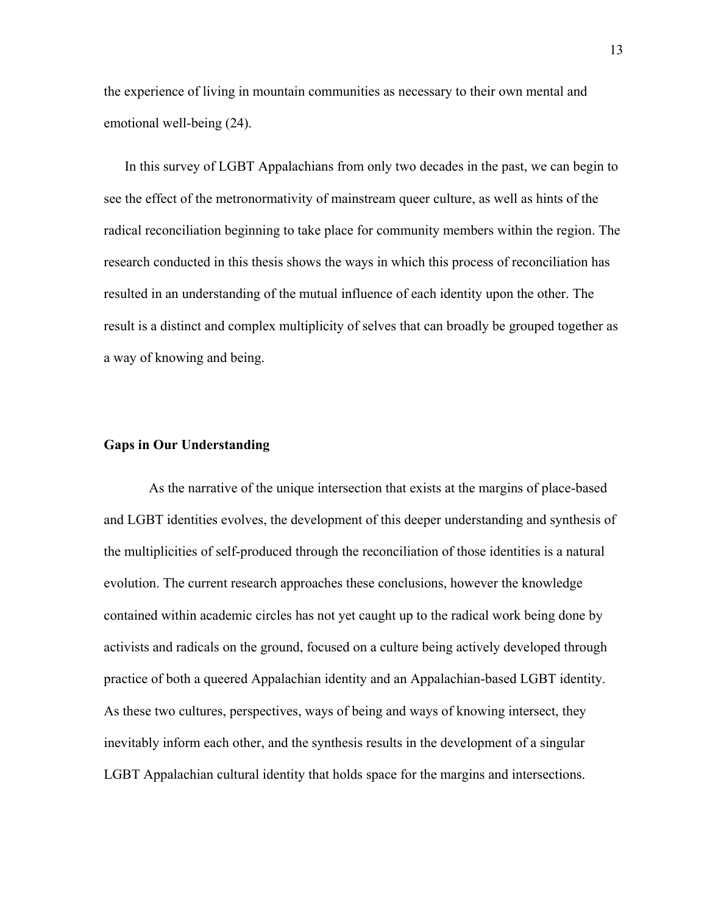the experience of living in mountain communities as necessary to their own mental and emotional well-being (24).

In this survey of LGBT Appalachians from only two decades in the past, we can begin to see the effect of the metronormativity of mainstream queer culture, as well as hints of the radical reconciliation beginning to take place for community members within the region. The research conducted in this thesis shows the ways in which this process of reconciliation has resulted in an understanding of the mutual influence of each identity upon the other. The result is a distinct and complex multiplicity of selves that can broadly be grouped together as a way of knowing and being.

**Gaps in Our Understanding**

As the narrative of the unique intersection that exists at the margins of place-based and LGBT identities evolves, the development of this deeper understanding and synthesis of the multiplicities of self-produced through the reconciliation of those identities is a natural evolution. The current research approaches these conclusions, however the knowledge contained within academic circles has not yet caught up to the radical work being done by activists and radicals on the ground, focused on a culture being actively developed through practice of both a queered Appalachian identity and an Appalachian-based LGBT identity. As these two cultures, perspectives, ways of being and ways of knowing intersect, they inevitably inform each other, and the synthesis results in the development of a singular LGBT Appalachian cultural identity that holds space for the margins and intersections.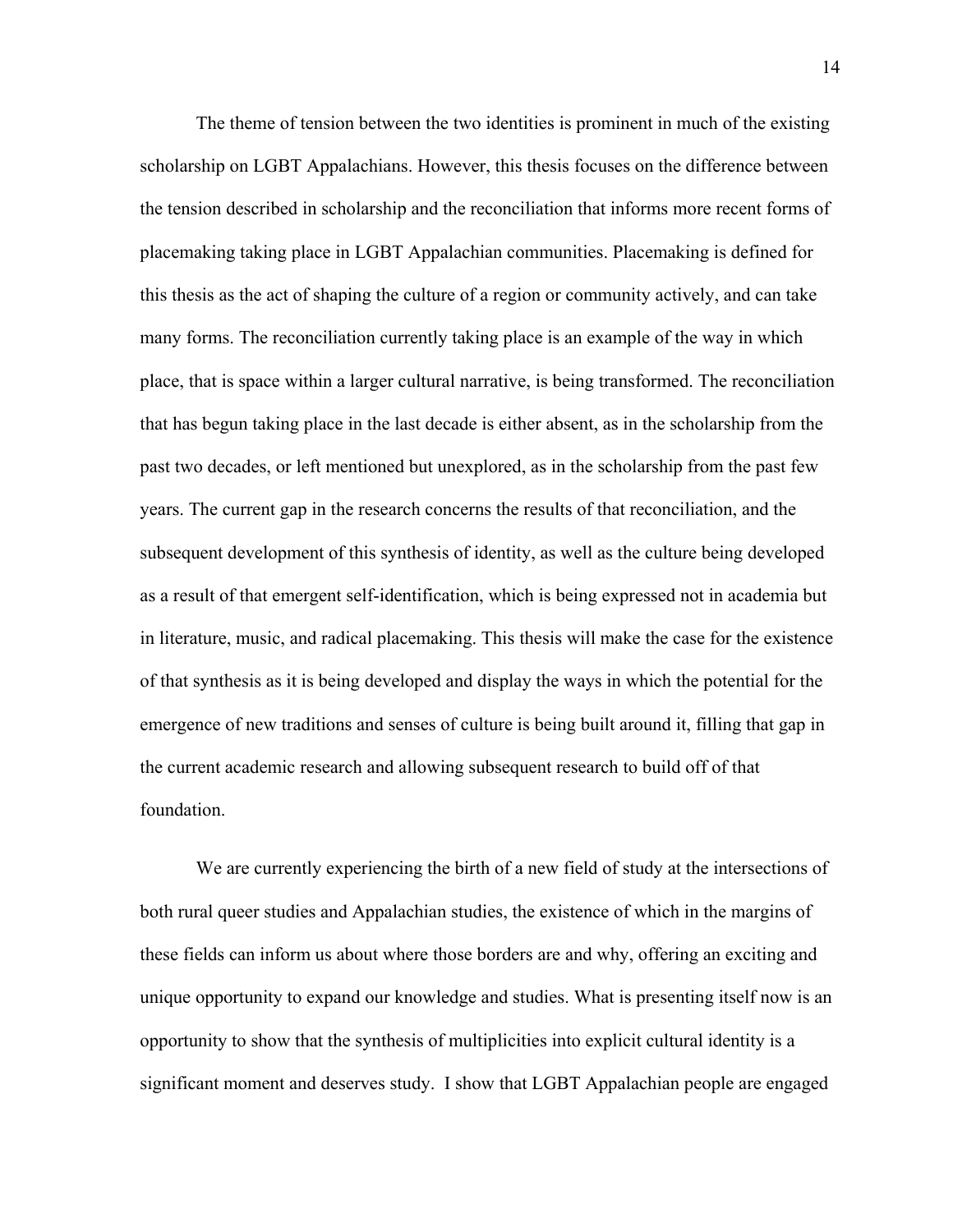The theme of tension between the two identities is prominent in much of the existing scholarship on LGBT Appalachians. However, this thesis focuses on the difference between the tension described in scholarship and the reconciliation that informs more recent forms of placemaking taking place in LGBT Appalachian communities. Placemaking is defined for this thesis as the act of shaping the culture of a region or community actively, and can take many forms. The reconciliation currently taking place is an example of the way in which place, that is space within a larger cultural narrative, is being transformed. The reconciliation that has begun taking place in the last decade is either absent, as in the scholarship from the past two decades, or left mentioned but unexplored, as in the scholarship from the past few years. The current gap in the research concerns the results of that reconciliation, and the subsequent development of this synthesis of identity, as well as the culture being developed as a result of that emergent self-identification, which is being expressed not in academia but in literature, music, and radical placemaking. This thesis will make the case for the existence of that synthesis as it is being developed and display the ways in which the potential for the emergence of new traditions and senses of culture is being built around it, filling that gap in the current academic research and allowing subsequent research to build off of that foundation.

We are currently experiencing the birth of a new field of study at the intersections of both rural queer studies and Appalachian studies, the existence of which in the margins of these fields can inform us about where those borders are and why, offering an exciting and unique opportunity to expand our knowledge and studies. What is presenting itself now is an opportunity to show that the synthesis of multiplicities into explicit cultural identity is a significant moment and deserves study. I show that LGBT Appalachian people are engaged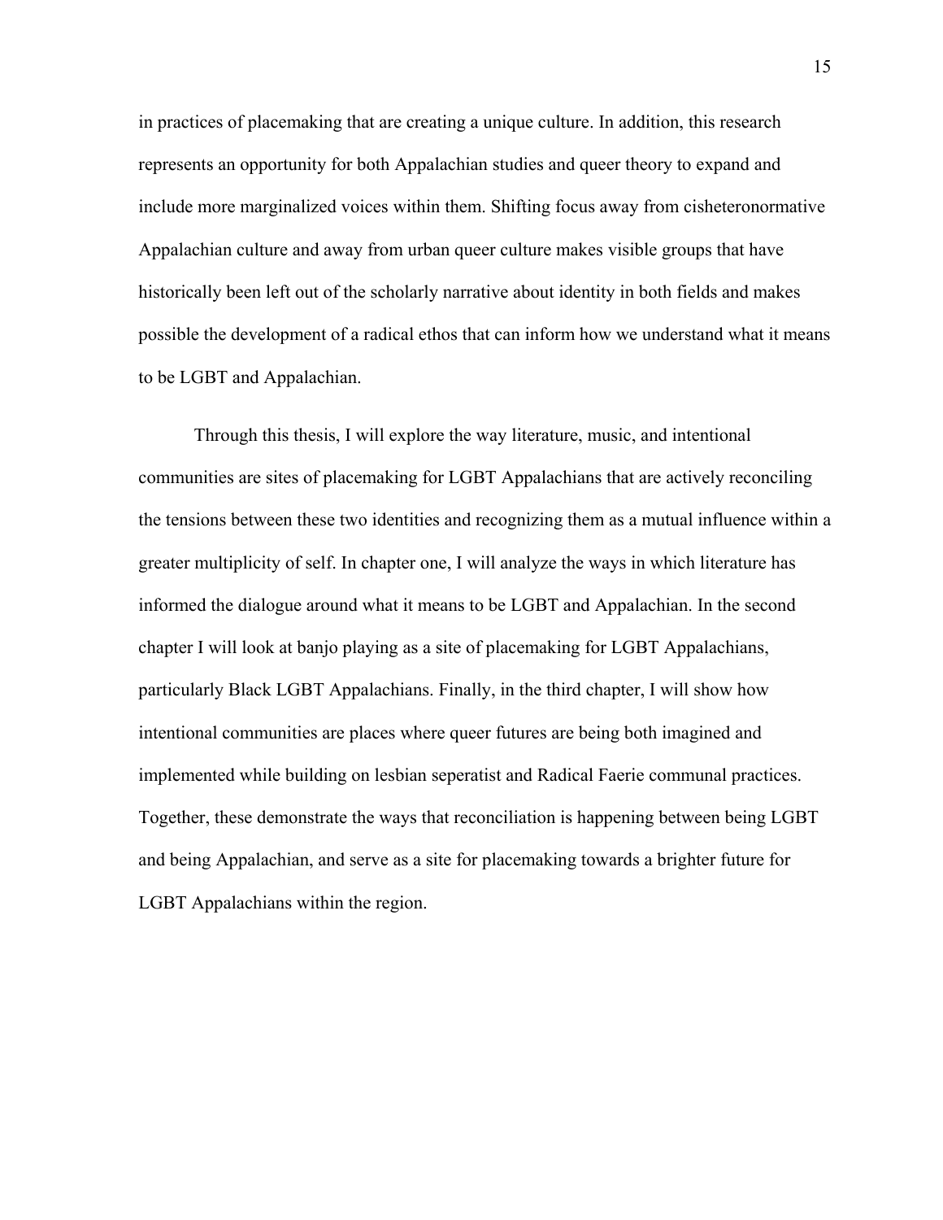in practices of placemaking that are creating a unique culture. In addition, this research represents an opportunity for both Appalachian studies and queer theory to expand and include more marginalized voices within them. Shifting focus away from cisheteronormative Appalachian culture and away from urban queer culture makes visible groups that have historically been left out of the scholarly narrative about identity in both fields and makes possible the development of a radical ethos that can inform how we understand what it means to be LGBT and Appalachian.

Through this thesis, I will explore the way literature, music, and intentional communities are sites of placemaking for LGBT Appalachians that are actively reconciling the tensions between these two identities and recognizing them as a mutual influence within a greater multiplicity of self. In chapter one, I will analyze the ways in which literature has informed the dialogue around what it means to be LGBT and Appalachian. In the second chapter I will look at banjo playing as a site of placemaking for LGBT Appalachians, particularly Black LGBT Appalachians. Finally, in the third chapter, I will show how intentional communities are places where queer futures are being both imagined and implemented while building on lesbian seperatist and Radical Faerie communal practices. Together, these demonstrate the ways that reconciliation is happening between being LGBT and being Appalachian, and serve as a site for placemaking towards a brighter future for LGBT Appalachians within the region.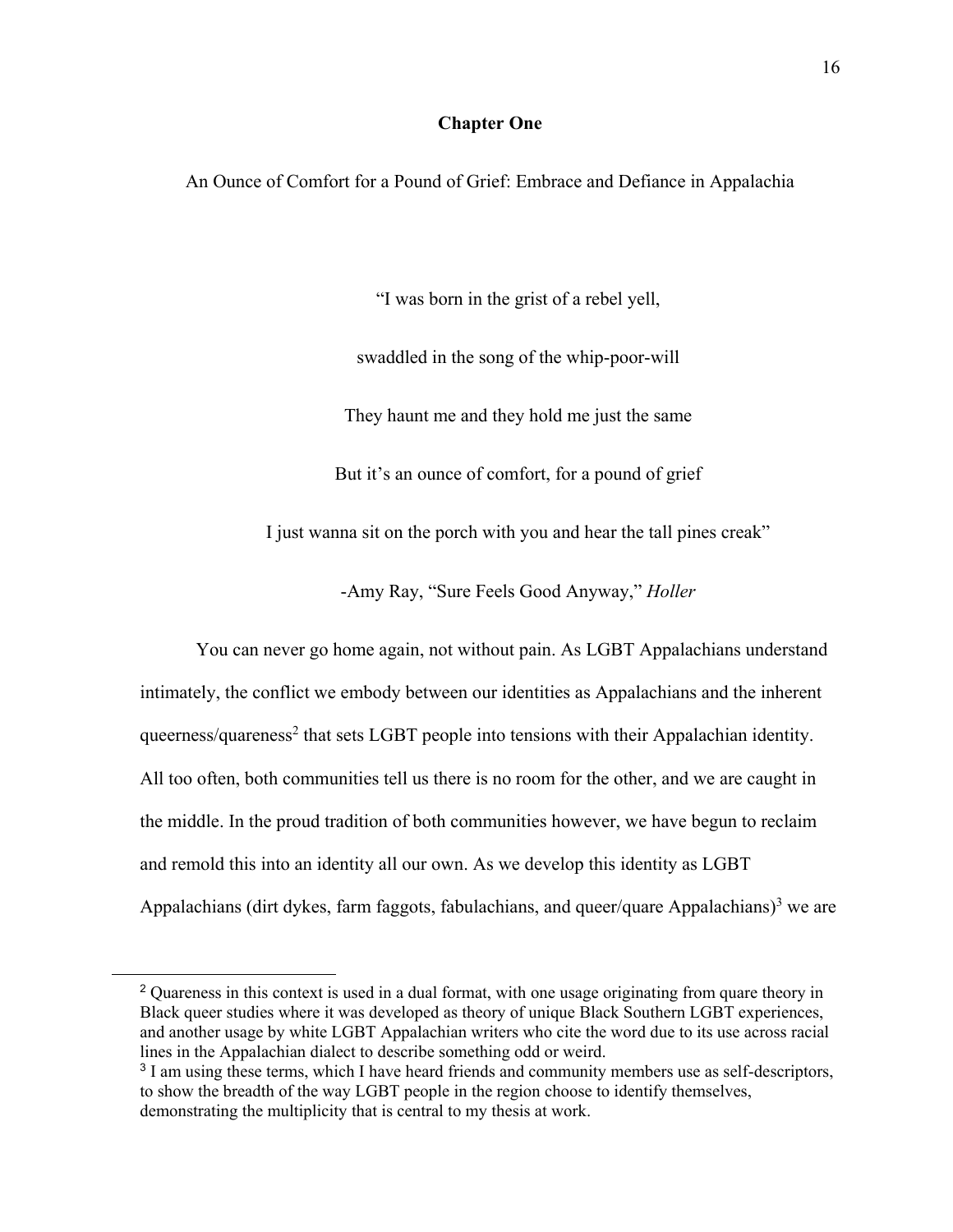# Chapter One

## An Ounce of Comfort for a Pound of Grief: Embrace and Defiance in Appalachia

"I was born in the grist of a rebel yell,

swaddled in the song of the whip-poor-will

They haunt me and they hold me just the same

But it's an ounce of comfort, for a pound of grief

I just wanna sit on the porch with you and hear the tall pines creak"

-Amy Ray, "Sure Feels Good Anyway," *Holler*

You can never go home again, not without pain. As LGBT Appalachians understand intimately, the conflict we embody between our identities as Appalachians and the inherent queerness/quareness[2] that sets LGBT people into tensions with their Appalachian identity. All too often, both communities tell us there is no room for the other, and we are caught in the middle. In the proud tradition of both communities however, we have begun to reclaim and remold this into an identity all our own. As we develop this identity as LGBT Appalachians (dirt dykes, farm faggots, fabulachians, and queer/quare Appalachians)[3] we are

---

[2] Quareness in this context is used in a dual format, with one usage originating from quare theory in Black queer studies where it was developed as theory of unique Black Southern LGBT experiences, and another usage by white LGBT Appalachian writers who cite the word due to its use across racial lines in the Appalachian dialect to describe something odd or weird.

[3] I am using these terms, which I have heard friends and community members use as self-descriptors, to show the breadth of the way LGBT people in the region choose to identify themselves, demonstrating the multiplicity that is central to my thesis at work.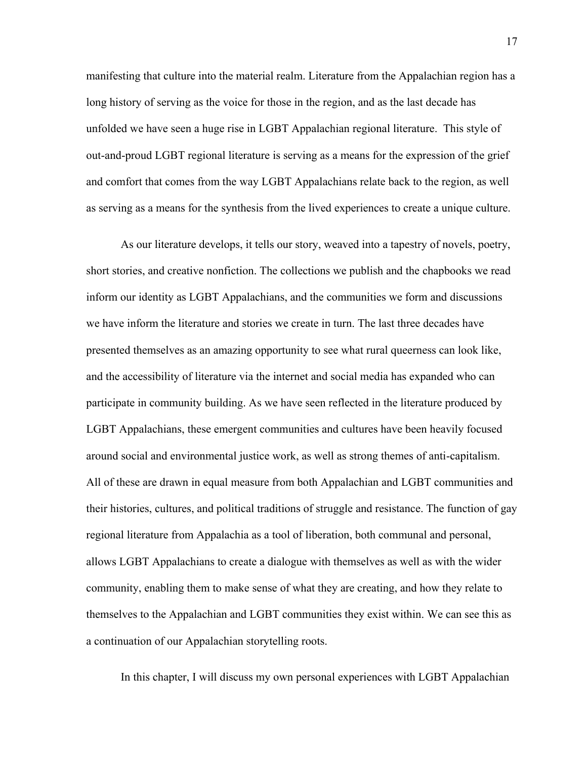manifesting that culture into the material realm. Literature from the Appalachian region has a long history of serving as the voice for those in the region, and as the last decade has unfolded we have seen a huge rise in LGBT Appalachian regional literature. This style of out-and-proud LGBT regional literature is serving as a means for the expression of the grief and comfort that comes from the way LGBT Appalachians relate back to the region, as well as serving as a means for the synthesis from the lived experiences to create a unique culture.

As our literature develops, it tells our story, weaved into a tapestry of novels, poetry, short stories, and creative nonfiction. The collections we publish and the chapbooks we read inform our identity as LGBT Appalachians, and the communities we form and discussions we have inform the literature and stories we create in turn. The last three decades have presented themselves as an amazing opportunity to see what rural queerness can look like, and the accessibility of literature via the internet and social media has expanded who can participate in community building. As we have seen reflected in the literature produced by LGBT Appalachians, these emergent communities and cultures have been heavily focused around social and environmental justice work, as well as strong themes of anti-capitalism. All of these are drawn in equal measure from both Appalachian and LGBT communities and their histories, cultures, and political traditions of struggle and resistance. The function of gay regional literature from Appalachia as a tool of liberation, both communal and personal, allows LGBT Appalachians to create a dialogue with themselves as well as with the wider community, enabling them to make sense of what they are creating, and how they relate to themselves to the Appalachian and LGBT communities they exist within. We can see this as a continuation of our Appalachian storytelling roots.

In this chapter, I will discuss my own personal experiences with LGBT Appalachian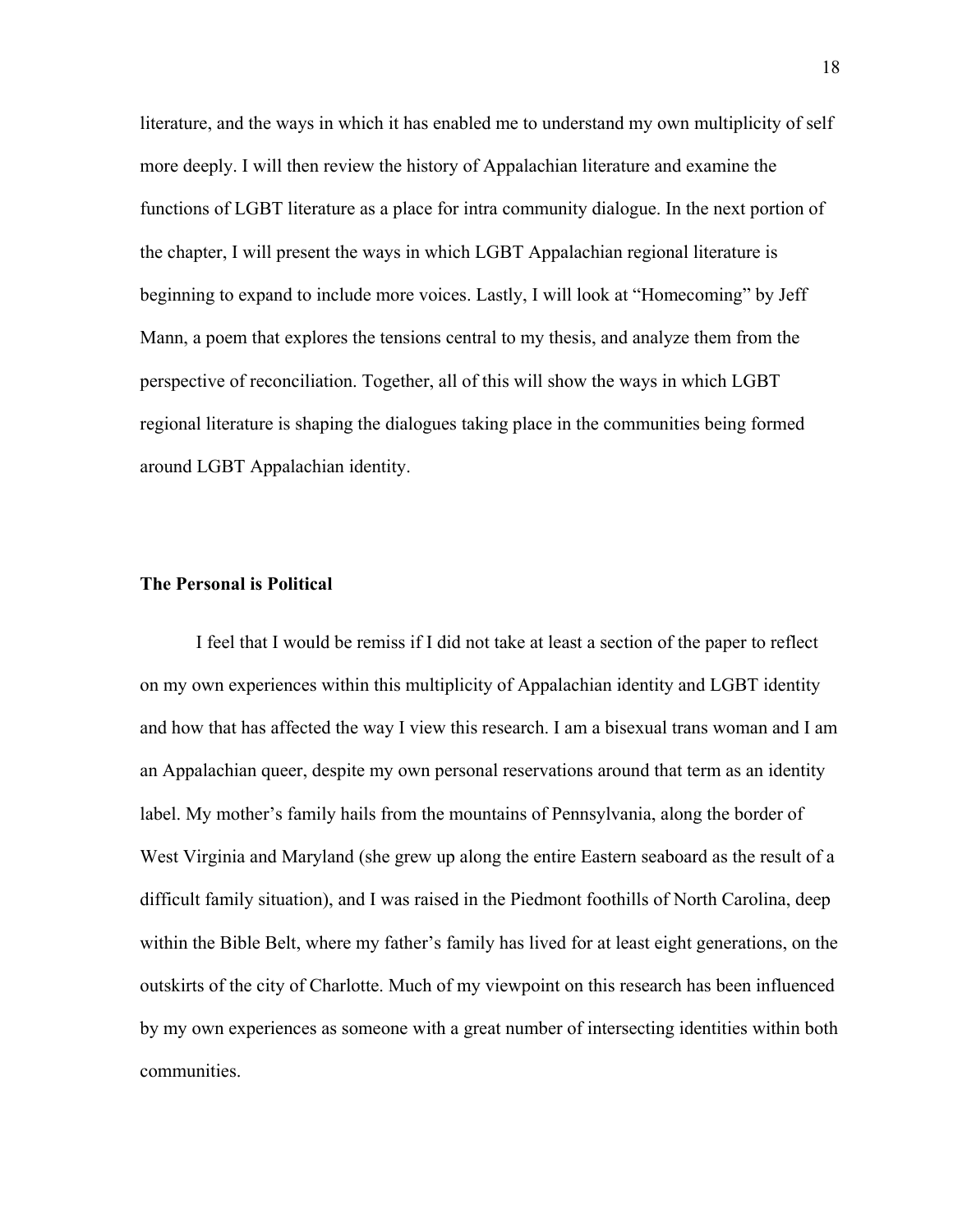literature, and the ways in which it has enabled me to understand my own multiplicity of self more deeply. I will then review the history of Appalachian literature and examine the functions of LGBT literature as a place for intra community dialogue. In the next portion of the chapter, I will present the ways in which LGBT Appalachian regional literature is beginning to expand to include more voices. Lastly, I will look at "Homecoming" by Jeff Mann, a poem that explores the tensions central to my thesis, and analyze them from the perspective of reconciliation. Together, all of this will show the ways in which LGBT regional literature is shaping the dialogues taking place in the communities being formed around LGBT Appalachian identity.

**The Personal is Political**

I feel that I would be remiss if I did not take at least a section of the paper to reflect on my own experiences within this multiplicity of Appalachian identity and LGBT identity and how that has affected the way I view this research. I am a bisexual trans woman and I am an Appalachian queer, despite my own personal reservations around that term as an identity label. My mother's family hails from the mountains of Pennsylvania, along the border of West Virginia and Maryland (she grew up along the entire Eastern seaboard as the result of a difficult family situation), and I was raised in the Piedmont foothills of North Carolina, deep within the Bible Belt, where my father's family has lived for at least eight generations, on the outskirts of the city of Charlotte. Much of my viewpoint on this research has been influenced by my own experiences as someone with a great number of intersecting identities within both communities.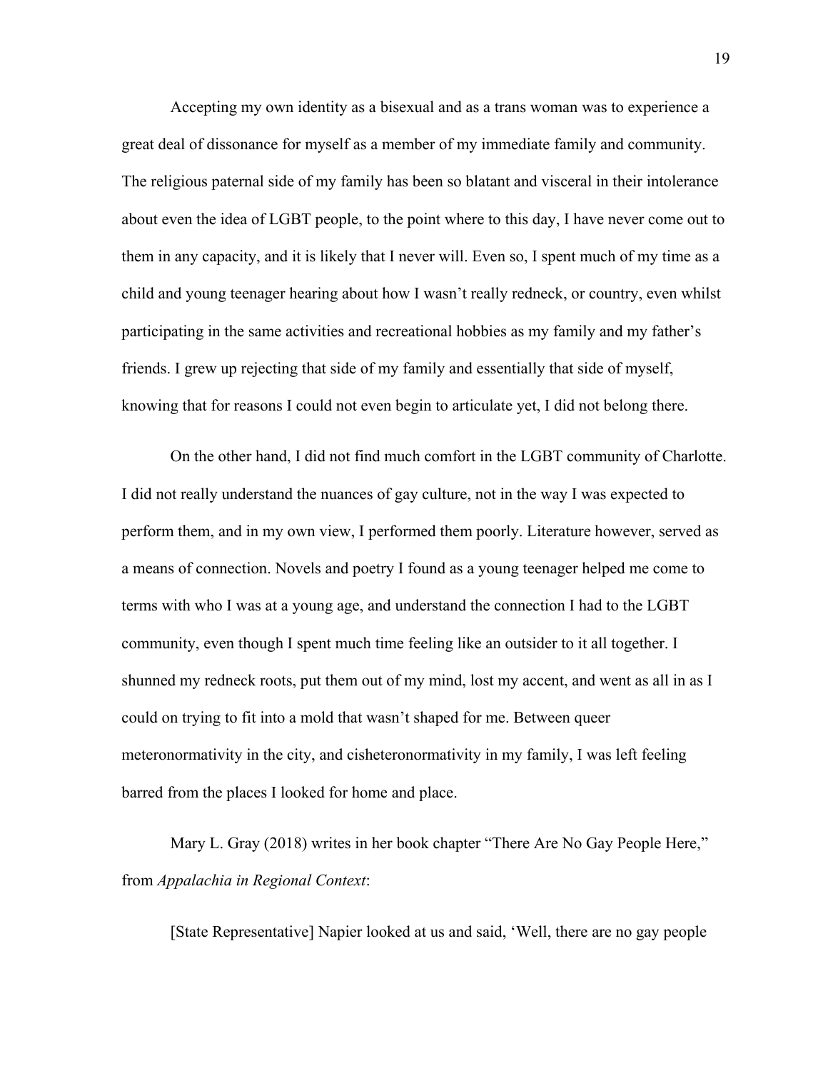Accepting my own identity as a bisexual and as a trans woman was to experience a great deal of dissonance for myself as a member of my immediate family and community. The religious paternal side of my family has been so blatant and visceral in their intolerance about even the idea of LGBT people, to the point where to this day, I have never come out to them in any capacity, and it is likely that I never will. Even so, I spent much of my time as a child and young teenager hearing about how I wasn't really redneck, or country, even whilst participating in the same activities and recreational hobbies as my family and my father's friends. I grew up rejecting that side of my family and essentially that side of myself, knowing that for reasons I could not even begin to articulate yet, I did not belong there.

On the other hand, I did not find much comfort in the LGBT community of Charlotte. I did not really understand the nuances of gay culture, not in the way I was expected to perform them, and in my own view, I performed them poorly. Literature however, served as a means of connection. Novels and poetry I found as a young teenager helped me come to terms with who I was at a young age, and understand the connection I had to the LGBT community, even though I spent much time feeling like an outsider to it all together. I shunned my redneck roots, put them out of my mind, lost my accent, and went as all in as I could on trying to fit into a mold that wasn't shaped for me. Between queer meteronormativity in the city, and cisheteronormativity in my family, I was left feeling barred from the places I looked for home and place.

Mary L. Gray (2018) writes in her book chapter "There Are No Gay People Here," from *Appalachia in Regional Context*:

> [State Representative] Napier looked at us and said, 'Well, there are no gay people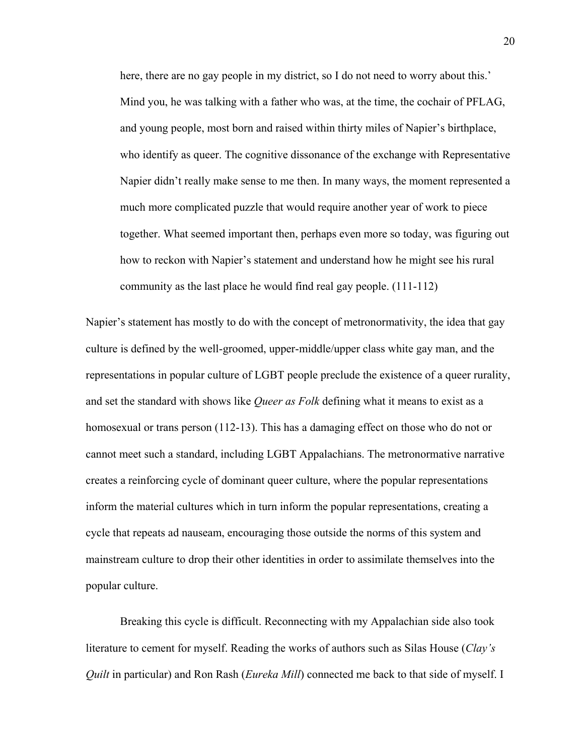> here, there are no gay people in my district, so I do not need to worry about this.' Mind you, he was talking with a father who was, at the time, the cochair of PFLAG, and young people, most born and raised within thirty miles of Napier's birthplace, who identify as queer. The cognitive dissonance of the exchange with Representative Napier didn't really make sense to me then. In many ways, the moment represented a much more complicated puzzle that would require another year of work to piece together. What seemed important then, perhaps even more so today, was figuring out how to reckon with Napier's statement and understand how he might see his rural community as the last place he would find real gay people. (111-112)

Napier's statement has mostly to do with the concept of metronormativity, the idea that gay culture is defined by the well-groomed, upper-middle/upper class white gay man, and the representations in popular culture of LGBT people preclude the existence of a queer rurality, and set the standard with shows like *Queer as Folk* defining what it means to exist as a homosexual or trans person (112-13). This has a damaging effect on those who do not or cannot meet such a standard, including LGBT Appalachians. The metronormative narrative creates a reinforcing cycle of dominant queer culture, where the popular representations inform the material cultures which in turn inform the popular representations, creating a cycle that repeats ad nauseam, encouraging those outside the norms of this system and mainstream culture to drop their other identities in order to assimilate themselves into the popular culture.

Breaking this cycle is difficult. Reconnecting with my Appalachian side also took literature to cement for myself. Reading the works of authors such as Silas House (*Clay's Quilt* in particular) and Ron Rash (*Eureka Mill*) connected me back to that side of myself. I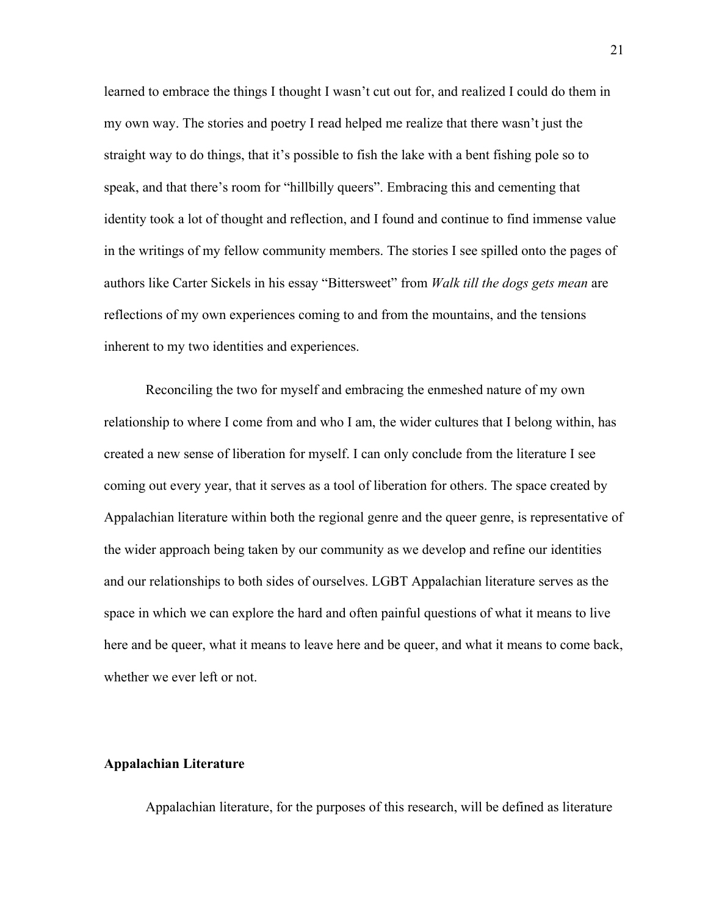learned to embrace the things I thought I wasn't cut out for, and realized I could do them in my own way. The stories and poetry I read helped me realize that there wasn't just the straight way to do things, that it's possible to fish the lake with a bent fishing pole so to speak, and that there's room for "hillbilly queers". Embracing this and cementing that identity took a lot of thought and reflection, and I found and continue to find immense value in the writings of my fellow community members. The stories I see spilled onto the pages of authors like Carter Sickels in his essay "Bittersweet" from *Walk till the dogs gets mean* are reflections of my own experiences coming to and from the mountains, and the tensions inherent to my two identities and experiences.

Reconciling the two for myself and embracing the enmeshed nature of my own relationship to where I come from and who I am, the wider cultures that I belong within, has created a new sense of liberation for myself. I can only conclude from the literature I see coming out every year, that it serves as a tool of liberation for others. The space created by Appalachian literature within both the regional genre and the queer genre, is representative of the wider approach being taken by our community as we develop and refine our identities and our relationships to both sides of ourselves. LGBT Appalachian literature serves as the space in which we can explore the hard and often painful questions of what it means to live here and be queer, what it means to leave here and be queer, and what it means to come back, whether we ever left or not.

## Appalachian Literature

Appalachian literature, for the purposes of this research, will be defined as literature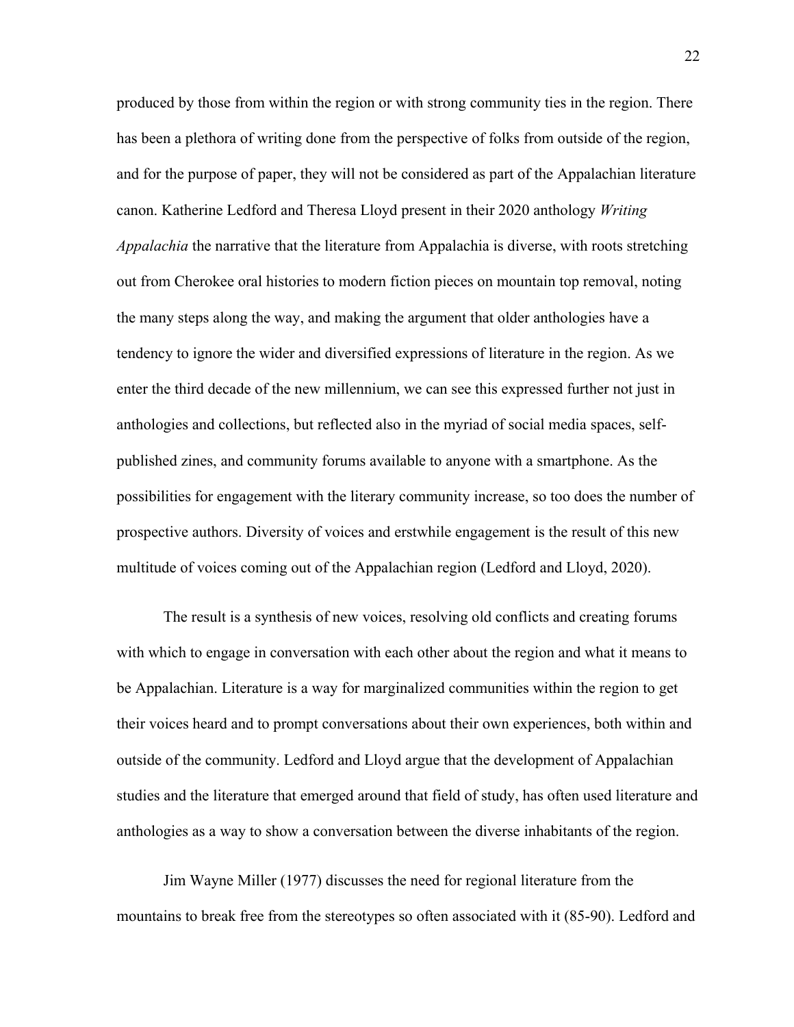produced by those from within the region or with strong community ties in the region. There has been a plethora of writing done from the perspective of folks from outside of the region, and for the purpose of paper, they will not be considered as part of the Appalachian literature canon. Katherine Ledford and Theresa Lloyd present in their 2020 anthology *Writing Appalachia* the narrative that the literature from Appalachia is diverse, with roots stretching out from Cherokee oral histories to modern fiction pieces on mountain top removal, noting the many steps along the way, and making the argument that older anthologies have a tendency to ignore the wider and diversified expressions of literature in the region. As we enter the third decade of the new millennium, we can see this expressed further not just in anthologies and collections, but reflected also in the myriad of social media spaces, self-published zines, and community forums available to anyone with a smartphone. As the possibilities for engagement with the literary community increase, so too does the number of prospective authors. Diversity of voices and erstwhile engagement is the result of this new multitude of voices coming out of the Appalachian region (Ledford and Lloyd, 2020).

The result is a synthesis of new voices, resolving old conflicts and creating forums with which to engage in conversation with each other about the region and what it means to be Appalachian. Literature is a way for marginalized communities within the region to get their voices heard and to prompt conversations about their own experiences, both within and outside of the community. Ledford and Lloyd argue that the development of Appalachian studies and the literature that emerged around that field of study, has often used literature and anthologies as a way to show a conversation between the diverse inhabitants of the region.

Jim Wayne Miller (1977) discusses the need for regional literature from the mountains to break free from the stereotypes so often associated with it (85-90). Ledford and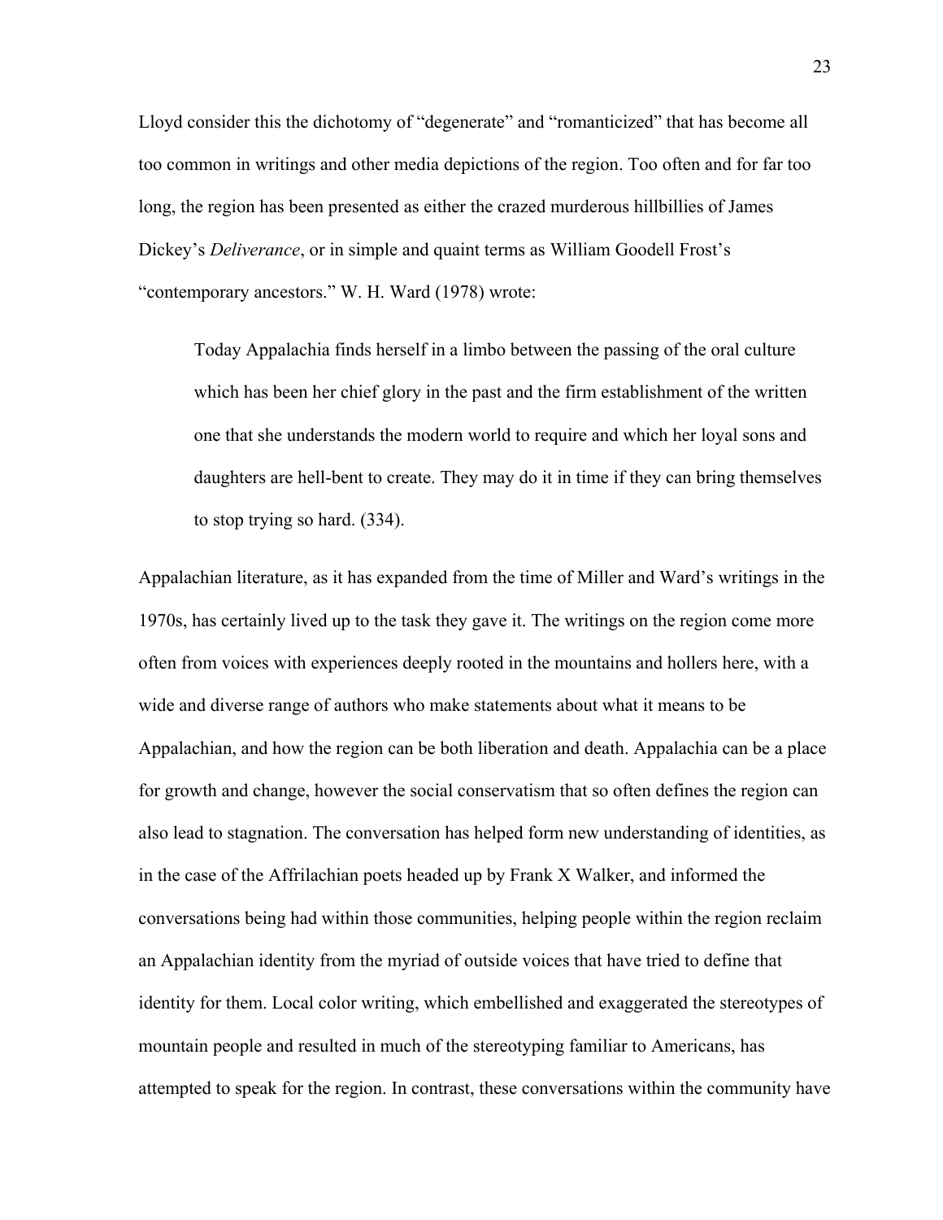Lloyd consider this the dichotomy of "degenerate" and "romanticized" that has become all too common in writings and other media depictions of the region. Too often and for far too long, the region has been presented as either the crazed murderous hillbillies of James Dickey's *Deliverance*, or in simple and quaint terms as William Goodell Frost's "contemporary ancestors." W. H. Ward (1978) wrote:

> Today Appalachia finds herself in a limbo between the passing of the oral culture which has been her chief glory in the past and the firm establishment of the written one that she understands the modern world to require and which her loyal sons and daughters are hell-bent to create. They may do it in time if they can bring themselves to stop trying so hard. (334).

Appalachian literature, as it has expanded from the time of Miller and Ward's writings in the 1970s, has certainly lived up to the task they gave it. The writings on the region come more often from voices with experiences deeply rooted in the mountains and hollers here, with a wide and diverse range of authors who make statements about what it means to be Appalachian, and how the region can be both liberation and death. Appalachia can be a place for growth and change, however the social conservatism that so often defines the region can also lead to stagnation. The conversation has helped form new understanding of identities, as in the case of the Affrilachian poets headed up by Frank X Walker, and informed the conversations being had within those communities, helping people within the region reclaim an Appalachian identity from the myriad of outside voices that have tried to define that identity for them. Local color writing, which embellished and exaggerated the stereotypes of mountain people and resulted in much of the stereotyping familiar to Americans, has attempted to speak for the region. In contrast, these conversations within the community have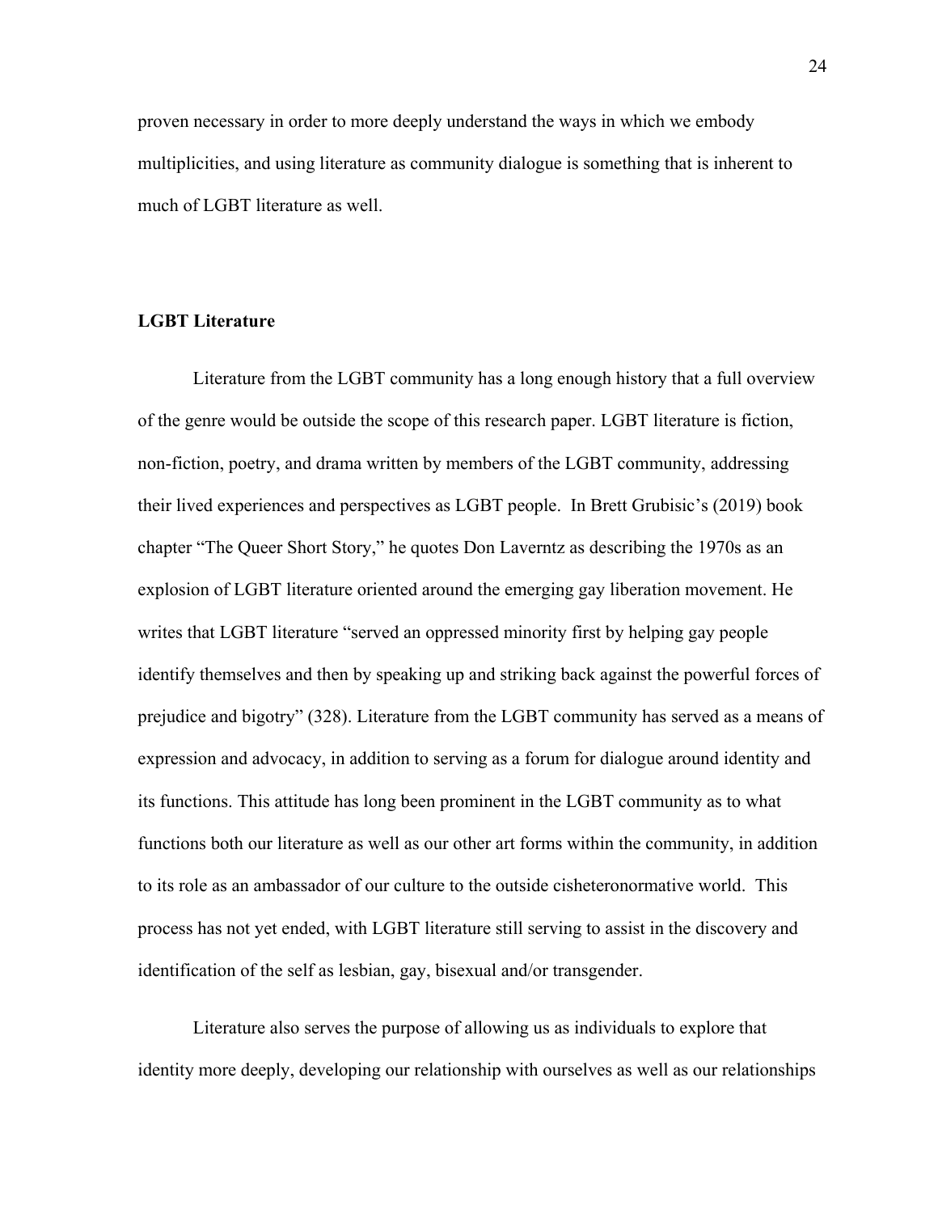proven necessary in order to more deeply understand the ways in which we embody multiplicities, and using literature as community dialogue is something that is inherent to much of LGBT literature as well.

## LGBT Literature

Literature from the LGBT community has a long enough history that a full overview of the genre would be outside the scope of this research paper. LGBT literature is fiction, non-fiction, poetry, and drama written by members of the LGBT community, addressing their lived experiences and perspectives as LGBT people. In Brett Grubisic's (2019) book chapter "The Queer Short Story," he quotes Don Laverntz as describing the 1970s as an explosion of LGBT literature oriented around the emerging gay liberation movement. He writes that LGBT literature "served an oppressed minority first by helping gay people identify themselves and then by speaking up and striking back against the powerful forces of prejudice and bigotry" (328). Literature from the LGBT community has served as a means of expression and advocacy, in addition to serving as a forum for dialogue around identity and its functions. This attitude has long been prominent in the LGBT community as to what functions both our literature as well as our other art forms within the community, in addition to its role as an ambassador of our culture to the outside cisheteronormative world. This process has not yet ended, with LGBT literature still serving to assist in the discovery and identification of the self as lesbian, gay, bisexual and/or transgender.

Literature also serves the purpose of allowing us as individuals to explore that identity more deeply, developing our relationship with ourselves as well as our relationships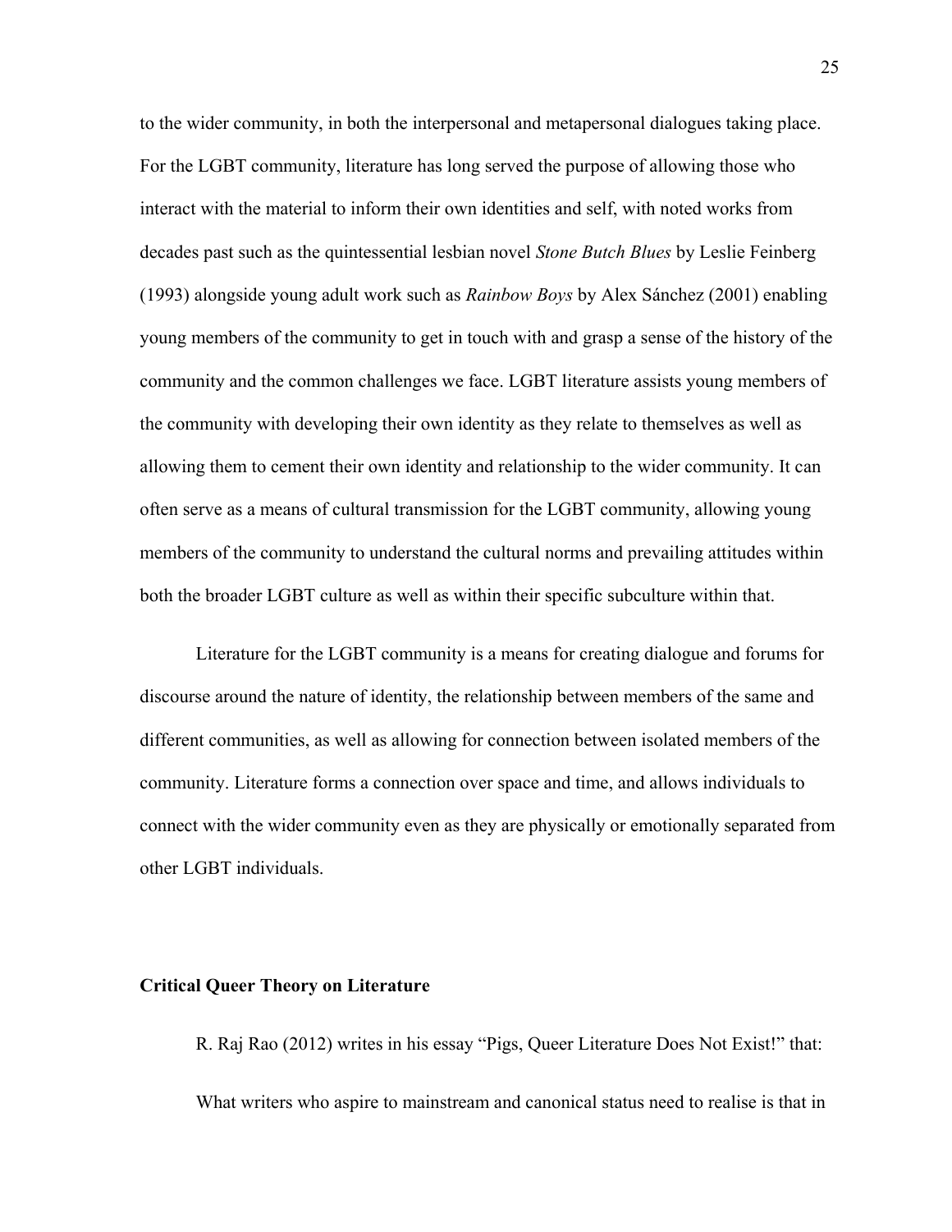to the wider community, in both the interpersonal and metapersonal dialogues taking place. For the LGBT community, literature has long served the purpose of allowing those who interact with the material to inform their own identities and self, with noted works from decades past such as the quintessential lesbian novel *Stone Butch Blues* by Leslie Feinberg (1993) alongside young adult work such as *Rainbow Boys* by Alex Sánchez (2001) enabling young members of the community to get in touch with and grasp a sense of the history of the community and the common challenges we face. LGBT literature assists young members of the community with developing their own identity as they relate to themselves as well as allowing them to cement their own identity and relationship to the wider community. It can often serve as a means of cultural transmission for the LGBT community, allowing young members of the community to understand the cultural norms and prevailing attitudes within both the broader LGBT culture as well as within their specific subculture within that.

Literature for the LGBT community is a means for creating dialogue and forums for discourse around the nature of identity, the relationship between members of the same and different communities, as well as allowing for connection between isolated members of the community. Literature forms a connection over space and time, and allows individuals to connect with the wider community even as they are physically or emotionally separated from other LGBT individuals.

**Critical Queer Theory on Literature**

R. Raj Rao (2012) writes in his essay "Pigs, Queer Literature Does Not Exist!" that:

What writers who aspire to mainstream and canonical status need to realise is that in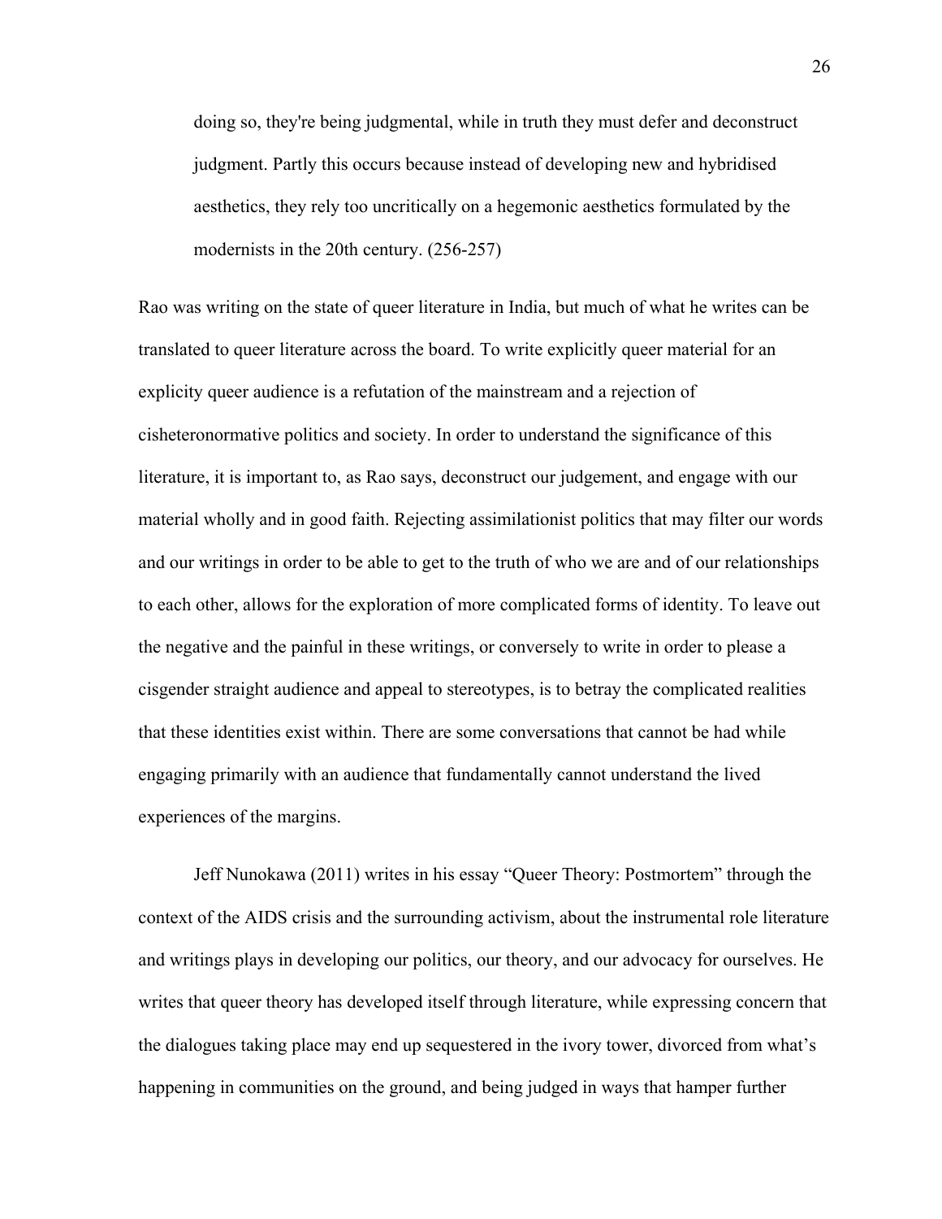> doing so, they're being judgmental, while in truth they must defer and deconstruct judgment. Partly this occurs because instead of developing new and hybridised aesthetics, they rely too uncritically on a hegemonic aesthetics formulated by the modernists in the 20th century. (256-257)

Rao was writing on the state of queer literature in India, but much of what he writes can be translated to queer literature across the board. To write explicitly queer material for an explicity queer audience is a refutation of the mainstream and a rejection of cisheteronormative politics and society. In order to understand the significance of this literature, it is important to, as Rao says, deconstruct our judgement, and engage with our material wholly and in good faith. Rejecting assimilationist politics that may filter our words and our writings in order to be able to get to the truth of who we are and of our relationships to each other, allows for the exploration of more complicated forms of identity. To leave out the negative and the painful in these writings, or conversely to write in order to please a cisgender straight audience and appeal to stereotypes, is to betray the complicated realities that these identities exist within. There are some conversations that cannot be had while engaging primarily with an audience that fundamentally cannot understand the lived experiences of the margins.

Jeff Nunokawa (2011) writes in his essay "Queer Theory: Postmortem" through the context of the AIDS crisis and the surrounding activism, about the instrumental role literature and writings plays in developing our politics, our theory, and our advocacy for ourselves. He writes that queer theory has developed itself through literature, while expressing concern that the dialogues taking place may end up sequestered in the ivory tower, divorced from what's happening in communities on the ground, and being judged in ways that hamper further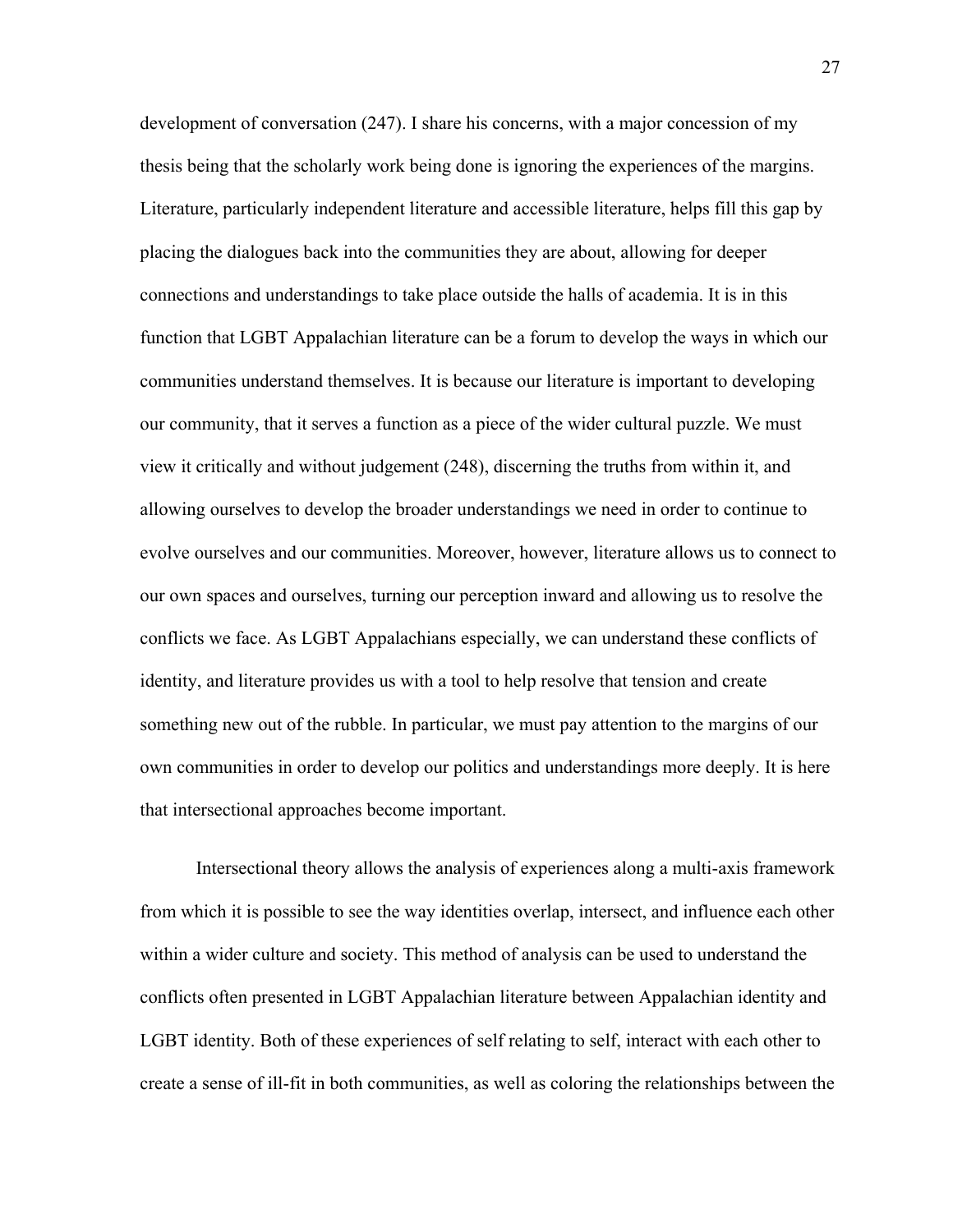development of conversation (247). I share his concerns, with a major concession of my thesis being that the scholarly work being done is ignoring the experiences of the margins. Literature, particularly independent literature and accessible literature, helps fill this gap by placing the dialogues back into the communities they are about, allowing for deeper connections and understandings to take place outside the halls of academia. It is in this function that LGBT Appalachian literature can be a forum to develop the ways in which our communities understand themselves. It is because our literature is important to developing our community, that it serves a function as a piece of the wider cultural puzzle. We must view it critically and without judgement (248), discerning the truths from within it, and allowing ourselves to develop the broader understandings we need in order to continue to evolve ourselves and our communities. Moreover, however, literature allows us to connect to our own spaces and ourselves, turning our perception inward and allowing us to resolve the conflicts we face. As LGBT Appalachians especially, we can understand these conflicts of identity, and literature provides us with a tool to help resolve that tension and create something new out of the rubble. In particular, we must pay attention to the margins of our own communities in order to develop our politics and understandings more deeply. It is here that intersectional approaches become important.

Intersectional theory allows the analysis of experiences along a multi-axis framework from which it is possible to see the way identities overlap, intersect, and influence each other within a wider culture and society. This method of analysis can be used to understand the conflicts often presented in LGBT Appalachian literature between Appalachian identity and LGBT identity. Both of these experiences of self relating to self, interact with each other to create a sense of ill-fit in both communities, as well as coloring the relationships between the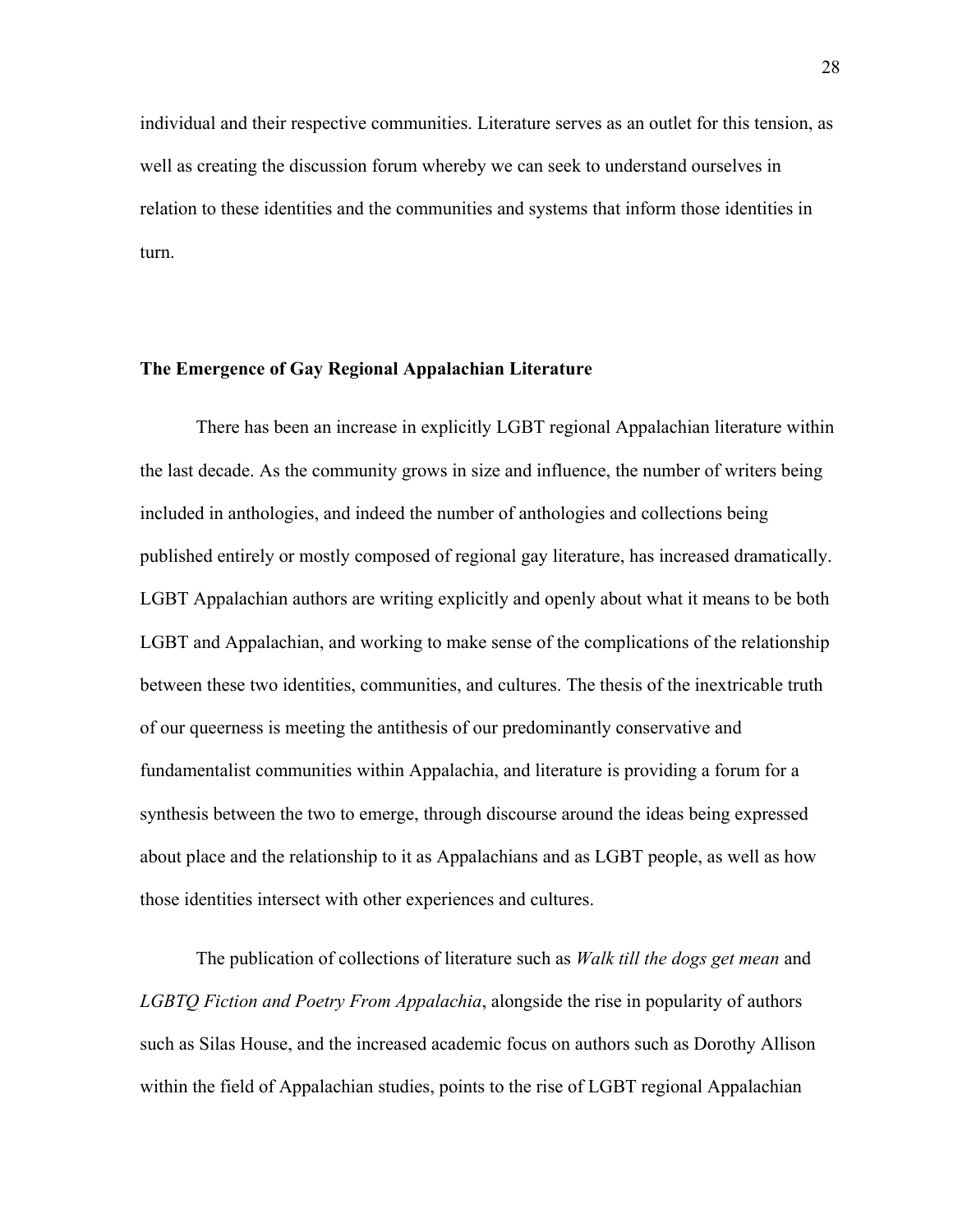individual and their respective communities. Literature serves as an outlet for this tension, as well as creating the discussion forum whereby we can seek to understand ourselves in relation to these identities and the communities and systems that inform those identities in turn.

## The Emergence of Gay Regional Appalachian Literature

There has been an increase in explicitly LGBT regional Appalachian literature within the last decade. As the community grows in size and influence, the number of writers being included in anthologies, and indeed the number of anthologies and collections being published entirely or mostly composed of regional gay literature, has increased dramatically. LGBT Appalachian authors are writing explicitly and openly about what it means to be both LGBT and Appalachian, and working to make sense of the complications of the relationship between these two identities, communities, and cultures. The thesis of the inextricable truth of our queerness is meeting the antithesis of our predominantly conservative and fundamentalist communities within Appalachia, and literature is providing a forum for a synthesis between the two to emerge, through discourse around the ideas being expressed about place and the relationship to it as Appalachians and as LGBT people, as well as how those identities intersect with other experiences and cultures.

The publication of collections of literature such as *Walk till the dogs get mean* and *LGBTQ Fiction and Poetry From Appalachia*, alongside the rise in popularity of authors such as Silas House, and the increased academic focus on authors such as Dorothy Allison within the field of Appalachian studies, points to the rise of LGBT regional Appalachian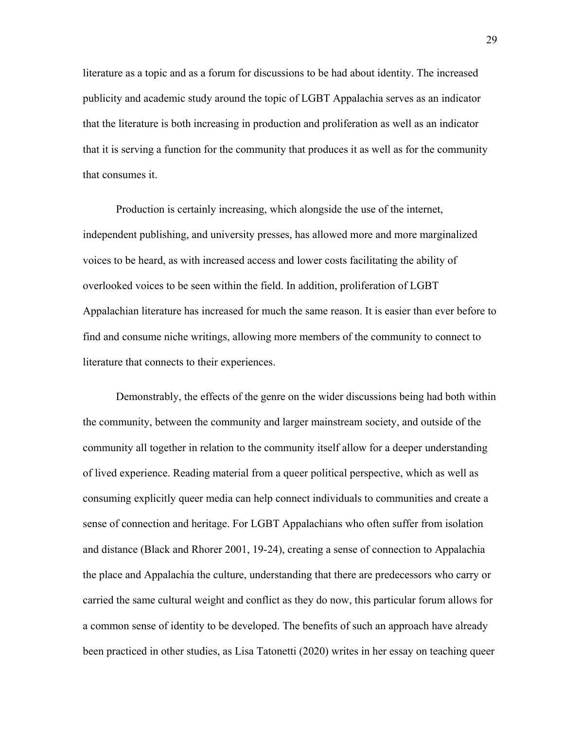literature as a topic and as a forum for discussions to be had about identity. The increased publicity and academic study around the topic of LGBT Appalachia serves as an indicator that the literature is both increasing in production and proliferation as well as an indicator that it is serving a function for the community that produces it as well as for the community that consumes it.

Production is certainly increasing, which alongside the use of the internet, independent publishing, and university presses, has allowed more and more marginalized voices to be heard, as with increased access and lower costs facilitating the ability of overlooked voices to be seen within the field. In addition, proliferation of LGBT Appalachian literature has increased for much the same reason. It is easier than ever before to find and consume niche writings, allowing more members of the community to connect to literature that connects to their experiences.

Demonstrably, the effects of the genre on the wider discussions being had both within the community, between the community and larger mainstream society, and outside of the community all together in relation to the community itself allow for a deeper understanding of lived experience. Reading material from a queer political perspective, which as well as consuming explicitly queer media can help connect individuals to communities and create a sense of connection and heritage. For LGBT Appalachians who often suffer from isolation and distance (Black and Rhorer 2001, 19-24), creating a sense of connection to Appalachia the place and Appalachia the culture, understanding that there are predecessors who carry or carried the same cultural weight and conflict as they do now, this particular forum allows for a common sense of identity to be developed. The benefits of such an approach have already been practiced in other studies, as Lisa Tatonetti (2020) writes in her essay on teaching queer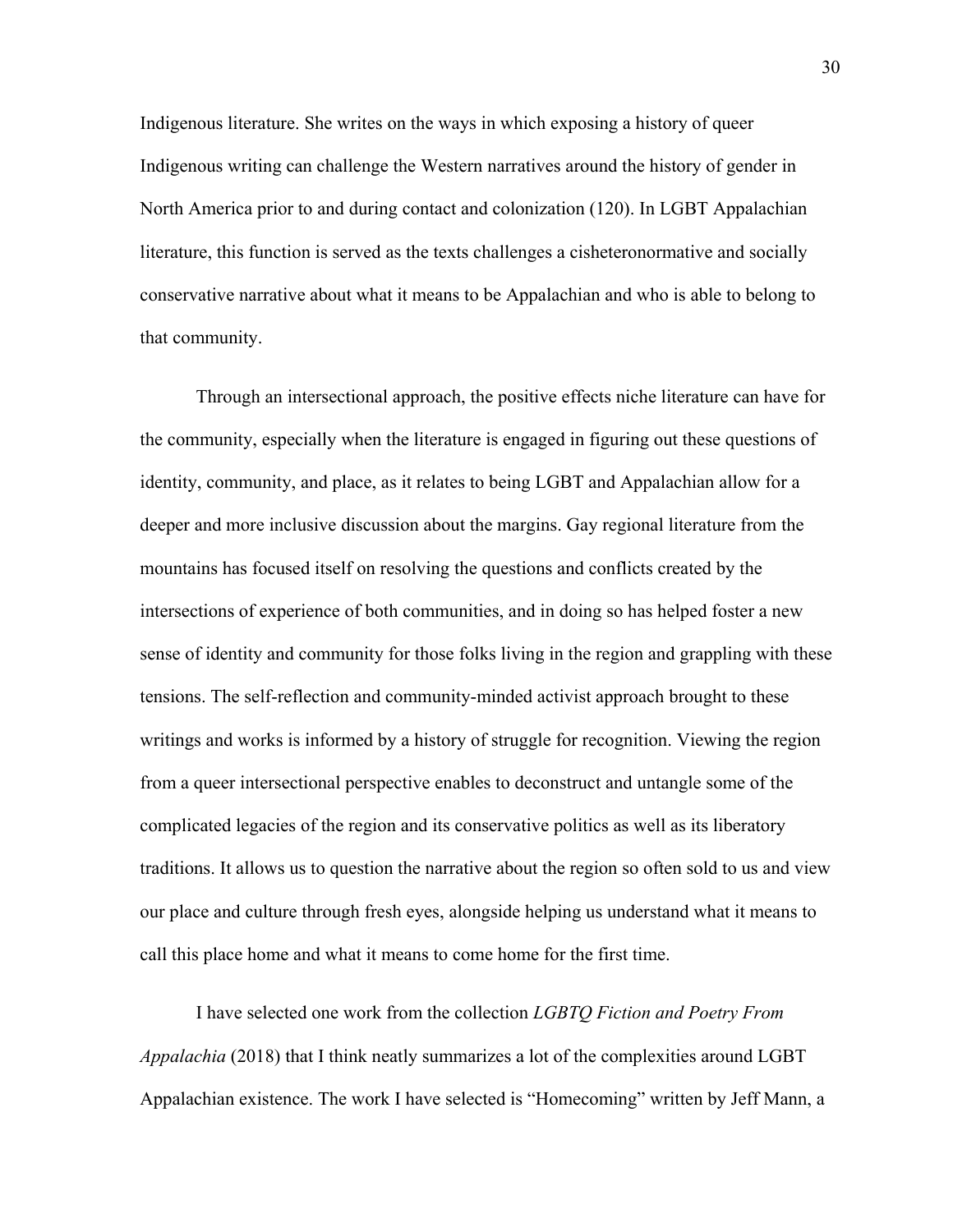Indigenous literature. She writes on the ways in which exposing a history of queer Indigenous writing can challenge the Western narratives around the history of gender in North America prior to and during contact and colonization (120). In LGBT Appalachian literature, this function is served as the texts challenges a cisheteronormative and socially conservative narrative about what it means to be Appalachian and who is able to belong to that community.

Through an intersectional approach, the positive effects niche literature can have for the community, especially when the literature is engaged in figuring out these questions of identity, community, and place, as it relates to being LGBT and Appalachian allow for a deeper and more inclusive discussion about the margins. Gay regional literature from the mountains has focused itself on resolving the questions and conflicts created by the intersections of experience of both communities, and in doing so has helped foster a new sense of identity and community for those folks living in the region and grappling with these tensions. The self-reflection and community-minded activist approach brought to these writings and works is informed by a history of struggle for recognition. Viewing the region from a queer intersectional perspective enables to deconstruct and untangle some of the complicated legacies of the region and its conservative politics as well as its liberatory traditions. It allows us to question the narrative about the region so often sold to us and view our place and culture through fresh eyes, alongside helping us understand what it means to call this place home and what it means to come home for the first time.

I have selected one work from the collection *LGBTQ Fiction and Poetry From Appalachia* (2018) that I think neatly summarizes a lot of the complexities around LGBT Appalachian existence. The work I have selected is "Homecoming" written by Jeff Mann, a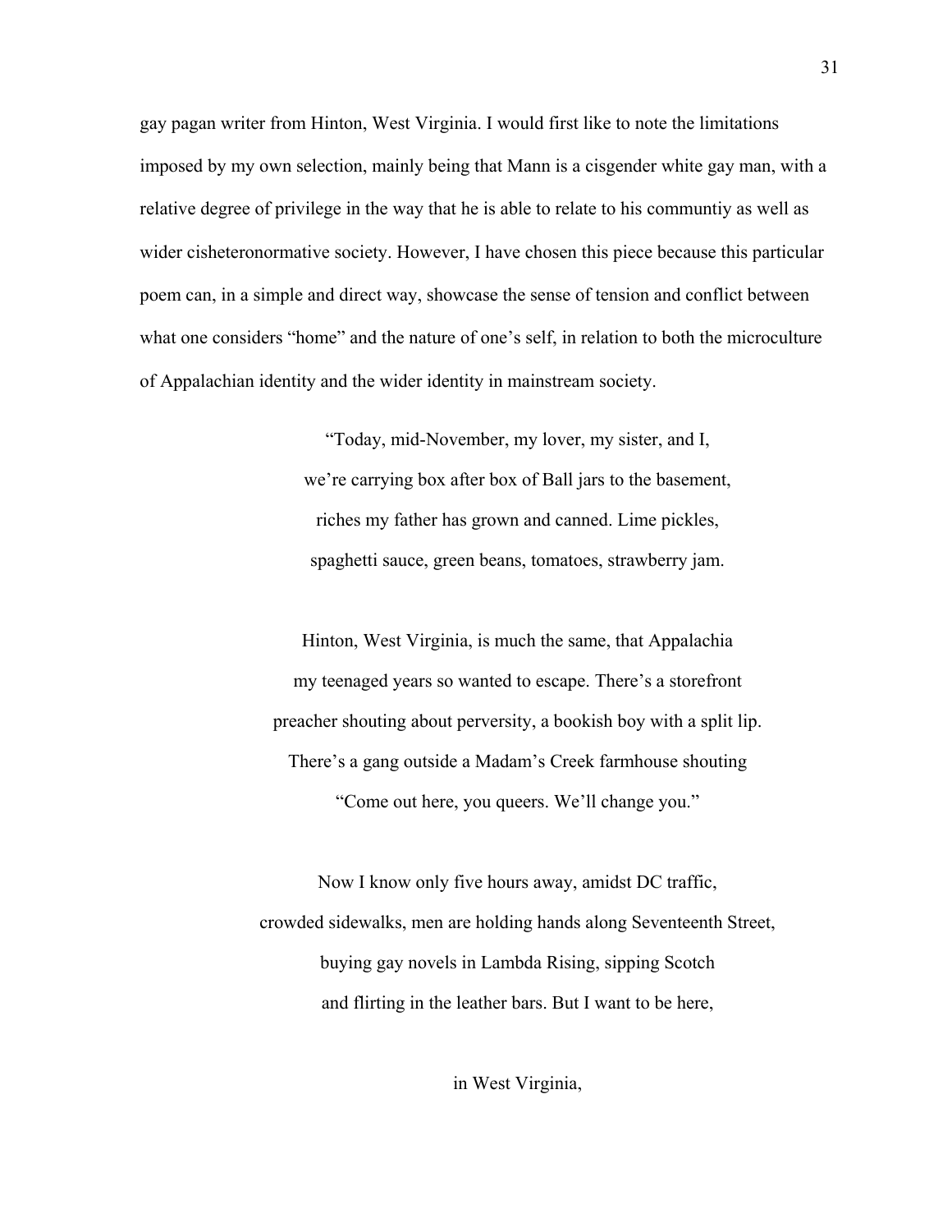gay pagan writer from Hinton, West Virginia. I would first like to note the limitations imposed by my own selection, mainly being that Mann is a cisgender white gay man, with a relative degree of privilege in the way that he is able to relate to his communtiy as well as wider cisheteronormative society. However, I have chosen this piece because this particular poem can, in a simple and direct way, showcase the sense of tension and conflict between what one considers "home" and the nature of one's self, in relation to both the microculture of Appalachian identity and the wider identity in mainstream society.

"Today, mid-November, my lover, my sister, and I,  
we're carrying box after box of Ball jars to the basement,  
riches my father has grown and canned. Lime pickles,  
spaghetti sauce, green beans, tomatoes, strawberry jam.

Hinton, West Virginia, is much the same, that Appalachia  
my teenaged years so wanted to escape. There's a storefront  
preacher shouting about perversity, a bookish boy with a split lip.  
There's a gang outside a Madam's Creek farmhouse shouting  
"Come out here, you queers. We'll change you."

Now I know only five hours away, amidst DC traffic,  
crowded sidewalks, men are holding hands along Seventeenth Street,  
buying gay novels in Lambda Rising, sipping Scotch  
and flirting in the leather bars. But I want to be here,

in West Virginia,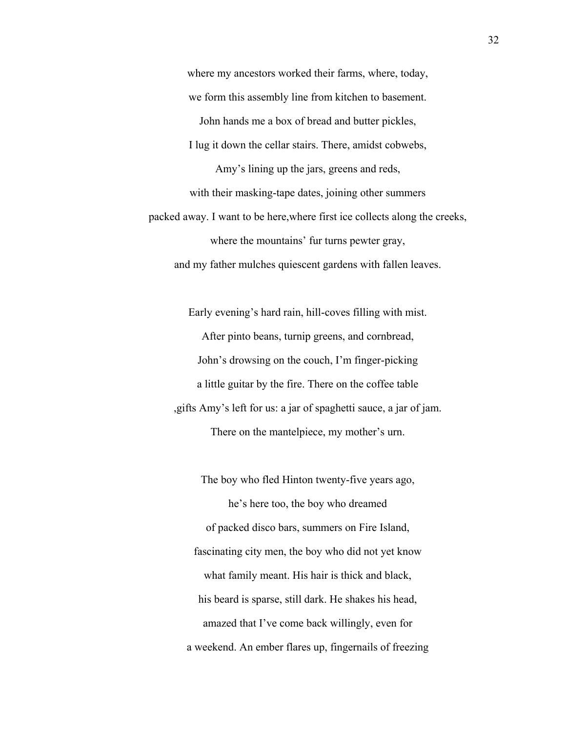where my ancestors worked their farms, where, today,

we form this assembly line from kitchen to basement.

John hands me a box of bread and butter pickles,

I lug it down the cellar stairs. There, amidst cobwebs,

Amy's lining up the jars, greens and reds,

with their masking-tape dates, joining other summers

packed away. I want to be here,where first ice collects along the creeks,

where the mountains' fur turns pewter gray,

and my father mulches quiescent gardens with fallen leaves.

Early evening's hard rain, hill-coves filling with mist.

After pinto beans, turnip greens, and cornbread,

John's drowsing on the couch, I'm finger-picking

a little guitar by the fire. There on the coffee table

,gifts Amy's left for us: a jar of spaghetti sauce, a jar of jam.

There on the mantelpiece, my mother's urn.

The boy who fled Hinton twenty-five years ago,

he's here too, the boy who dreamed

of packed disco bars, summers on Fire Island,

fascinating city men, the boy who did not yet know

what family meant. His hair is thick and black,

his beard is sparse, still dark. He shakes his head,

amazed that I've come back willingly, even for

a weekend. An ember flares up, fingernails of freezing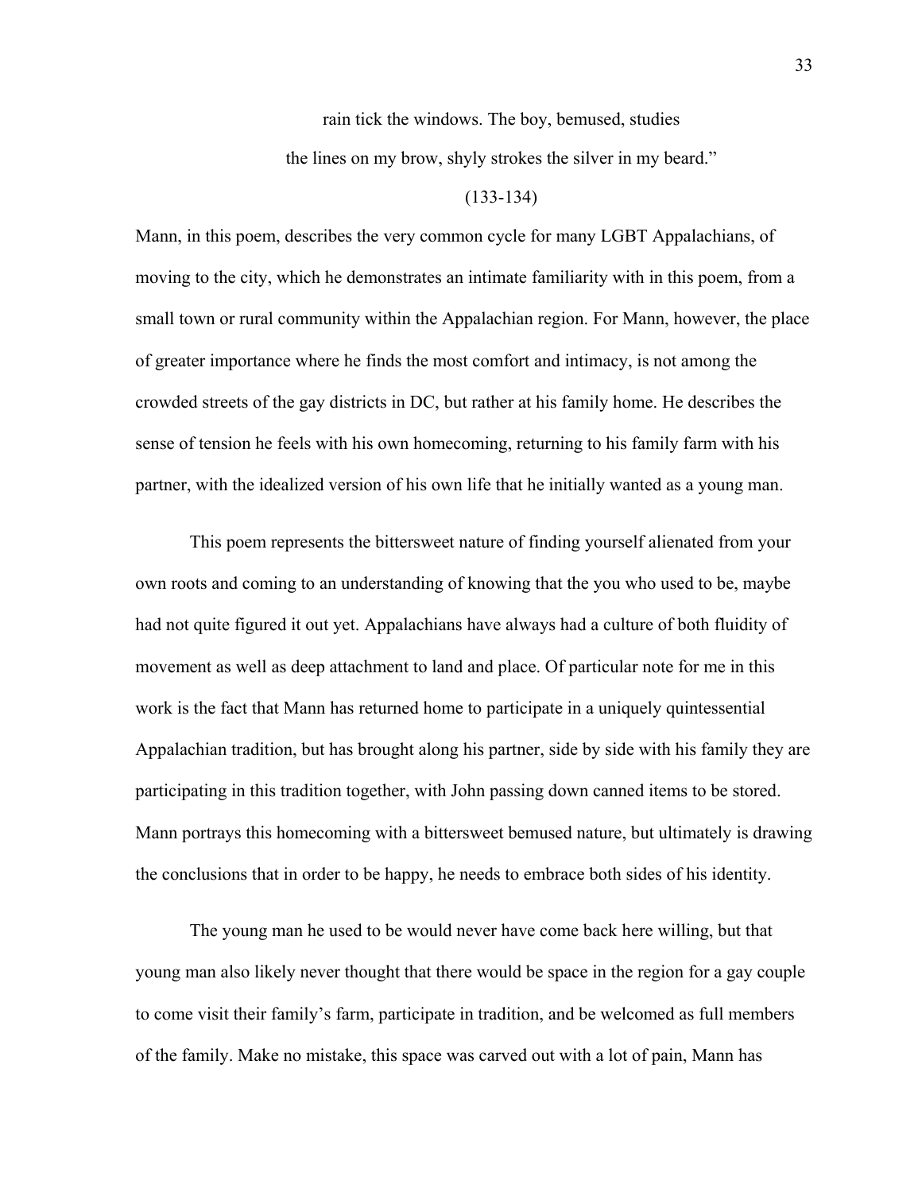rain tick the windows. The boy, bemused, studies

the lines on my brow, shyly strokes the silver in my beard."

(133-134)

Mann, in this poem, describes the very common cycle for many LGBT Appalachians, of moving to the city, which he demonstrates an intimate familiarity with in this poem, from a small town or rural community within the Appalachian region. For Mann, however, the place of greater importance where he finds the most comfort and intimacy, is not among the crowded streets of the gay districts in DC, but rather at his family home. He describes the sense of tension he feels with his own homecoming, returning to his family farm with his partner, with the idealized version of his own life that he initially wanted as a young man.

This poem represents the bittersweet nature of finding yourself alienated from your own roots and coming to an understanding of knowing that the you who used to be, maybe had not quite figured it out yet. Appalachians have always had a culture of both fluidity of movement as well as deep attachment to land and place. Of particular note for me in this work is the fact that Mann has returned home to participate in a uniquely quintessential Appalachian tradition, but has brought along his partner, side by side with his family they are participating in this tradition together, with John passing down canned items to be stored. Mann portrays this homecoming with a bittersweet bemused nature, but ultimately is drawing the conclusions that in order to be happy, he needs to embrace both sides of his identity.

The young man he used to be would never have come back here willing, but that young man also likely never thought that there would be space in the region for a gay couple to come visit their family's farm, participate in tradition, and be welcomed as full members of the family. Make no mistake, this space was carved out with a lot of pain, Mann has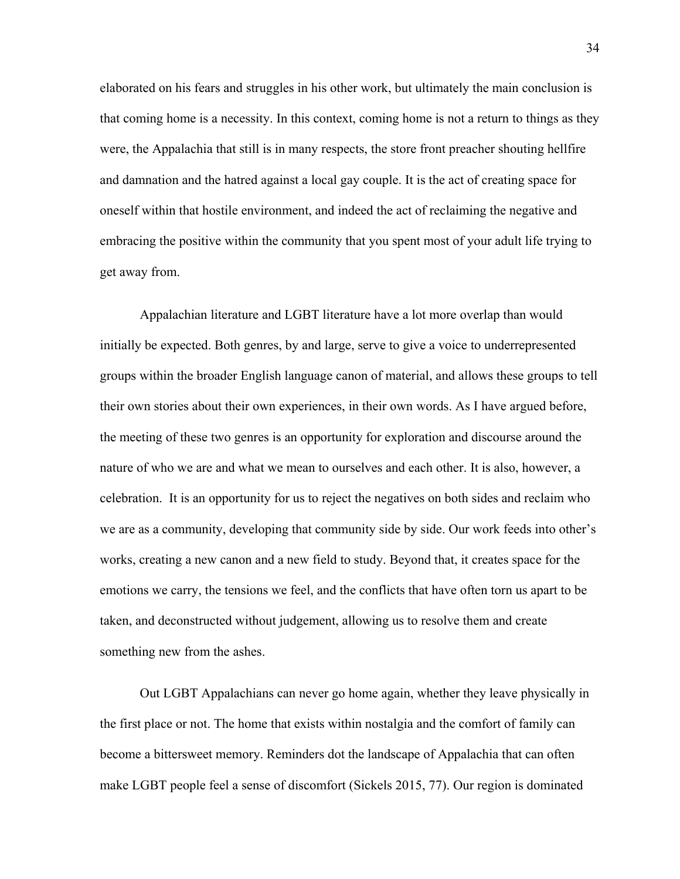elaborated on his fears and struggles in his other work, but ultimately the main conclusion is that coming home is a necessity. In this context, coming home is not a return to things as they were, the Appalachia that still is in many respects, the store front preacher shouting hellfire and damnation and the hatred against a local gay couple. It is the act of creating space for oneself within that hostile environment, and indeed the act of reclaiming the negative and embracing the positive within the community that you spent most of your adult life trying to get away from.

Appalachian literature and LGBT literature have a lot more overlap than would initially be expected. Both genres, by and large, serve to give a voice to underrepresented groups within the broader English language canon of material, and allows these groups to tell their own stories about their own experiences, in their own words. As I have argued before, the meeting of these two genres is an opportunity for exploration and discourse around the nature of who we are and what we mean to ourselves and each other. It is also, however, a celebration. It is an opportunity for us to reject the negatives on both sides and reclaim who we are as a community, developing that community side by side. Our work feeds into other's works, creating a new canon and a new field to study. Beyond that, it creates space for the emotions we carry, the tensions we feel, and the conflicts that have often torn us apart to be taken, and deconstructed without judgement, allowing us to resolve them and create something new from the ashes.

Out LGBT Appalachians can never go home again, whether they leave physically in the first place or not. The home that exists within nostalgia and the comfort of family can become a bittersweet memory. Reminders dot the landscape of Appalachia that can often make LGBT people feel a sense of discomfort (Sickels 2015, 77). Our region is dominated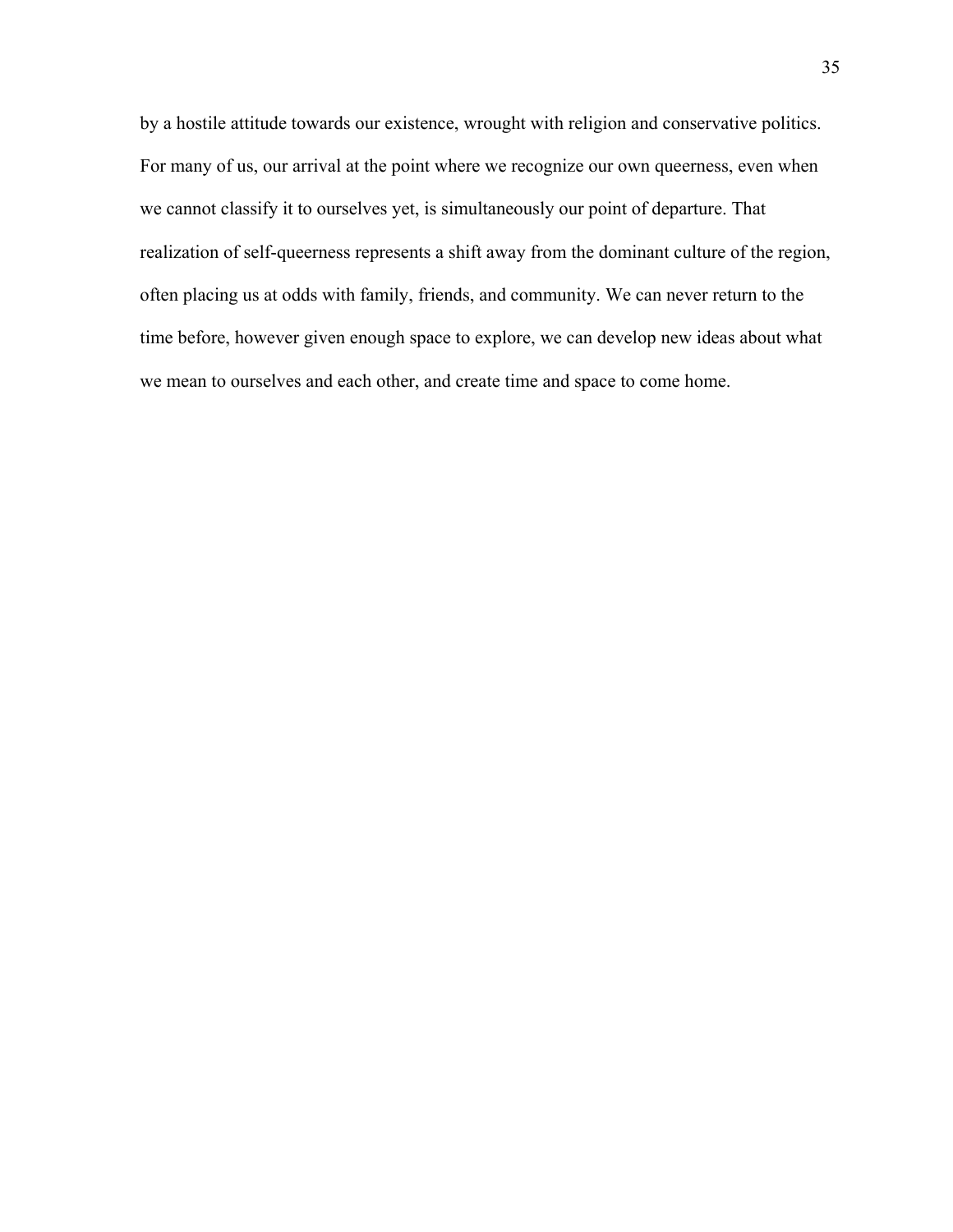by a hostile attitude towards our existence, wrought with religion and conservative politics. For many of us, our arrival at the point where we recognize our own queerness, even when we cannot classify it to ourselves yet, is simultaneously our point of departure. That realization of self-queerness represents a shift away from the dominant culture of the region, often placing us at odds with family, friends, and community. We can never return to the time before, however given enough space to explore, we can develop new ideas about what we mean to ourselves and each other, and create time and space to come home.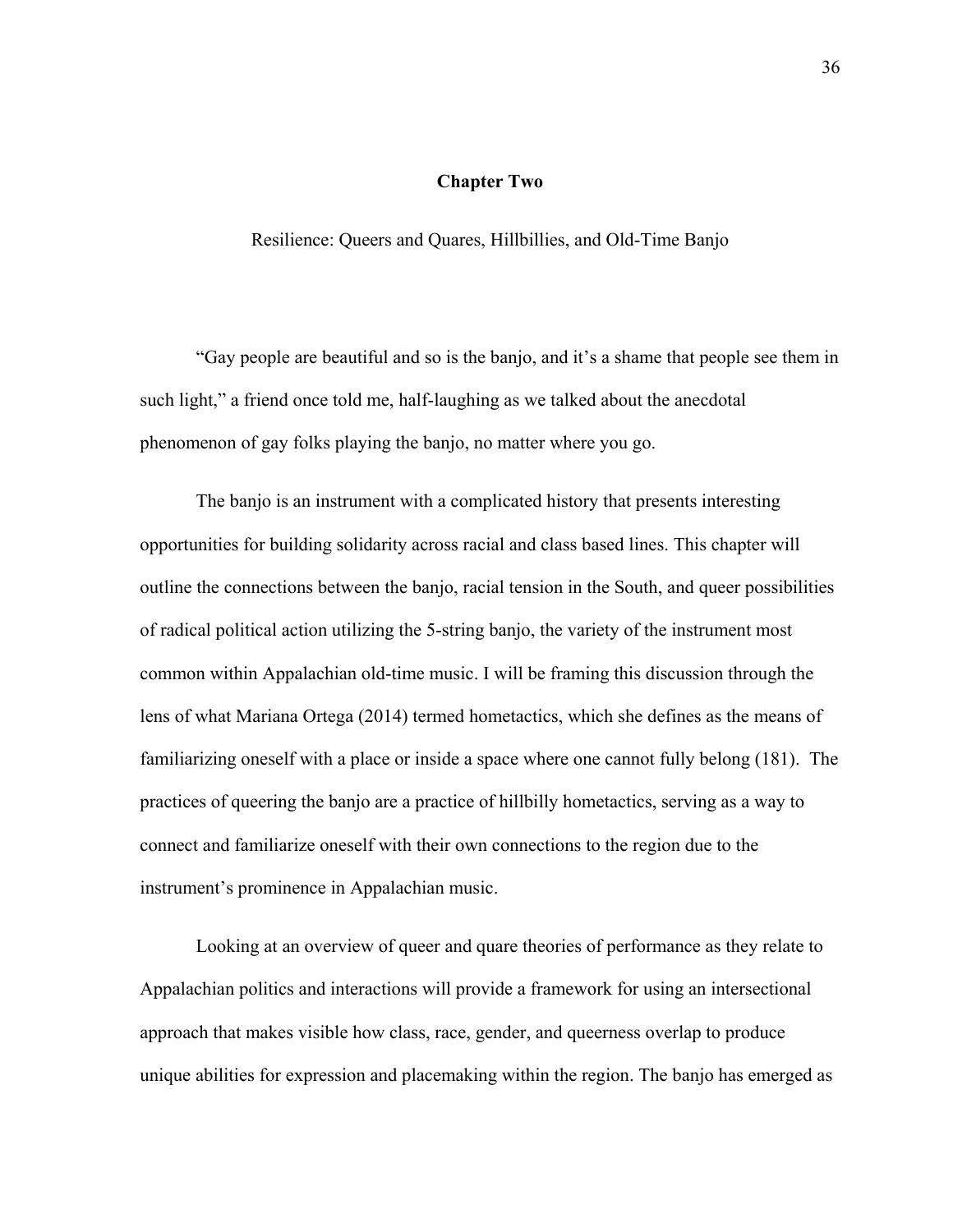# Chapter Two

Resilience: Queers and Quares, Hillbillies, and Old-Time Banjo

"Gay people are beautiful and so is the banjo, and it's a shame that people see them in such light," a friend once told me, half-laughing as we talked about the anecdotal phenomenon of gay folks playing the banjo, no matter where you go.

The banjo is an instrument with a complicated history that presents interesting opportunities for building solidarity across racial and class based lines. This chapter will outline the connections between the banjo, racial tension in the South, and queer possibilities of radical political action utilizing the 5-string banjo, the variety of the instrument most common within Appalachian old-time music. I will be framing this discussion through the lens of what Mariana Ortega (2014) termed hometactics, which she defines as the means of familiarizing oneself with a place or inside a space where one cannot fully belong (181). The practices of queering the banjo are a practice of hillbilly hometactics, serving as a way to connect and familiarize oneself with their own connections to the region due to the instrument's prominence in Appalachian music.

Looking at an overview of queer and quare theories of performance as they relate to Appalachian politics and interactions will provide a framework for using an intersectional approach that makes visible how class, race, gender, and queerness overlap to produce unique abilities for expression and placemaking within the region. The banjo has emerged as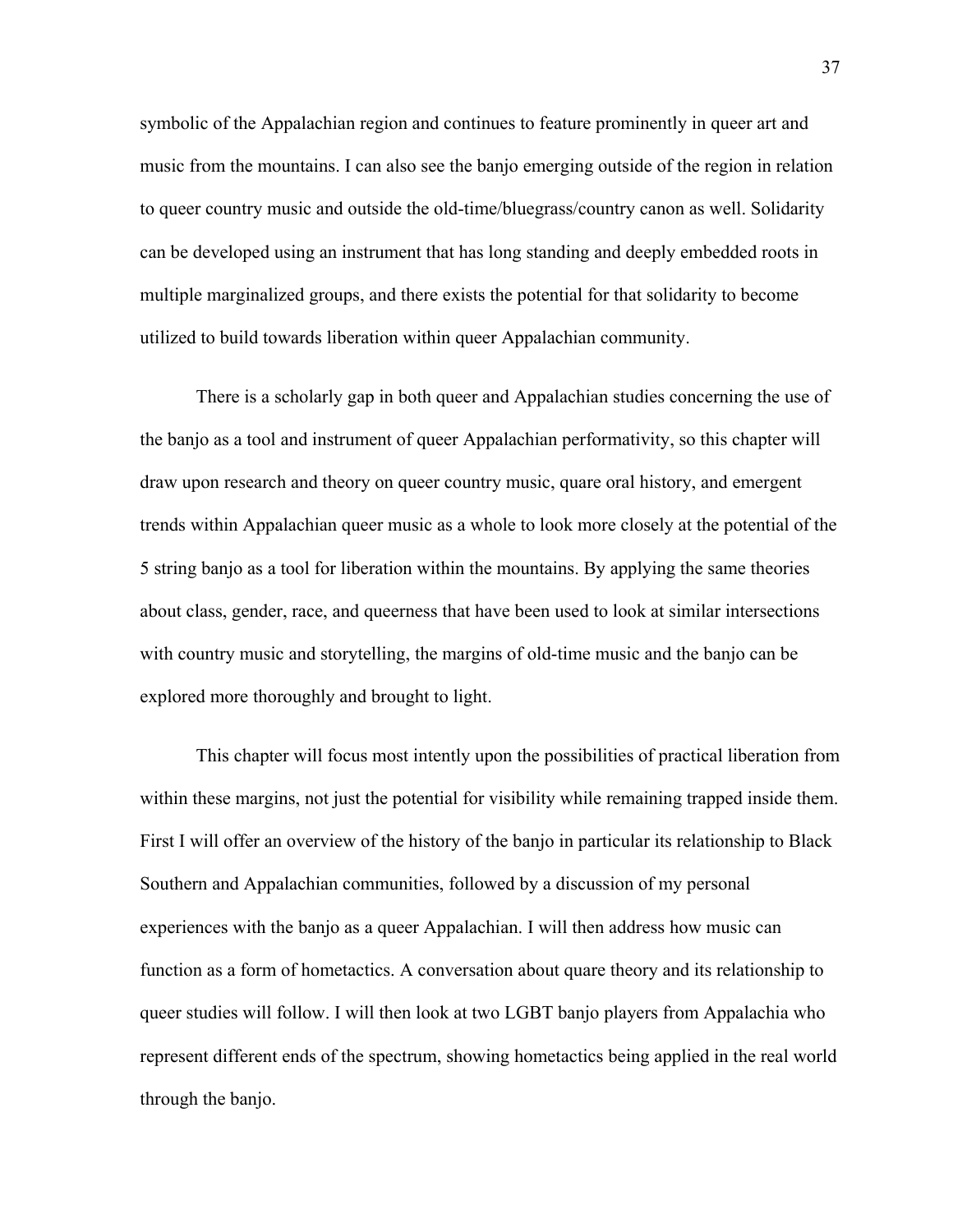symbolic of the Appalachian region and continues to feature prominently in queer art and music from the mountains. I can also see the banjo emerging outside of the region in relation to queer country music and outside the old-time/bluegrass/country canon as well. Solidarity can be developed using an instrument that has long standing and deeply embedded roots in multiple marginalized groups, and there exists the potential for that solidarity to become utilized to build towards liberation within queer Appalachian community.

There is a scholarly gap in both queer and Appalachian studies concerning the use of the banjo as a tool and instrument of queer Appalachian performativity, so this chapter will draw upon research and theory on queer country music, quare oral history, and emergent trends within Appalachian queer music as a whole to look more closely at the potential of the 5 string banjo as a tool for liberation within the mountains. By applying the same theories about class, gender, race, and queerness that have been used to look at similar intersections with country music and storytelling, the margins of old-time music and the banjo can be explored more thoroughly and brought to light.

This chapter will focus most intently upon the possibilities of practical liberation from within these margins, not just the potential for visibility while remaining trapped inside them. First I will offer an overview of the history of the banjo in particular its relationship to Black Southern and Appalachian communities, followed by a discussion of my personal experiences with the banjo as a queer Appalachian. I will then address how music can function as a form of hometactics. A conversation about quare theory and its relationship to queer studies will follow. I will then look at two LGBT banjo players from Appalachia who represent different ends of the spectrum, showing hometactics being applied in the real world through the banjo.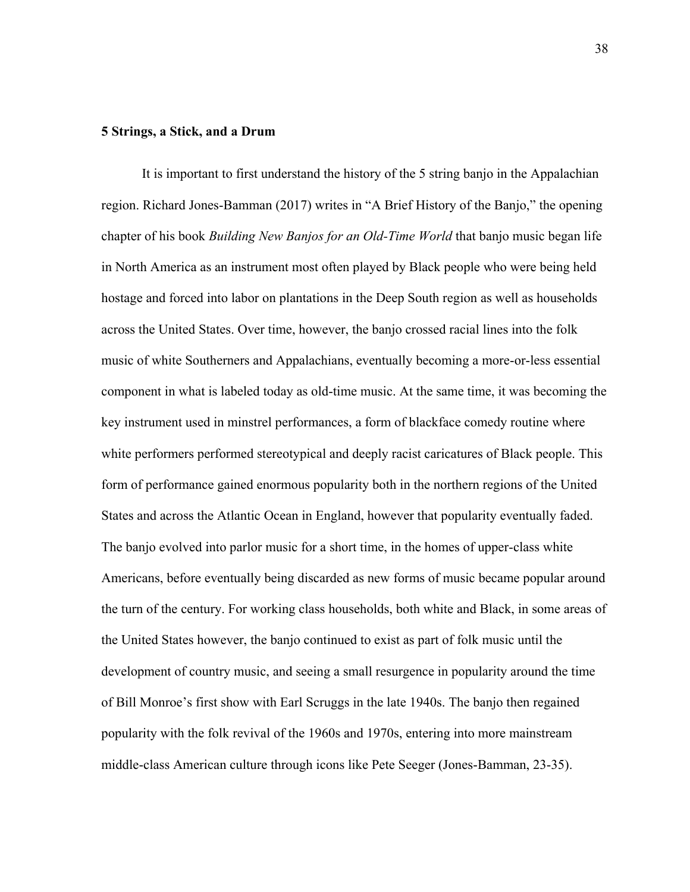**5 Strings, a Stick, and a Drum**

It is important to first understand the history of the 5 string banjo in the Appalachian region. Richard Jones-Bamman (2017) writes in "A Brief History of the Banjo," the opening chapter of his book *Building New Banjos for an Old-Time World* that banjo music began life in North America as an instrument most often played by Black people who were being held hostage and forced into labor on plantations in the Deep South region as well as households across the United States. Over time, however, the banjo crossed racial lines into the folk music of white Southerners and Appalachians, eventually becoming a more-or-less essential component in what is labeled today as old-time music. At the same time, it was becoming the key instrument used in minstrel performances, a form of blackface comedy routine where white performers performed stereotypical and deeply racist caricatures of Black people. This form of performance gained enormous popularity both in the northern regions of the United States and across the Atlantic Ocean in England, however that popularity eventually faded. The banjo evolved into parlor music for a short time, in the homes of upper-class white Americans, before eventually being discarded as new forms of music became popular around the turn of the century. For working class households, both white and Black, in some areas of the United States however, the banjo continued to exist as part of folk music until the development of country music, and seeing a small resurgence in popularity around the time of Bill Monroe's first show with Earl Scruggs in the late 1940s. The banjo then regained popularity with the folk revival of the 1960s and 1970s, entering into more mainstream middle-class American culture through icons like Pete Seeger (Jones-Bamman, 23-35).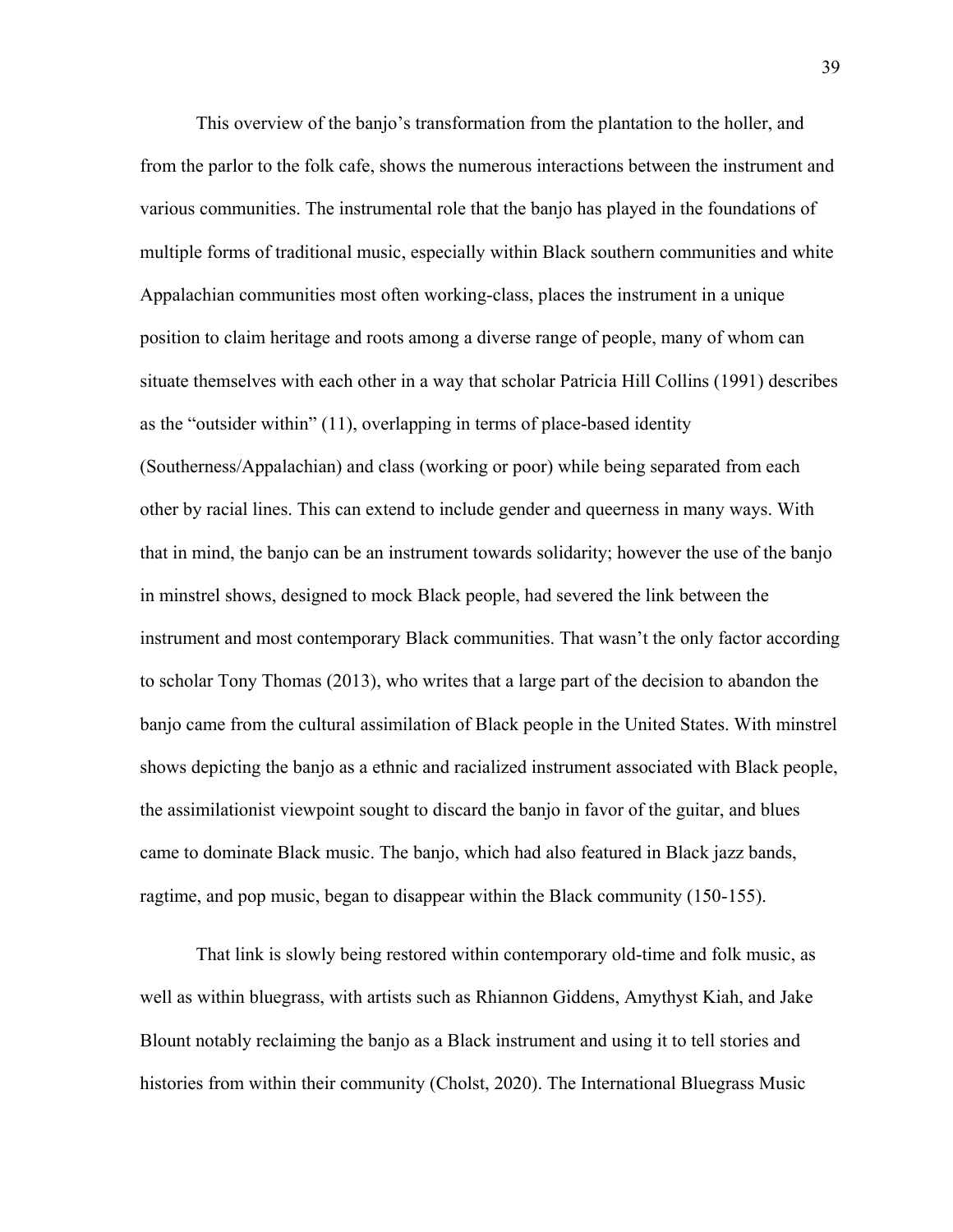This overview of the banjo's transformation from the plantation to the holler, and from the parlor to the folk cafe, shows the numerous interactions between the instrument and various communities. The instrumental role that the banjo has played in the foundations of multiple forms of traditional music, especially within Black southern communities and white Appalachian communities most often working-class, places the instrument in a unique position to claim heritage and roots among a diverse range of people, many of whom can situate themselves with each other in a way that scholar Patricia Hill Collins (1991) describes as the "outsider within" (11), overlapping in terms of place-based identity (Southerness/Appalachian) and class (working or poor) while being separated from each other by racial lines. This can extend to include gender and queerness in many ways. With that in mind, the banjo can be an instrument towards solidarity; however the use of the banjo in minstrel shows, designed to mock Black people, had severed the link between the instrument and most contemporary Black communities. That wasn't the only factor according to scholar Tony Thomas (2013), who writes that a large part of the decision to abandon the banjo came from the cultural assimilation of Black people in the United States. With minstrel shows depicting the banjo as a ethnic and racialized instrument associated with Black people, the assimilationist viewpoint sought to discard the banjo in favor of the guitar, and blues came to dominate Black music. The banjo, which had also featured in Black jazz bands, ragtime, and pop music, began to disappear within the Black community (150-155).

That link is slowly being restored within contemporary old-time and folk music, as well as within bluegrass, with artists such as Rhiannon Giddens, Amythyst Kiah, and Jake Blount notably reclaiming the banjo as a Black instrument and using it to tell stories and histories from within their community (Cholst, 2020). The International Bluegrass Music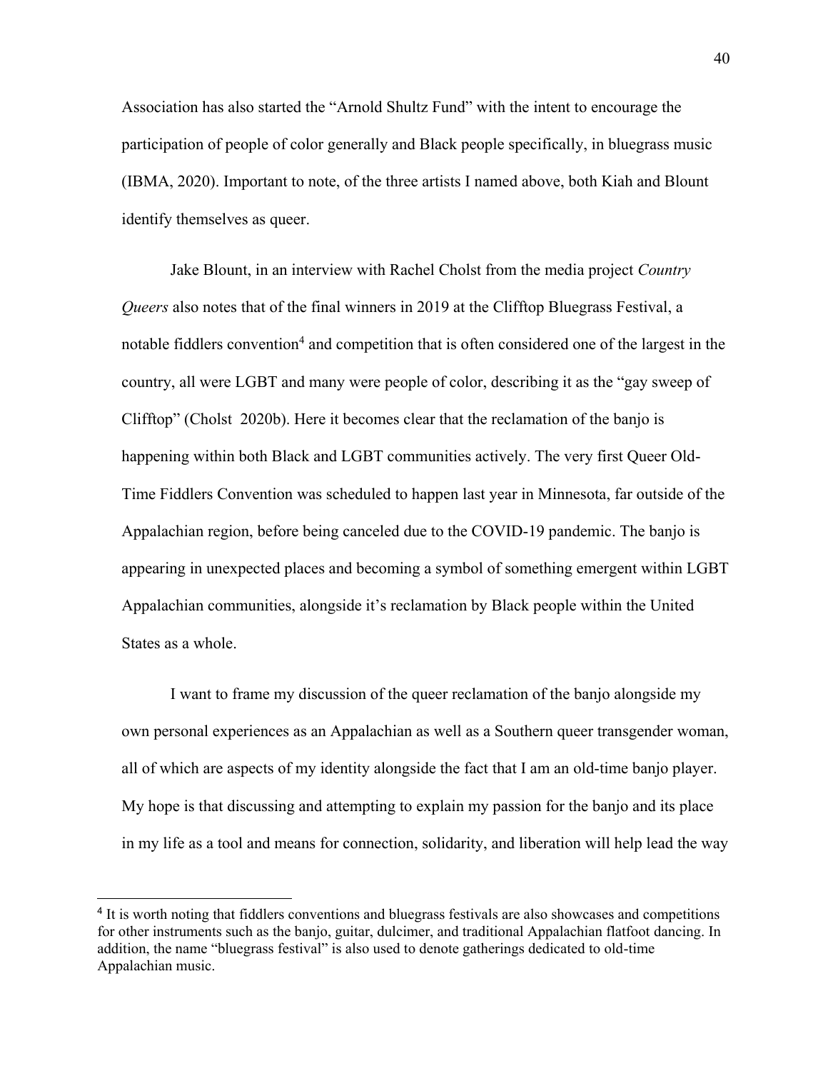Association has also started the "Arnold Shultz Fund" with the intent to encourage the participation of people of color generally and Black people specifically, in bluegrass music (IBMA, 2020). Important to note, of the three artists I named above, both Kiah and Blount identify themselves as queer.

Jake Blount, in an interview with Rachel Cholst from the media project *Country Queers* also notes that of the final winners in 2019 at the Clifftop Bluegrass Festival, a notable fiddlers convention[4] and competition that is often considered one of the largest in the country, all were LGBT and many were people of color, describing it as the "gay sweep of Clifftop" (Cholst 2020b). Here it becomes clear that the reclamation of the banjo is happening within both Black and LGBT communities actively. The very first Queer Old-Time Fiddlers Convention was scheduled to happen last year in Minnesota, far outside of the Appalachian region, before being canceled due to the COVID-19 pandemic. The banjo is appearing in unexpected places and becoming a symbol of something emergent within LGBT Appalachian communities, alongside it's reclamation by Black people within the United States as a whole.

I want to frame my discussion of the queer reclamation of the banjo alongside my own personal experiences as an Appalachian as well as a Southern queer transgender woman, all of which are aspects of my identity alongside the fact that I am an old-time banjo player. My hope is that discussing and attempting to explain my passion for the banjo and its place in my life as a tool and means for connection, solidarity, and liberation will help lead the way

---

[4] It is worth noting that fiddlers conventions and bluegrass festivals are also showcases and competitions for other instruments such as the banjo, guitar, dulcimer, and traditional Appalachian flatfoot dancing. In addition, the name "bluegrass festival" is also used to denote gatherings dedicated to old-time Appalachian music.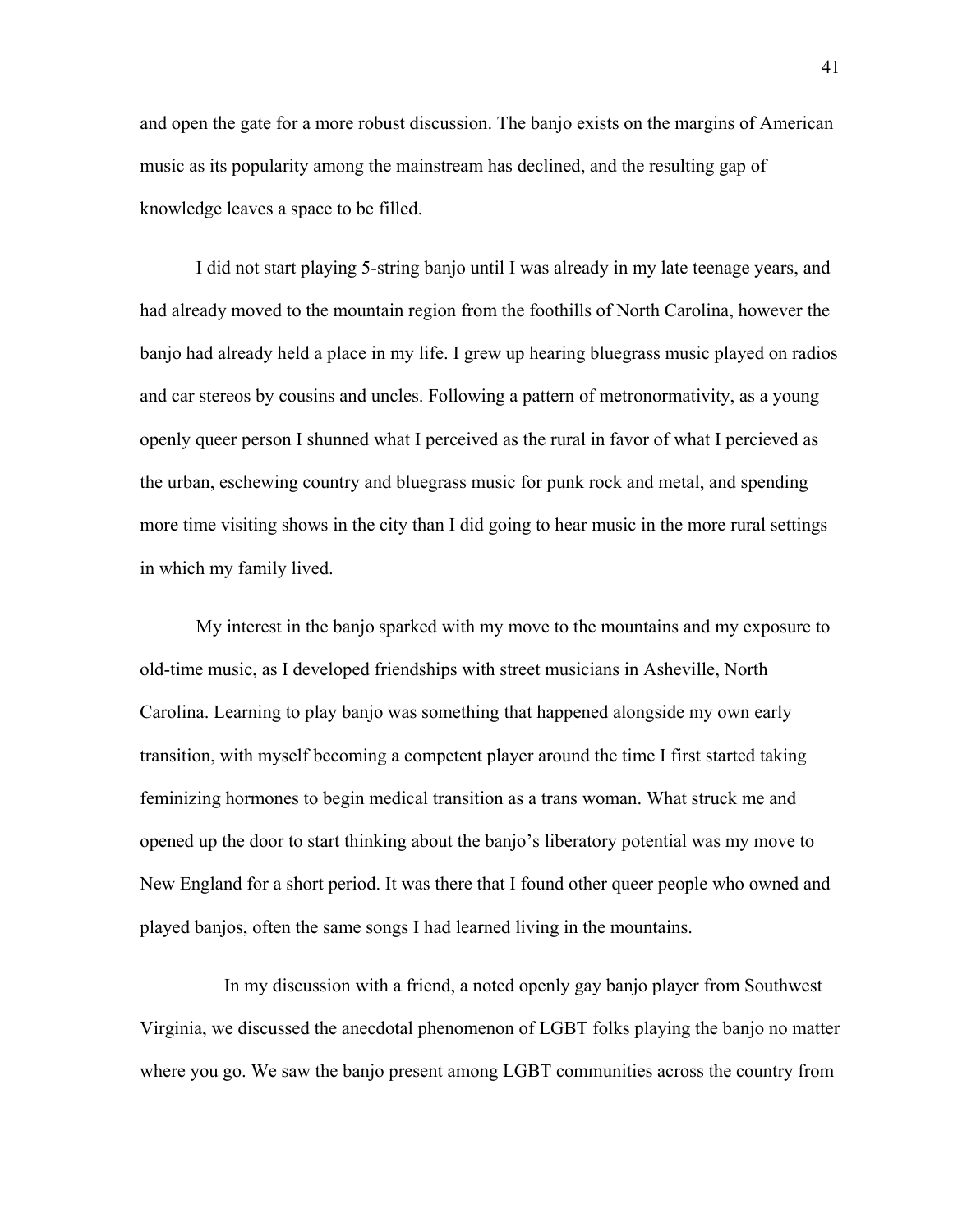and open the gate for a more robust discussion. The banjo exists on the margins of American music as its popularity among the mainstream has declined, and the resulting gap of knowledge leaves a space to be filled.

I did not start playing 5-string banjo until I was already in my late teenage years, and had already moved to the mountain region from the foothills of North Carolina, however the banjo had already held a place in my life. I grew up hearing bluegrass music played on radios and car stereos by cousins and uncles. Following a pattern of metronormativity, as a young openly queer person I shunned what I perceived as the rural in favor of what I percieved as the urban, eschewing country and bluegrass music for punk rock and metal, and spending more time visiting shows in the city than I did going to hear music in the more rural settings in which my family lived.

My interest in the banjo sparked with my move to the mountains and my exposure to old-time music, as I developed friendships with street musicians in Asheville, North Carolina. Learning to play banjo was something that happened alongside my own early transition, with myself becoming a competent player around the time I first started taking feminizing hormones to begin medical transition as a trans woman. What struck me and opened up the door to start thinking about the banjo's liberatory potential was my move to New England for a short period. It was there that I found other queer people who owned and played banjos, often the same songs I had learned living in the mountains.

In my discussion with a friend, a noted openly gay banjo player from Southwest Virginia, we discussed the anecdotal phenomenon of LGBT folks playing the banjo no matter where you go. We saw the banjo present among LGBT communities across the country from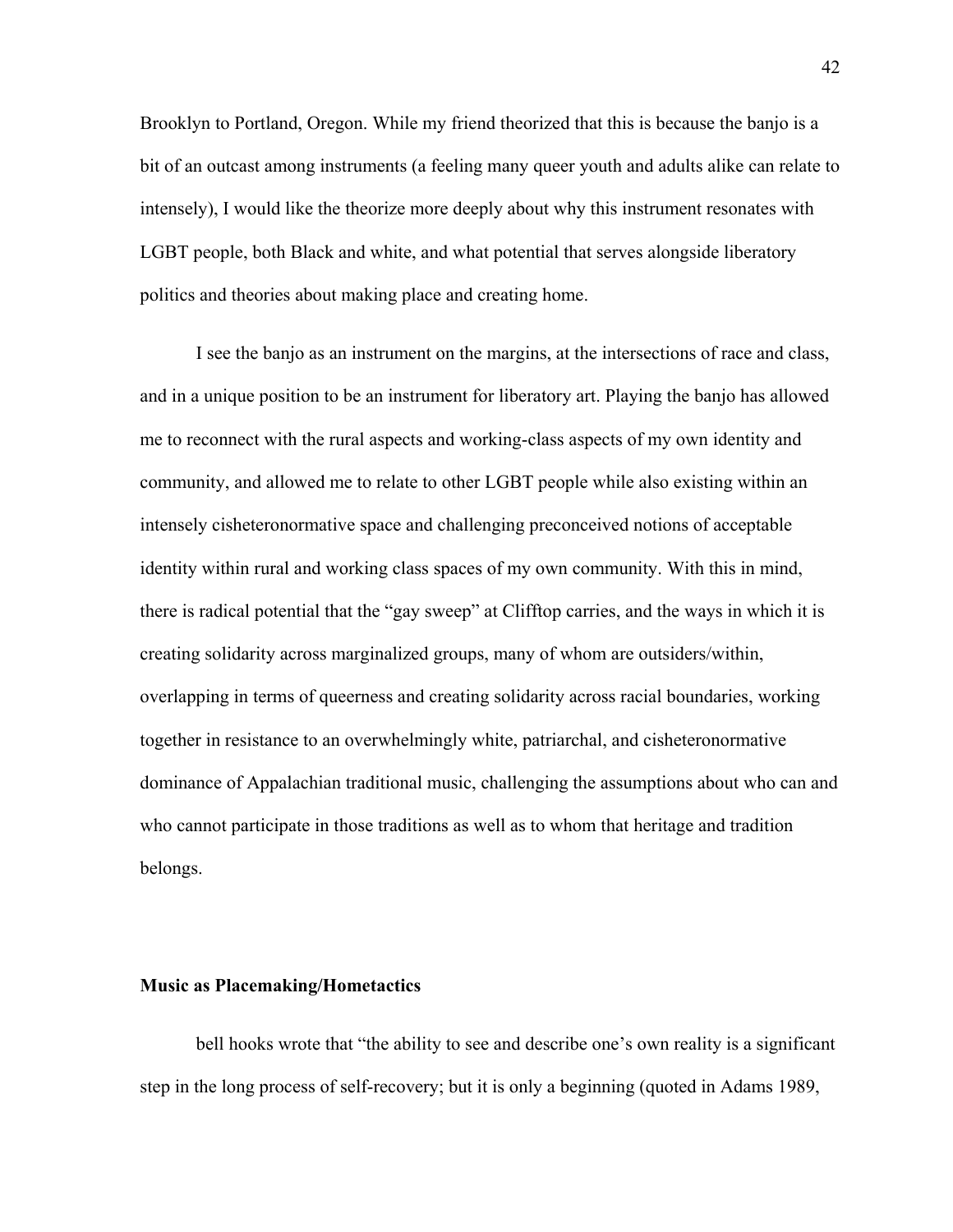Brooklyn to Portland, Oregon. While my friend theorized that this is because the banjo is a bit of an outcast among instruments (a feeling many queer youth and adults alike can relate to intensely), I would like the theorize more deeply about why this instrument resonates with LGBT people, both Black and white, and what potential that serves alongside liberatory politics and theories about making place and creating home.

I see the banjo as an instrument on the margins, at the intersections of race and class, and in a unique position to be an instrument for liberatory art. Playing the banjo has allowed me to reconnect with the rural aspects and working-class aspects of my own identity and community, and allowed me to relate to other LGBT people while also existing within an intensely cisheteronormative space and challenging preconceived notions of acceptable identity within rural and working class spaces of my own community. With this in mind, there is radical potential that the "gay sweep" at Clifftop carries, and the ways in which it is creating solidarity across marginalized groups, many of whom are outsiders/within, overlapping in terms of queerness and creating solidarity across racial boundaries, working together in resistance to an overwhelmingly white, patriarchal, and cisheteronormative dominance of Appalachian traditional music, challenging the assumptions about who can and who cannot participate in those traditions as well as to whom that heritage and tradition belongs.

### Music as Placemaking/Hometactics

bell hooks wrote that "the ability to see and describe one's own reality is a significant step in the long process of self-recovery; but it is only a beginning (quoted in Adams 1989,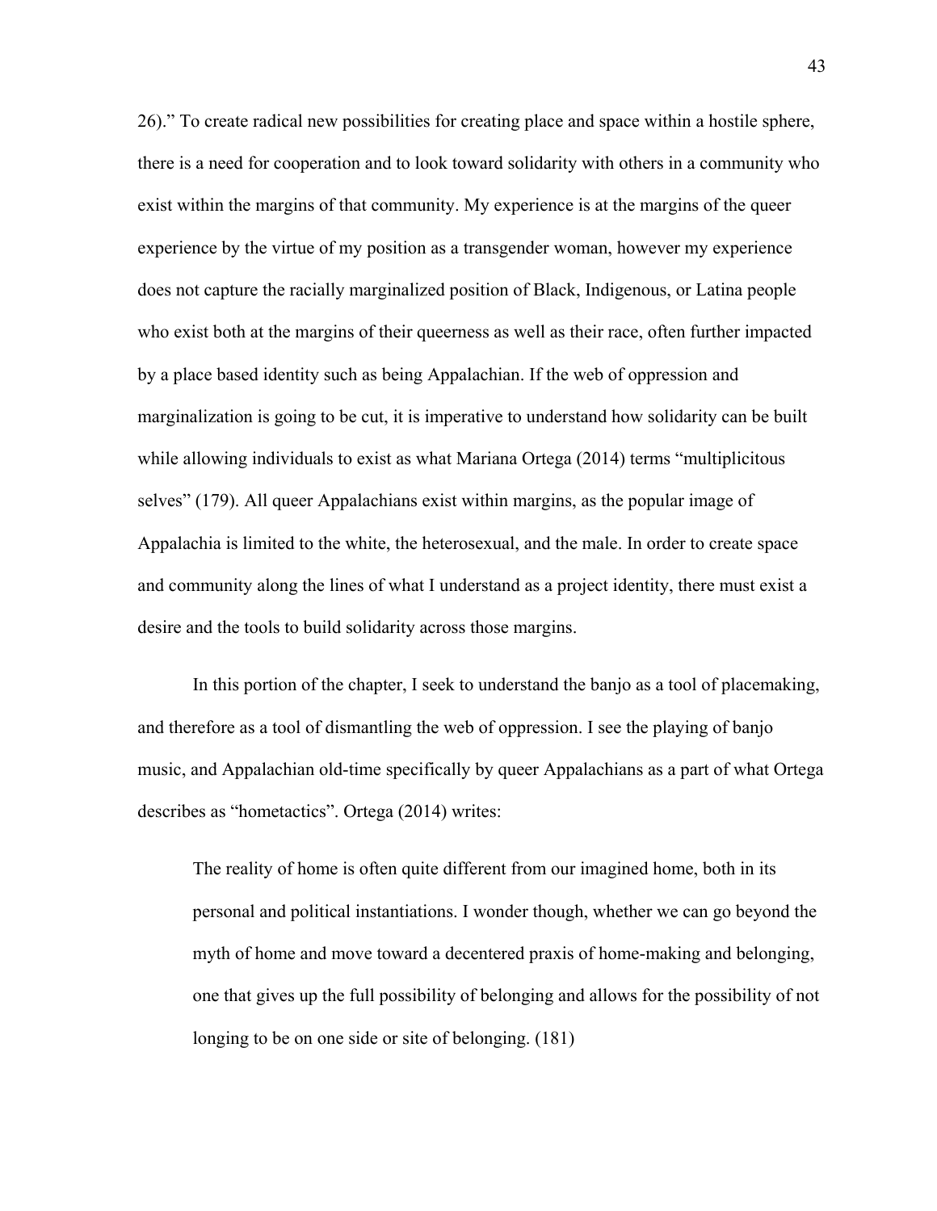26)." To create radical new possibilities for creating place and space within a hostile sphere, there is a need for cooperation and to look toward solidarity with others in a community who exist within the margins of that community. My experience is at the margins of the queer experience by the virtue of my position as a transgender woman, however my experience does not capture the racially marginalized position of Black, Indigenous, or Latina people who exist both at the margins of their queerness as well as their race, often further impacted by a place based identity such as being Appalachian. If the web of oppression and marginalization is going to be cut, it is imperative to understand how solidarity can be built while allowing individuals to exist as what Mariana Ortega (2014) terms "multiplicitous selves" (179). All queer Appalachians exist within margins, as the popular image of Appalachia is limited to the white, the heterosexual, and the male. In order to create space and community along the lines of what I understand as a project identity, there must exist a desire and the tools to build solidarity across those margins.

In this portion of the chapter, I seek to understand the banjo as a tool of placemaking, and therefore as a tool of dismantling the web of oppression. I see the playing of banjo music, and Appalachian old-time specifically by queer Appalachians as a part of what Ortega describes as "hometactics". Ortega (2014) writes:

> The reality of home is often quite different from our imagined home, both in its personal and political instantiations. I wonder though, whether we can go beyond the myth of home and move toward a decentered praxis of home-making and belonging, one that gives up the full possibility of belonging and allows for the possibility of not longing to be on one side or site of belonging. (181)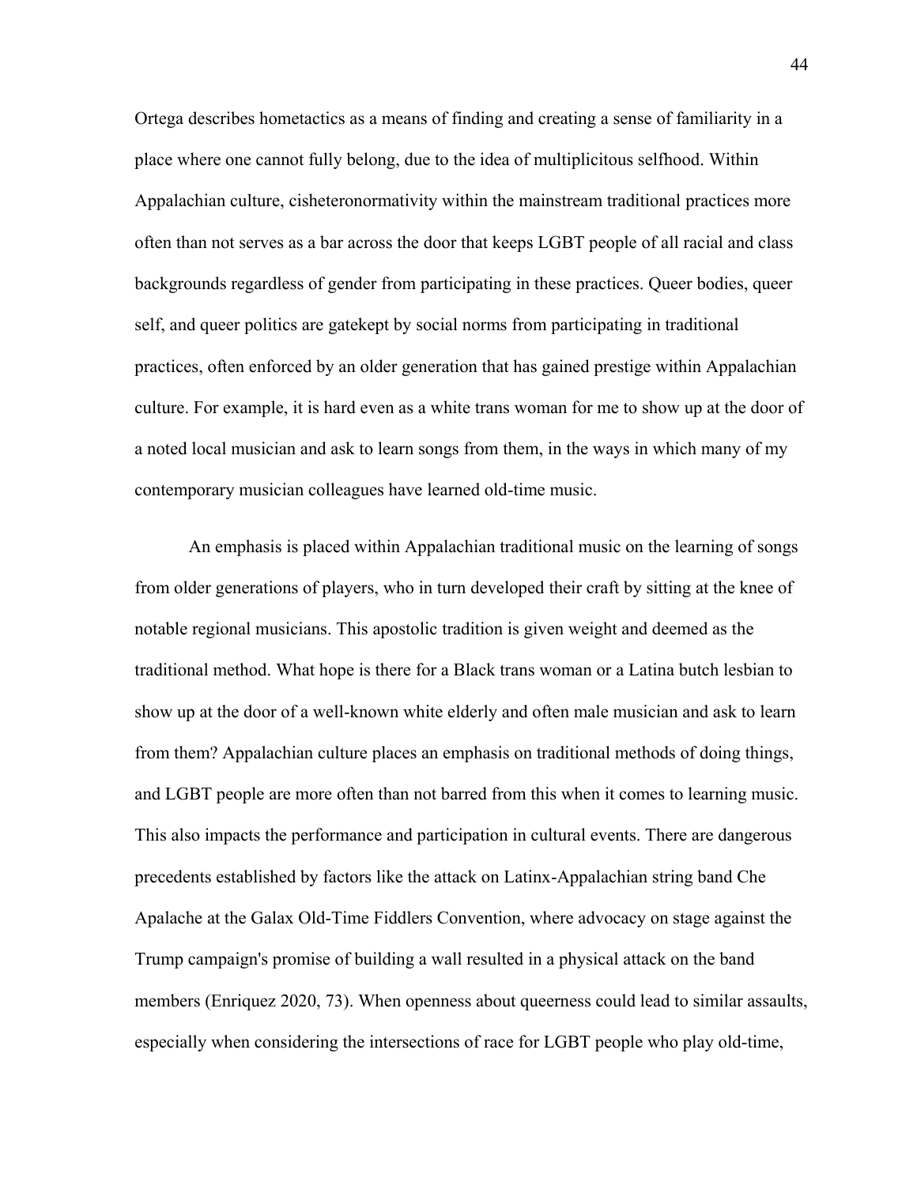Ortega describes hometactics as a means of finding and creating a sense of familiarity in a place where one cannot fully belong, due to the idea of multiplicitous selfhood. Within Appalachian culture, cisheteronormativity within the mainstream traditional practices more often than not serves as a bar across the door that keeps LGBT people of all racial and class backgrounds regardless of gender from participating in these practices. Queer bodies, queer self, and queer politics are gatekept by social norms from participating in traditional practices, often enforced by an older generation that has gained prestige within Appalachian culture. For example, it is hard even as a white trans woman for me to show up at the door of a noted local musician and ask to learn songs from them, in the ways in which many of my contemporary musician colleagues have learned old-time music.

An emphasis is placed within Appalachian traditional music on the learning of songs from older generations of players, who in turn developed their craft by sitting at the knee of notable regional musicians. This apostolic tradition is given weight and deemed as the traditional method. What hope is there for a Black trans woman or a Latina butch lesbian to show up at the door of a well-known white elderly and often male musician and ask to learn from them? Appalachian culture places an emphasis on traditional methods of doing things, and LGBT people are more often than not barred from this when it comes to learning music. This also impacts the performance and participation in cultural events. There are dangerous precedents established by factors like the attack on Latinx-Appalachian string band Che Apalache at the Galax Old-Time Fiddlers Convention, where advocacy on stage against the Trump campaign's promise of building a wall resulted in a physical attack on the band members (Enriquez 2020, 73). When openness about queerness could lead to similar assaults, especially when considering the intersections of race for LGBT people who play old-time,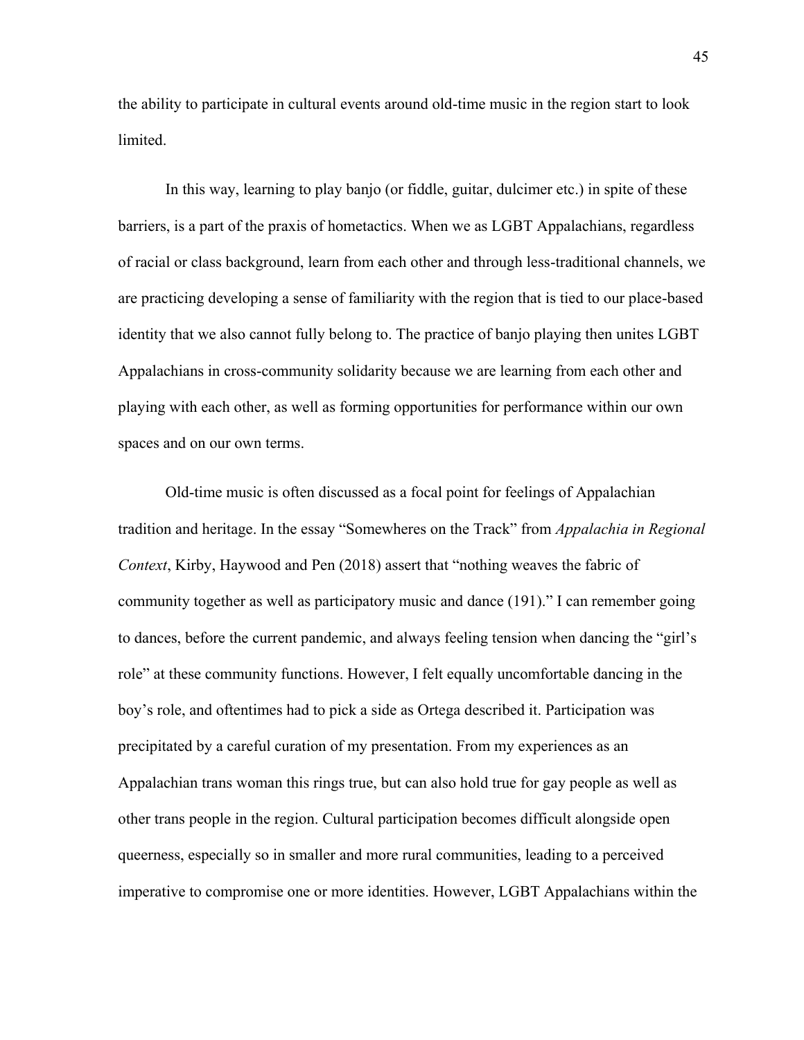the ability to participate in cultural events around old-time music in the region start to look limited.

In this way, learning to play banjo (or fiddle, guitar, dulcimer etc.) in spite of these barriers, is a part of the praxis of hometactics. When we as LGBT Appalachians, regardless of racial or class background, learn from each other and through less-traditional channels, we are practicing developing a sense of familiarity with the region that is tied to our place-based identity that we also cannot fully belong to. The practice of banjo playing then unites LGBT Appalachians in cross-community solidarity because we are learning from each other and playing with each other, as well as forming opportunities for performance within our own spaces and on our own terms.

Old-time music is often discussed as a focal point for feelings of Appalachian tradition and heritage. In the essay "Somewheres on the Track" from *Appalachia in Regional Context*, Kirby, Haywood and Pen (2018) assert that "nothing weaves the fabric of community together as well as participatory music and dance (191)." I can remember going to dances, before the current pandemic, and always feeling tension when dancing the "girl's role" at these community functions. However, I felt equally uncomfortable dancing in the boy's role, and oftentimes had to pick a side as Ortega described it. Participation was precipitated by a careful curation of my presentation. From my experiences as an Appalachian trans woman this rings true, but can also hold true for gay people as well as other trans people in the region. Cultural participation becomes difficult alongside open queerness, especially so in smaller and more rural communities, leading to a perceived imperative to compromise one or more identities. However, LGBT Appalachians within the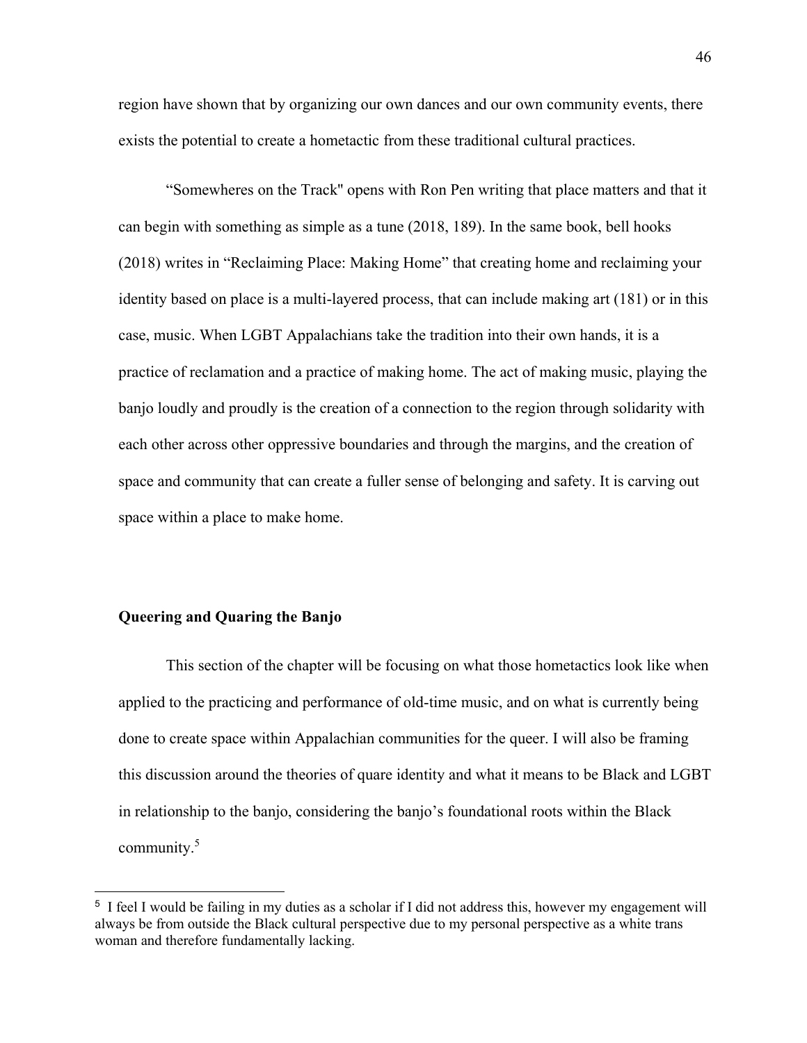region have shown that by organizing our own dances and our own community events, there exists the potential to create a hometactic from these traditional cultural practices.

"Somewheres on the Track" opens with Ron Pen writing that place matters and that it can begin with something as simple as a tune (2018, 189). In the same book, bell hooks (2018) writes in "Reclaiming Place: Making Home" that creating home and reclaiming your identity based on place is a multi-layered process, that can include making art (181) or in this case, music. When LGBT Appalachians take the tradition into their own hands, it is a practice of reclamation and a practice of making home. The act of making music, playing the banjo loudly and proudly is the creation of a connection to the region through solidarity with each other across other oppressive boundaries and through the margins, and the creation of space and community that can create a fuller sense of belonging and safety. It is carving out space within a place to make home.

### Queering and Quaring the Banjo

This section of the chapter will be focusing on what those hometactics look like when applied to the practicing and performance of old-time music, and on what is currently being done to create space within Appalachian communities for the queer. I will also be framing this discussion around the theories of quare identity and what it means to be Black and LGBT in relationship to the banjo, considering the banjo's foundational roots within the Black community.[5]

---

[5] I feel I would be failing in my duties as a scholar if I did not address this, however my engagement will always be from outside the Black cultural perspective due to my personal perspective as a white trans woman and therefore fundamentally lacking.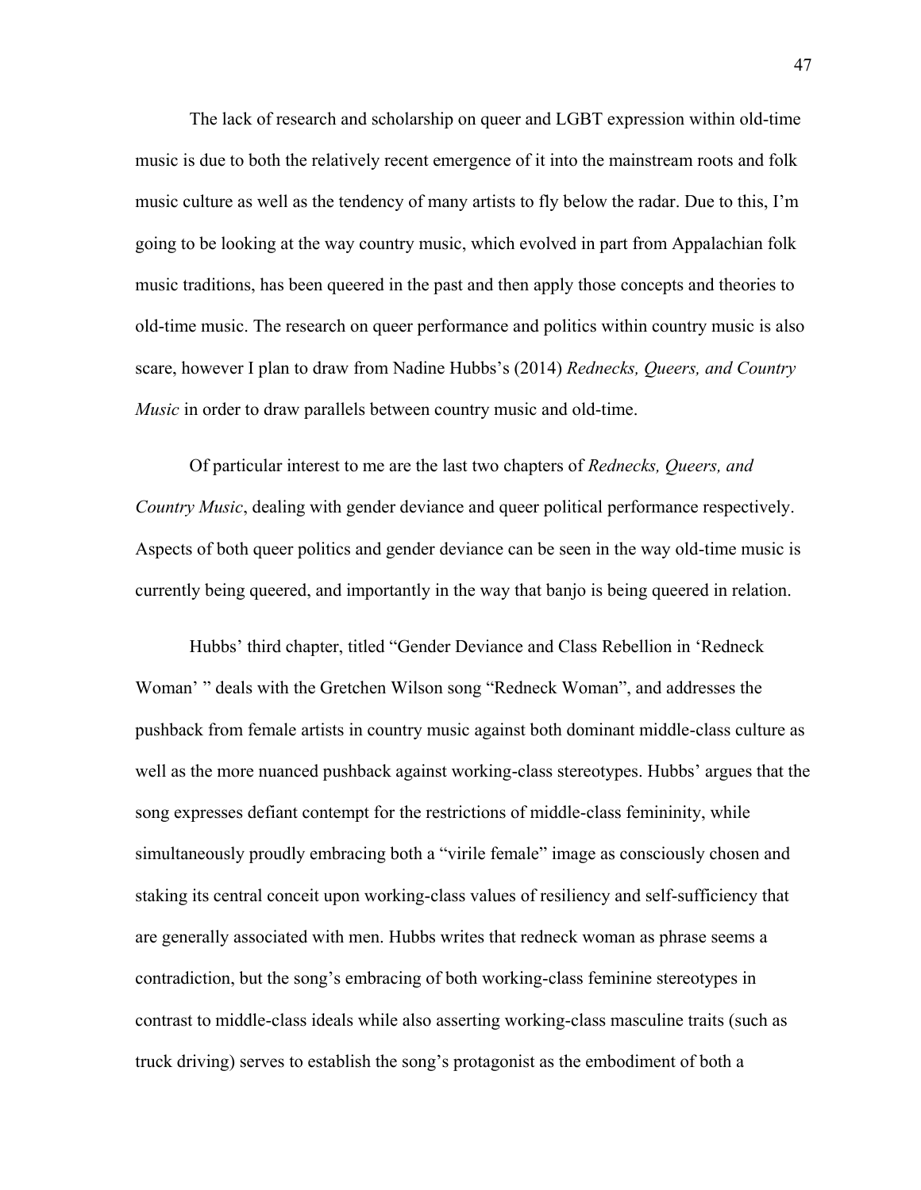The lack of research and scholarship on queer and LGBT expression within old-time music is due to both the relatively recent emergence of it into the mainstream roots and folk music culture as well as the tendency of many artists to fly below the radar. Due to this, I'm going to be looking at the way country music, which evolved in part from Appalachian folk music traditions, has been queered in the past and then apply those concepts and theories to old-time music. The research on queer performance and politics within country music is also scare, however I plan to draw from Nadine Hubbs's (2014) *Rednecks, Queers, and Country Music* in order to draw parallels between country music and old-time.

Of particular interest to me are the last two chapters of *Rednecks, Queers, and Country Music*, dealing with gender deviance and queer political performance respectively. Aspects of both queer politics and gender deviance can be seen in the way old-time music is currently being queered, and importantly in the way that banjo is being queered in relation.

Hubbs' third chapter, titled "Gender Deviance and Class Rebellion in 'Redneck Woman' " deals with the Gretchen Wilson song "Redneck Woman", and addresses the pushback from female artists in country music against both dominant middle-class culture as well as the more nuanced pushback against working-class stereotypes. Hubbs' argues that the song expresses defiant contempt for the restrictions of middle-class femininity, while simultaneously proudly embracing both a "virile female" image as consciously chosen and staking its central conceit upon working-class values of resiliency and self-sufficiency that are generally associated with men. Hubbs writes that redneck woman as phrase seems a contradiction, but the song's embracing of both working-class feminine stereotypes in contrast to middle-class ideals while also asserting working-class masculine traits (such as truck driving) serves to establish the song's protagonist as the embodiment of both a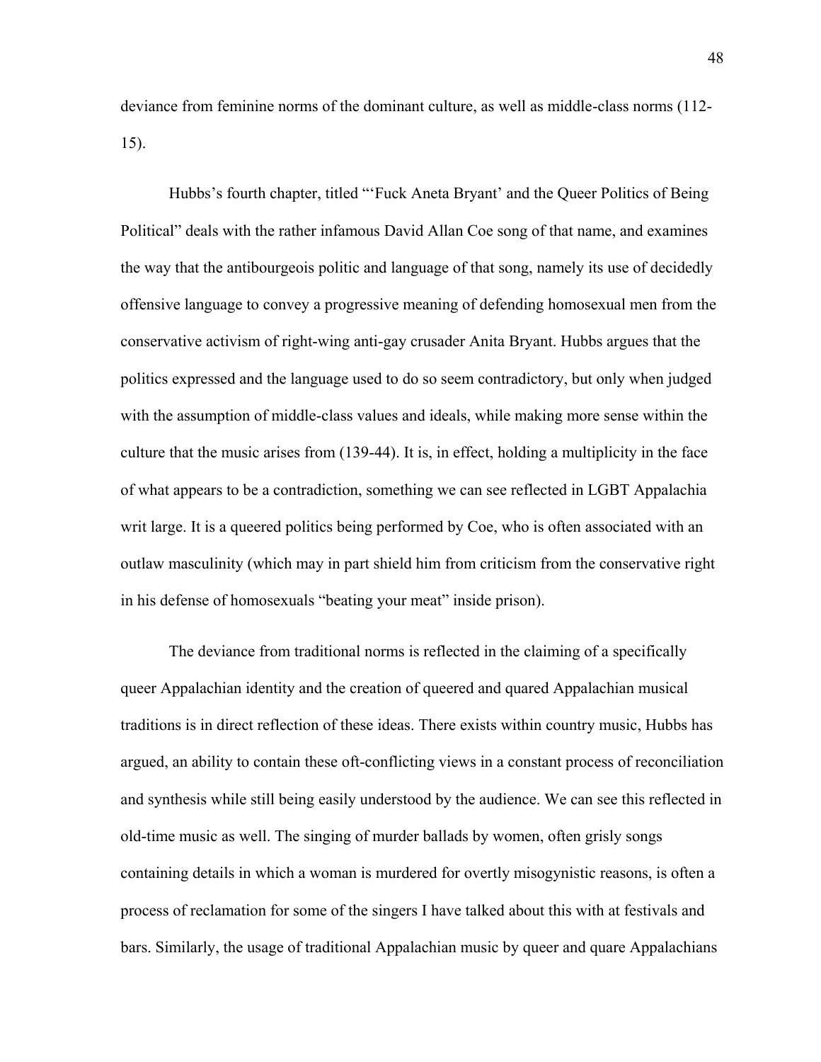deviance from feminine norms of the dominant culture, as well as middle-class norms (112-15).

Hubbs's fourth chapter, titled "'Fuck Aneta Bryant' and the Queer Politics of Being Political" deals with the rather infamous David Allan Coe song of that name, and examines the way that the antibourgeois politic and language of that song, namely its use of decidedly offensive language to convey a progressive meaning of defending homosexual men from the conservative activism of right-wing anti-gay crusader Anita Bryant. Hubbs argues that the politics expressed and the language used to do so seem contradictory, but only when judged with the assumption of middle-class values and ideals, while making more sense within the culture that the music arises from (139-44). It is, in effect, holding a multiplicity in the face of what appears to be a contradiction, something we can see reflected in LGBT Appalachia writ large. It is a queered politics being performed by Coe, who is often associated with an outlaw masculinity (which may in part shield him from criticism from the conservative right in his defense of homosexuals "beating your meat" inside prison).

The deviance from traditional norms is reflected in the claiming of a specifically queer Appalachian identity and the creation of queered and quared Appalachian musical traditions is in direct reflection of these ideas. There exists within country music, Hubbs has argued, an ability to contain these oft-conflicting views in a constant process of reconciliation and synthesis while still being easily understood by the audience. We can see this reflected in old-time music as well. The singing of murder ballads by women, often grisly songs containing details in which a woman is murdered for overtly misogynistic reasons, is often a process of reclamation for some of the singers I have talked about this with at festivals and bars. Similarly, the usage of traditional Appalachian music by queer and quare Appalachians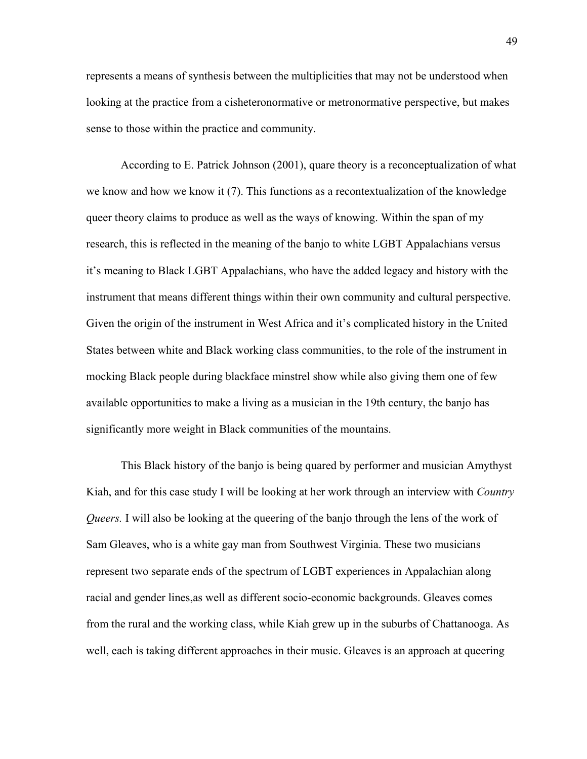represents a means of synthesis between the multiplicities that may not be understood when looking at the practice from a cisheteronormative or metronormative perspective, but makes sense to those within the practice and community.

According to E. Patrick Johnson (2001), quare theory is a reconceptualization of what we know and how we know it (7). This functions as a recontextualization of the knowledge queer theory claims to produce as well as the ways of knowing. Within the span of my research, this is reflected in the meaning of the banjo to white LGBT Appalachians versus it's meaning to Black LGBT Appalachians, who have the added legacy and history with the instrument that means different things within their own community and cultural perspective. Given the origin of the instrument in West Africa and it's complicated history in the United States between white and Black working class communities, to the role of the instrument in mocking Black people during blackface minstrel show while also giving them one of few available opportunities to make a living as a musician in the 19th century, the banjo has significantly more weight in Black communities of the mountains.

This Black history of the banjo is being quared by performer and musician Amythyst Kiah, and for this case study I will be looking at her work through an interview with *Country Queers.* I will also be looking at the queering of the banjo through the lens of the work of Sam Gleaves, who is a white gay man from Southwest Virginia. These two musicians represent two separate ends of the spectrum of LGBT experiences in Appalachian along racial and gender lines,as well as different socio-economic backgrounds. Gleaves comes from the rural and the working class, while Kiah grew up in the suburbs of Chattanooga. As well, each is taking different approaches in their music. Gleaves is an approach at queering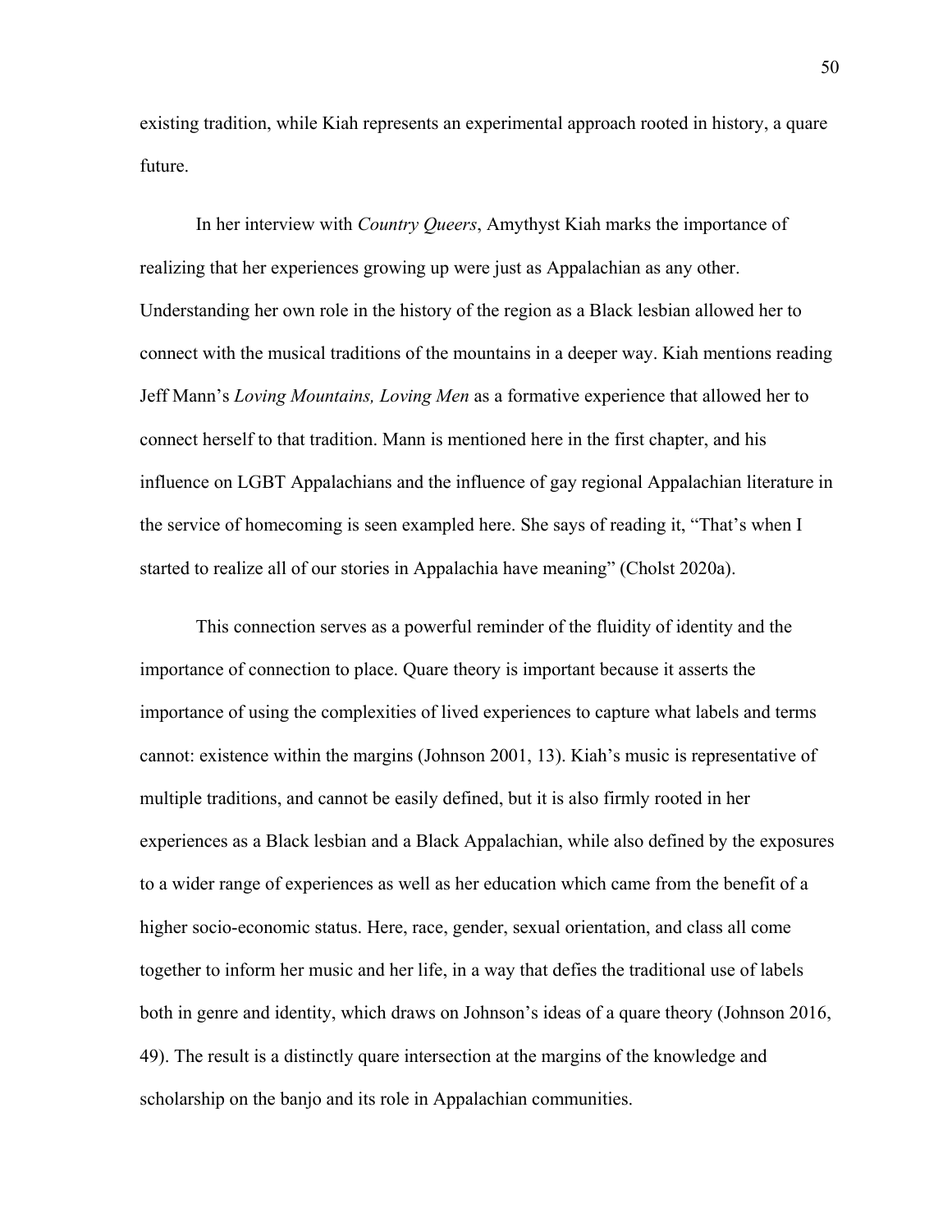existing tradition, while Kiah represents an experimental approach rooted in history, a quare future.

In her interview with *Country Queers*, Amythyst Kiah marks the importance of realizing that her experiences growing up were just as Appalachian as any other. Understanding her own role in the history of the region as a Black lesbian allowed her to connect with the musical traditions of the mountains in a deeper way. Kiah mentions reading Jeff Mann's *Loving Mountains, Loving Men* as a formative experience that allowed her to connect herself to that tradition. Mann is mentioned here in the first chapter, and his influence on LGBT Appalachians and the influence of gay regional Appalachian literature in the service of homecoming is seen exampled here. She says of reading it, "That's when I started to realize all of our stories in Appalachia have meaning" (Cholst 2020a).

This connection serves as a powerful reminder of the fluidity of identity and the importance of connection to place. Quare theory is important because it asserts the importance of using the complexities of lived experiences to capture what labels and terms cannot: existence within the margins (Johnson 2001, 13). Kiah's music is representative of multiple traditions, and cannot be easily defined, but it is also firmly rooted in her experiences as a Black lesbian and a Black Appalachian, while also defined by the exposures to a wider range of experiences as well as her education which came from the benefit of a higher socio-economic status. Here, race, gender, sexual orientation, and class all come together to inform her music and her life, in a way that defies the traditional use of labels both in genre and identity, which draws on Johnson's ideas of a quare theory (Johnson 2016, 49). The result is a distinctly quare intersection at the margins of the knowledge and scholarship on the banjo and its role in Appalachian communities.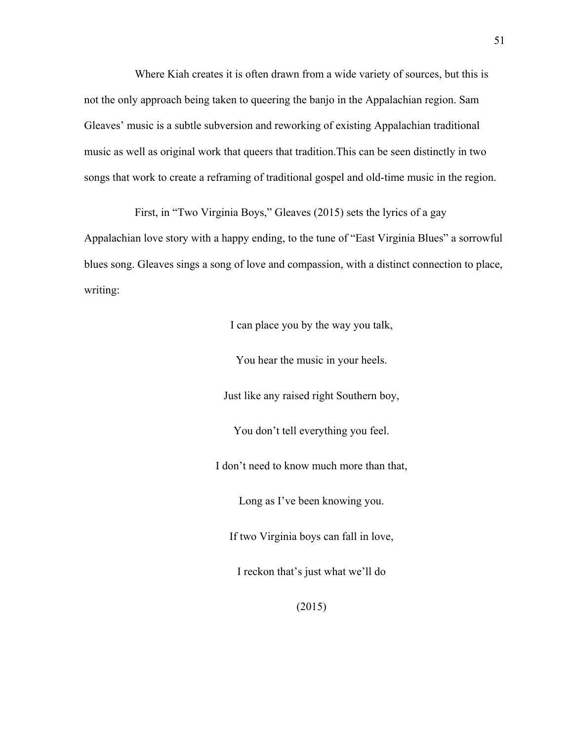Where Kiah creates it is often drawn from a wide variety of sources, but this is not the only approach being taken to queering the banjo in the Appalachian region. Sam Gleaves' music is a subtle subversion and reworking of existing Appalachian traditional music as well as original work that queers that tradition.This can be seen distinctly in two songs that work to create a reframing of traditional gospel and old-time music in the region.

First, in "Two Virginia Boys," Gleaves (2015) sets the lyrics of a gay Appalachian love story with a happy ending, to the tune of "East Virginia Blues" a sorrowful blues song. Gleaves sings a song of love and compassion, with a distinct connection to place, writing:

> I can place you by the way you talk,
>
> You hear the music in your heels.
>
> Just like any raised right Southern boy,
>
> You don't tell everything you feel.
>
> I don't need to know much more than that,
>
> Long as I've been knowing you.
>
> If two Virginia boys can fall in love,
>
> I reckon that's just what we'll do
>
> (2015)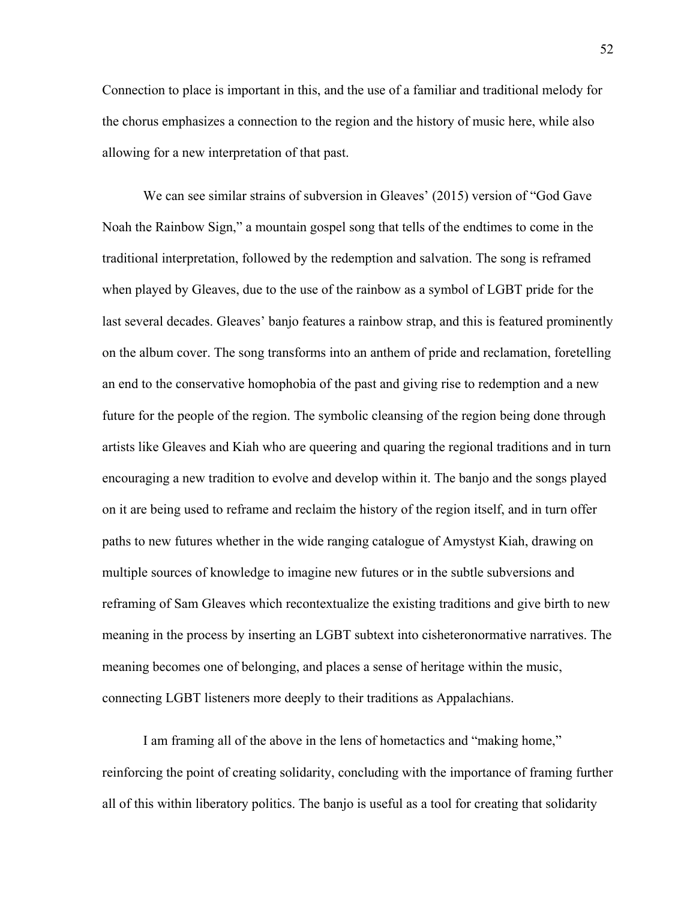Connection to place is important in this, and the use of a familiar and traditional melody for the chorus emphasizes a connection to the region and the history of music here, while also allowing for a new interpretation of that past.

We can see similar strains of subversion in Gleaves' (2015) version of "God Gave Noah the Rainbow Sign," a mountain gospel song that tells of the endtimes to come in the traditional interpretation, followed by the redemption and salvation. The song is reframed when played by Gleaves, due to the use of the rainbow as a symbol of LGBT pride for the last several decades. Gleaves' banjo features a rainbow strap, and this is featured prominently on the album cover. The song transforms into an anthem of pride and reclamation, foretelling an end to the conservative homophobia of the past and giving rise to redemption and a new future for the people of the region. The symbolic cleansing of the region being done through artists like Gleaves and Kiah who are queering and quaring the regional traditions and in turn encouraging a new tradition to evolve and develop within it. The banjo and the songs played on it are being used to reframe and reclaim the history of the region itself, and in turn offer paths to new futures whether in the wide ranging catalogue of Amystyst Kiah, drawing on multiple sources of knowledge to imagine new futures or in the subtle subversions and reframing of Sam Gleaves which recontextualize the existing traditions and give birth to new meaning in the process by inserting an LGBT subtext into cisheteronormative narratives. The meaning becomes one of belonging, and places a sense of heritage within the music, connecting LGBT listeners more deeply to their traditions as Appalachians.

I am framing all of the above in the lens of hometactics and "making home," reinforcing the point of creating solidarity, concluding with the importance of framing further all of this within liberatory politics. The banjo is useful as a tool for creating that solidarity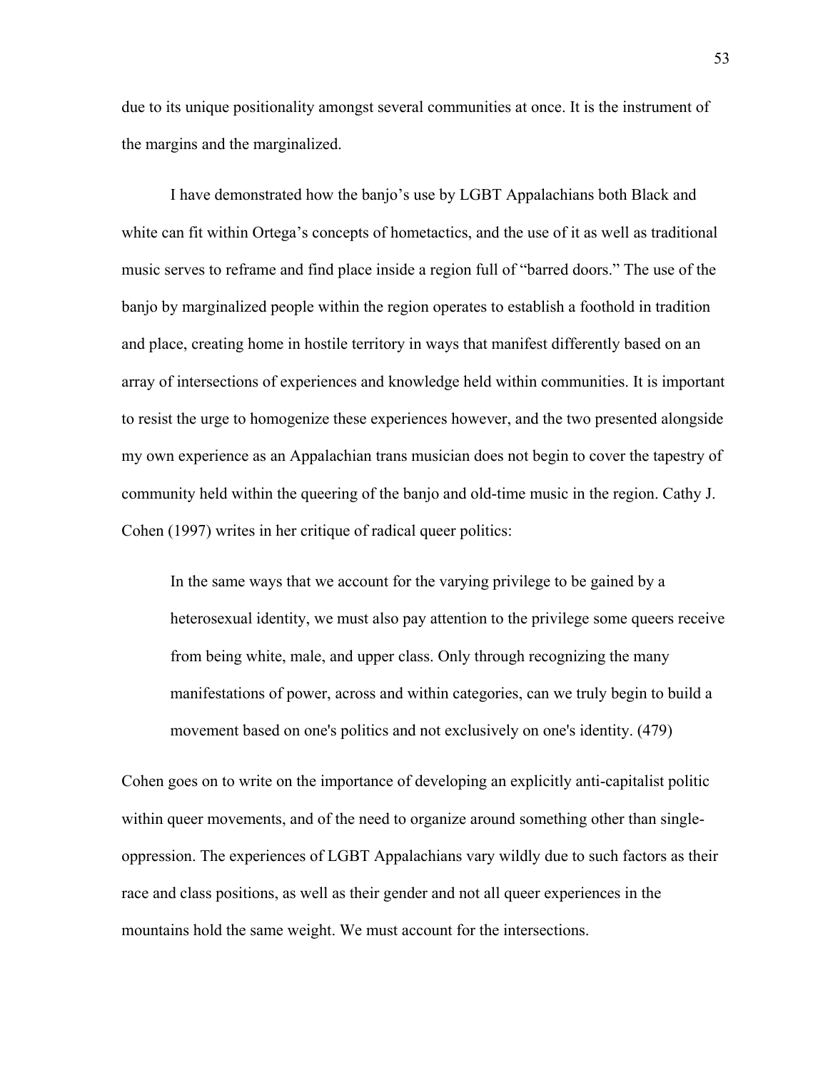due to its unique positionality amongst several communities at once. It is the instrument of the margins and the marginalized.

I have demonstrated how the banjo's use by LGBT Appalachians both Black and white can fit within Ortega's concepts of hometactics, and the use of it as well as traditional music serves to reframe and find place inside a region full of "barred doors." The use of the banjo by marginalized people within the region operates to establish a foothold in tradition and place, creating home in hostile territory in ways that manifest differently based on an array of intersections of experiences and knowledge held within communities. It is important to resist the urge to homogenize these experiences however, and the two presented alongside my own experience as an Appalachian trans musician does not begin to cover the tapestry of community held within the queering of the banjo and old-time music in the region. Cathy J. Cohen (1997) writes in her critique of radical queer politics:

> In the same ways that we account for the varying privilege to be gained by a heterosexual identity, we must also pay attention to the privilege some queers receive from being white, male, and upper class. Only through recognizing the many manifestations of power, across and within categories, can we truly begin to build a movement based on one's politics and not exclusively on one's identity. (479)

Cohen goes on to write on the importance of developing an explicitly anti-capitalist politic within queer movements, and of the need to organize around something other than single-oppression. The experiences of LGBT Appalachians vary wildly due to such factors as their race and class positions, as well as their gender and not all queer experiences in the mountains hold the same weight. We must account for the intersections.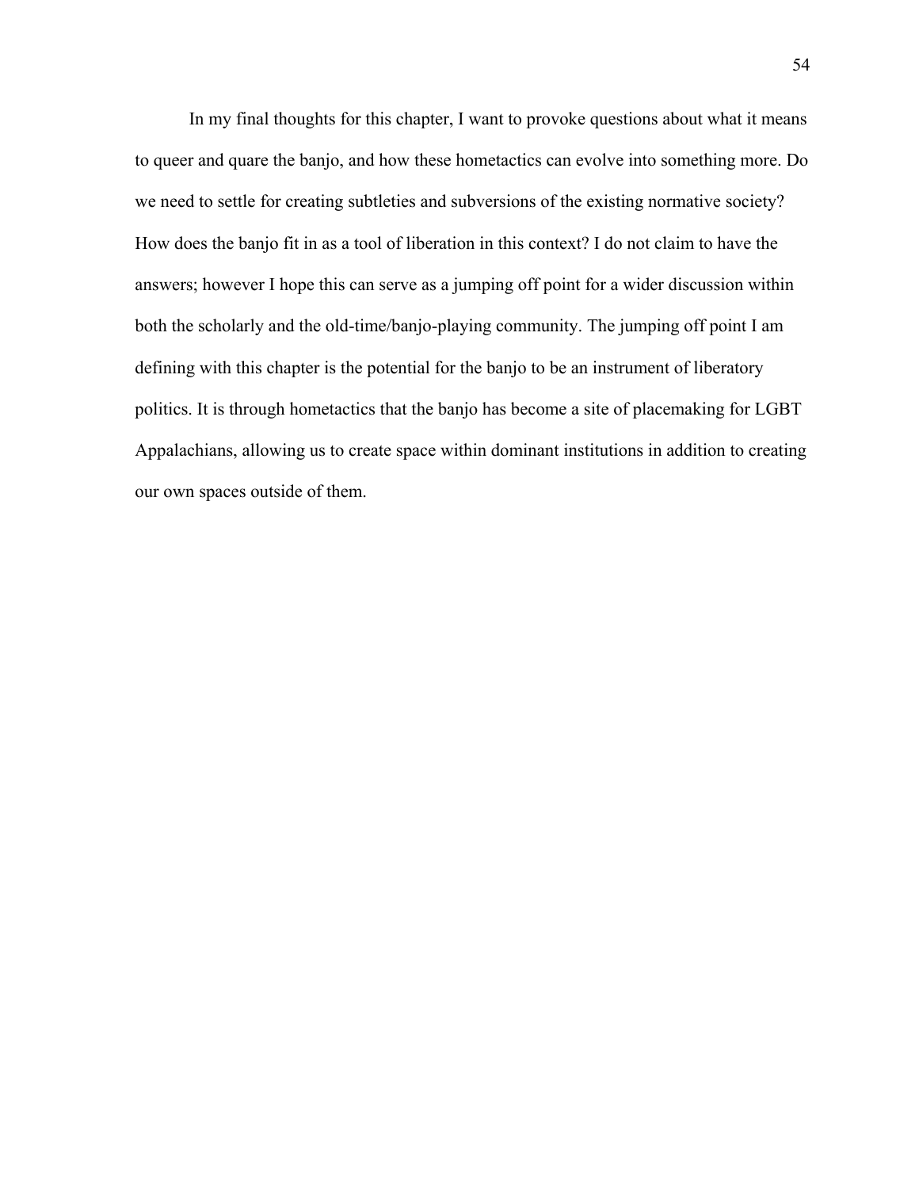In my final thoughts for this chapter, I want to provoke questions about what it means to queer and quare the banjo, and how these hometactics can evolve into something more. Do we need to settle for creating subtleties and subversions of the existing normative society? How does the banjo fit in as a tool of liberation in this context? I do not claim to have the answers; however I hope this can serve as a jumping off point for a wider discussion within both the scholarly and the old-time/banjo-playing community. The jumping off point I am defining with this chapter is the potential for the banjo to be an instrument of liberatory politics. It is through hometactics that the banjo has become a site of placemaking for LGBT Appalachians, allowing us to create space within dominant institutions in addition to creating our own spaces outside of them.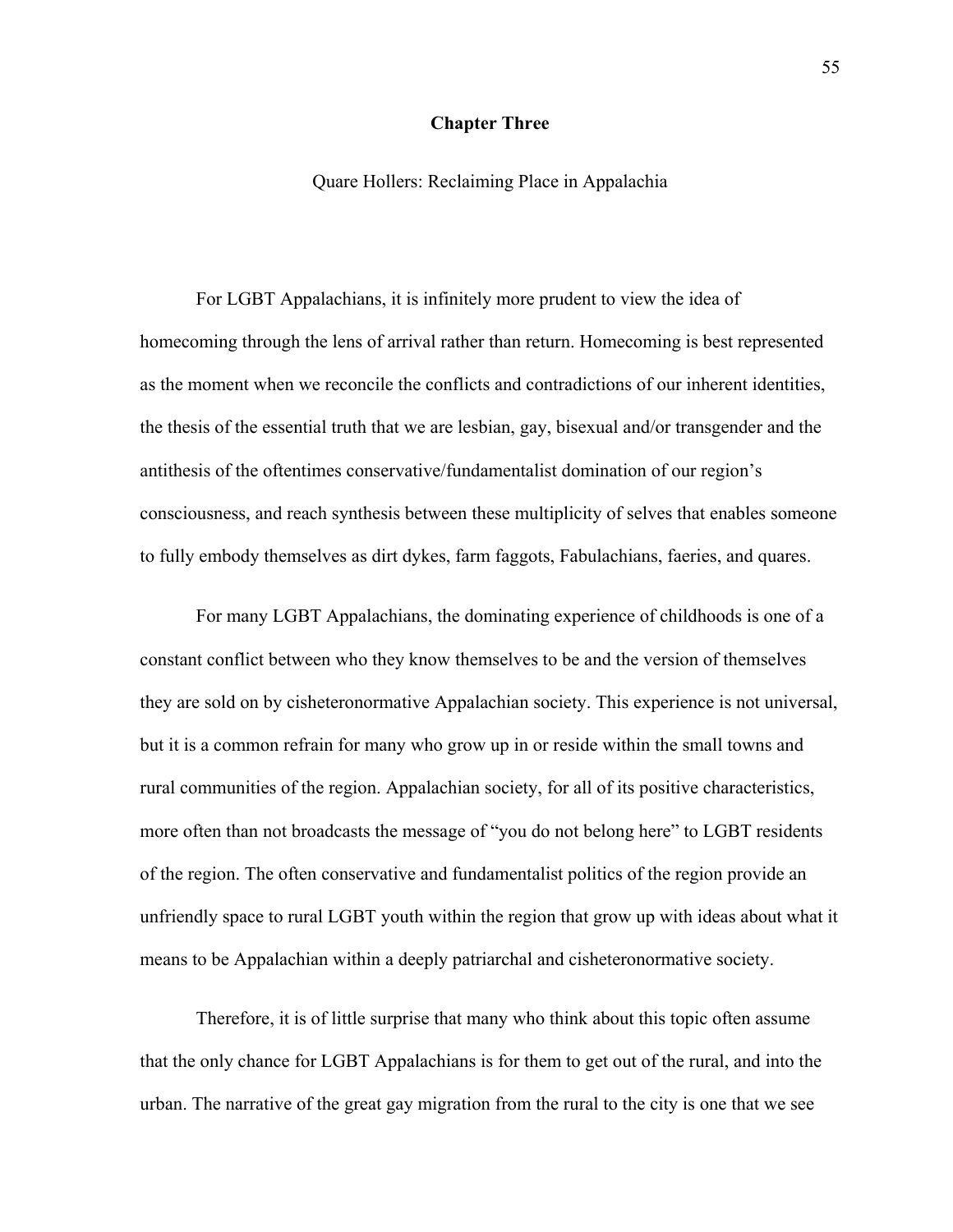# Chapter Three

Quare Hollers: Reclaiming Place in Appalachia

For LGBT Appalachians, it is infinitely more prudent to view the idea of homecoming through the lens of arrival rather than return. Homecoming is best represented as the moment when we reconcile the conflicts and contradictions of our inherent identities, the thesis of the essential truth that we are lesbian, gay, bisexual and/or transgender and the antithesis of the oftentimes conservative/fundamentalist domination of our region's consciousness, and reach synthesis between these multiplicity of selves that enables someone to fully embody themselves as dirt dykes, farm faggots, Fabulachians, faeries, and quares.

For many LGBT Appalachians, the dominating experience of childhoods is one of a constant conflict between who they know themselves to be and the version of themselves they are sold on by cisheteronormative Appalachian society. This experience is not universal, but it is a common refrain for many who grow up in or reside within the small towns and rural communities of the region. Appalachian society, for all of its positive characteristics, more often than not broadcasts the message of "you do not belong here" to LGBT residents of the region. The often conservative and fundamentalist politics of the region provide an unfriendly space to rural LGBT youth within the region that grow up with ideas about what it means to be Appalachian within a deeply patriarchal and cisheteronormative society.

Therefore, it is of little surprise that many who think about this topic often assume that the only chance for LGBT Appalachians is for them to get out of the rural, and into the urban. The narrative of the great gay migration from the rural to the city is one that we see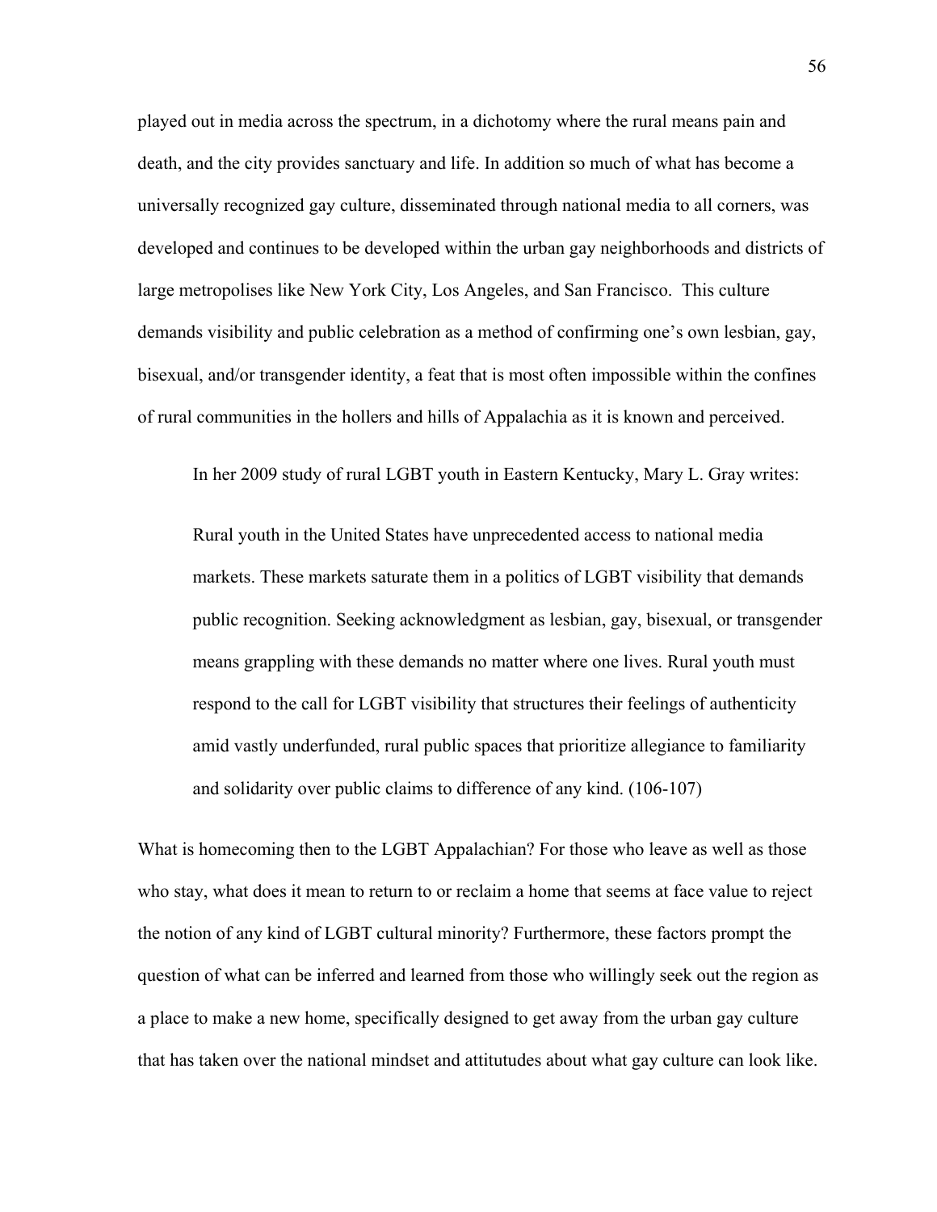played out in media across the spectrum, in a dichotomy where the rural means pain and death, and the city provides sanctuary and life. In addition so much of what has become a universally recognized gay culture, disseminated through national media to all corners, was developed and continues to be developed within the urban gay neighborhoods and districts of large metropolises like New York City, Los Angeles, and San Francisco. This culture demands visibility and public celebration as a method of confirming one's own lesbian, gay, bisexual, and/or transgender identity, a feat that is most often impossible within the confines of rural communities in the hollers and hills of Appalachia as it is known and perceived.

In her 2009 study of rural LGBT youth in Eastern Kentucky, Mary L. Gray writes:

> Rural youth in the United States have unprecedented access to national media markets. These markets saturate them in a politics of LGBT visibility that demands public recognition. Seeking acknowledgment as lesbian, gay, bisexual, or transgender means grappling with these demands no matter where one lives. Rural youth must respond to the call for LGBT visibility that structures their feelings of authenticity amid vastly underfunded, rural public spaces that prioritize allegiance to familiarity and solidarity over public claims to difference of any kind. (106-107)

What is homecoming then to the LGBT Appalachian? For those who leave as well as those who stay, what does it mean to return to or reclaim a home that seems at face value to reject the notion of any kind of LGBT cultural minority? Furthermore, these factors prompt the question of what can be inferred and learned from those who willingly seek out the region as a place to make a new home, specifically designed to get away from the urban gay culture that has taken over the national mindset and attitutdes about what gay culture can look like.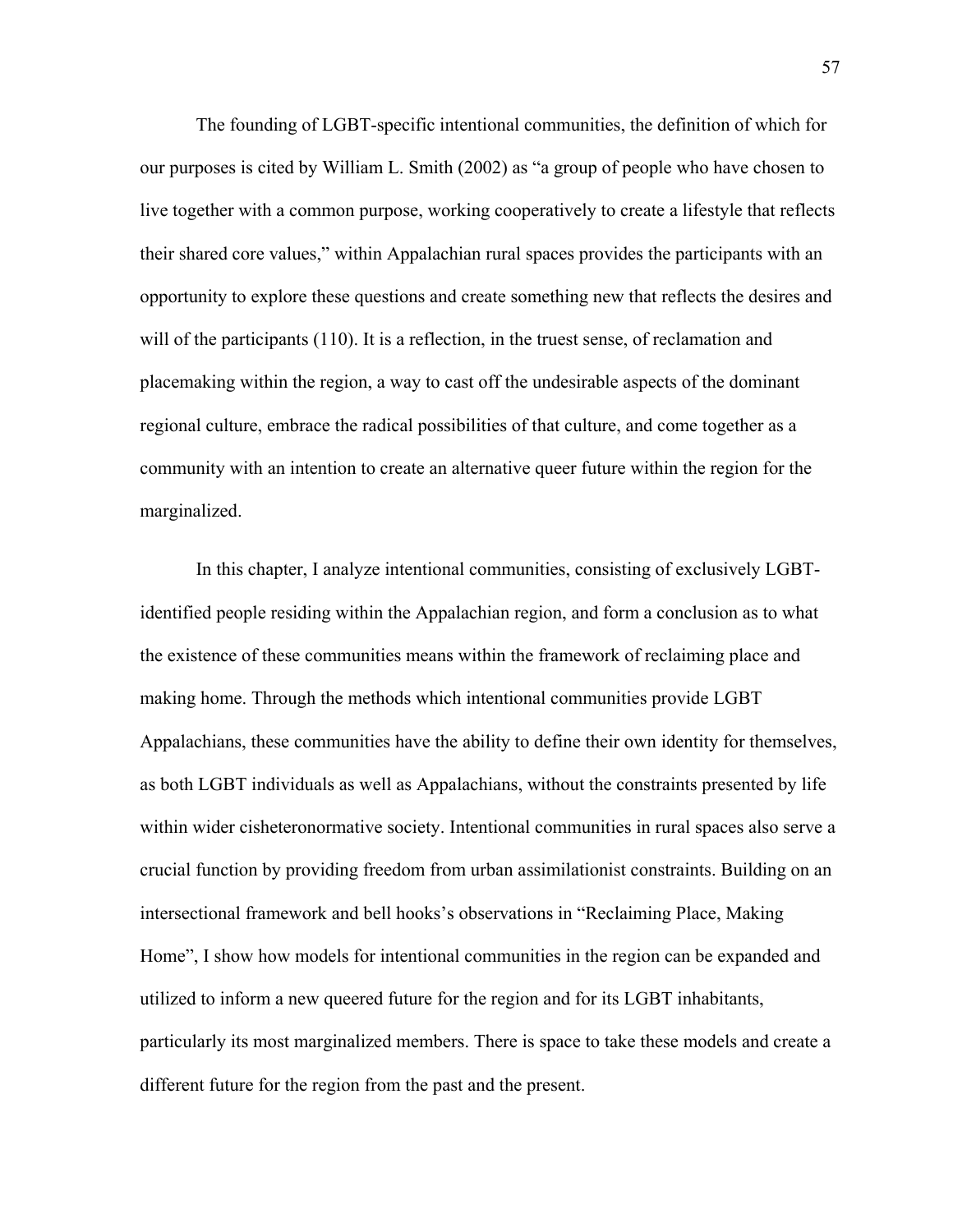The founding of LGBT-specific intentional communities, the definition of which for our purposes is cited by William L. Smith (2002) as "a group of people who have chosen to live together with a common purpose, working cooperatively to create a lifestyle that reflects their shared core values," within Appalachian rural spaces provides the participants with an opportunity to explore these questions and create something new that reflects the desires and will of the participants (110). It is a reflection, in the truest sense, of reclamation and placemaking within the region, a way to cast off the undesirable aspects of the dominant regional culture, embrace the radical possibilities of that culture, and come together as a community with an intention to create an alternative queer future within the region for the marginalized.

In this chapter, I analyze intentional communities, consisting of exclusively LGBT-identified people residing within the Appalachian region, and form a conclusion as to what the existence of these communities means within the framework of reclaiming place and making home. Through the methods which intentional communities provide LGBT Appalachians, these communities have the ability to define their own identity for themselves, as both LGBT individuals as well as Appalachians, without the constraints presented by life within wider cisheteronormative society. Intentional communities in rural spaces also serve a crucial function by providing freedom from urban assimilationist constraints. Building on an intersectional framework and bell hooks's observations in "Reclaiming Place, Making Home", I show how models for intentional communities in the region can be expanded and utilized to inform a new queered future for the region and for its LGBT inhabitants, particularly its most marginalized members. There is space to take these models and create a different future for the region from the past and the present.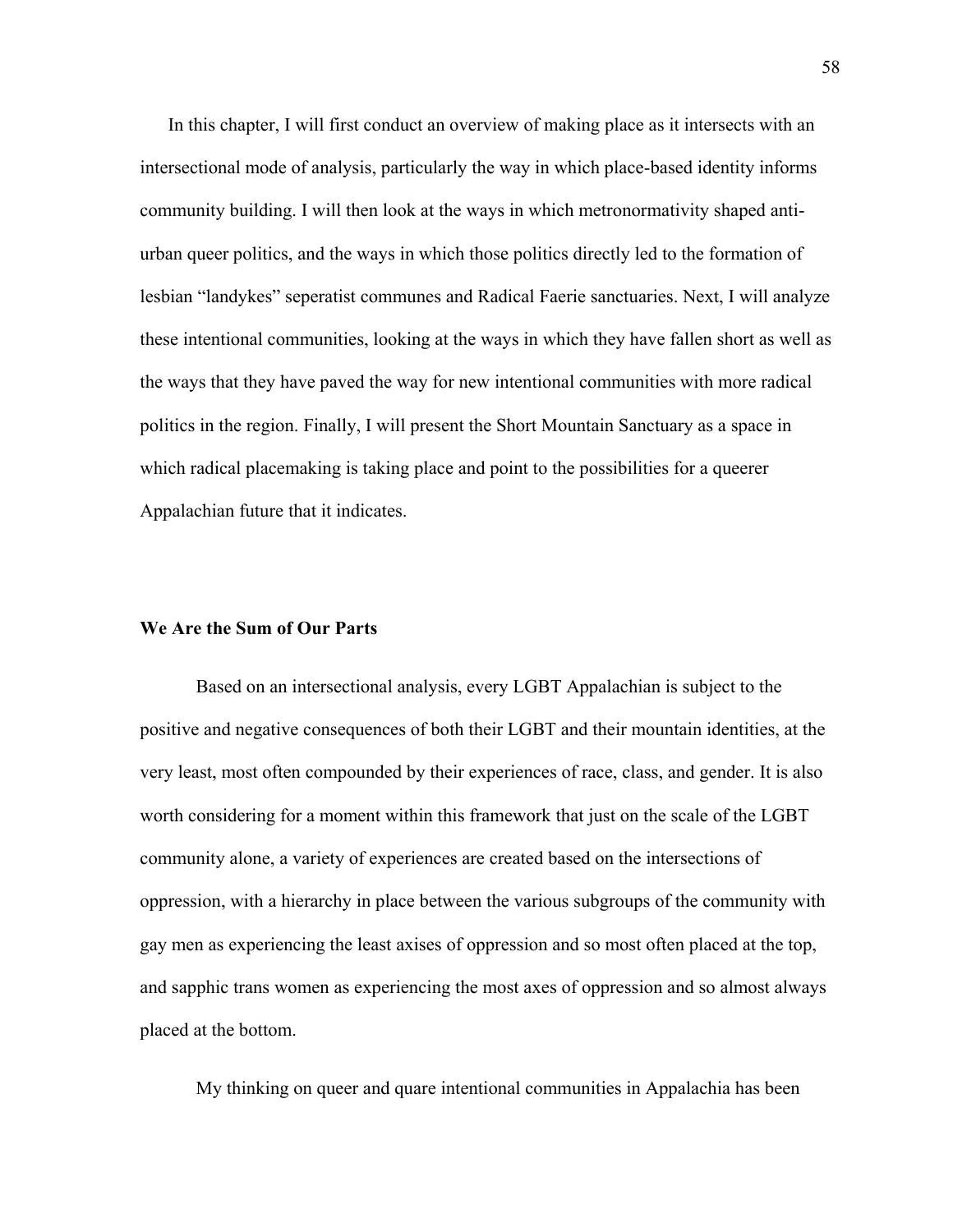In this chapter, I will first conduct an overview of making place as it intersects with an intersectional mode of analysis, particularly the way in which place-based identity informs community building. I will then look at the ways in which metronormativity shaped anti-urban queer politics, and the ways in which those politics directly led to the formation of lesbian "landykes" seperatist communes and Radical Faerie sanctuaries. Next, I will analyze these intentional communities, looking at the ways in which they have fallen short as well as the ways that they have paved the way for new intentional communities with more radical politics in the region. Finally, I will present the Short Mountain Sanctuary as a space in which radical placemaking is taking place and point to the possibilities for a queerer Appalachian future that it indicates.

**We Are the Sum of Our Parts**

Based on an intersectional analysis, every LGBT Appalachian is subject to the positive and negative consequences of both their LGBT and their mountain identities, at the very least, most often compounded by their experiences of race, class, and gender. It is also worth considering for a moment within this framework that just on the scale of the LGBT community alone, a variety of experiences are created based on the intersections of oppression, with a hierarchy in place between the various subgroups of the community with gay men as experiencing the least axises of oppression and so most often placed at the top, and sapphic trans women as experiencing the most axes of oppression and so almost always placed at the bottom.

My thinking on queer and quare intentional communities in Appalachia has been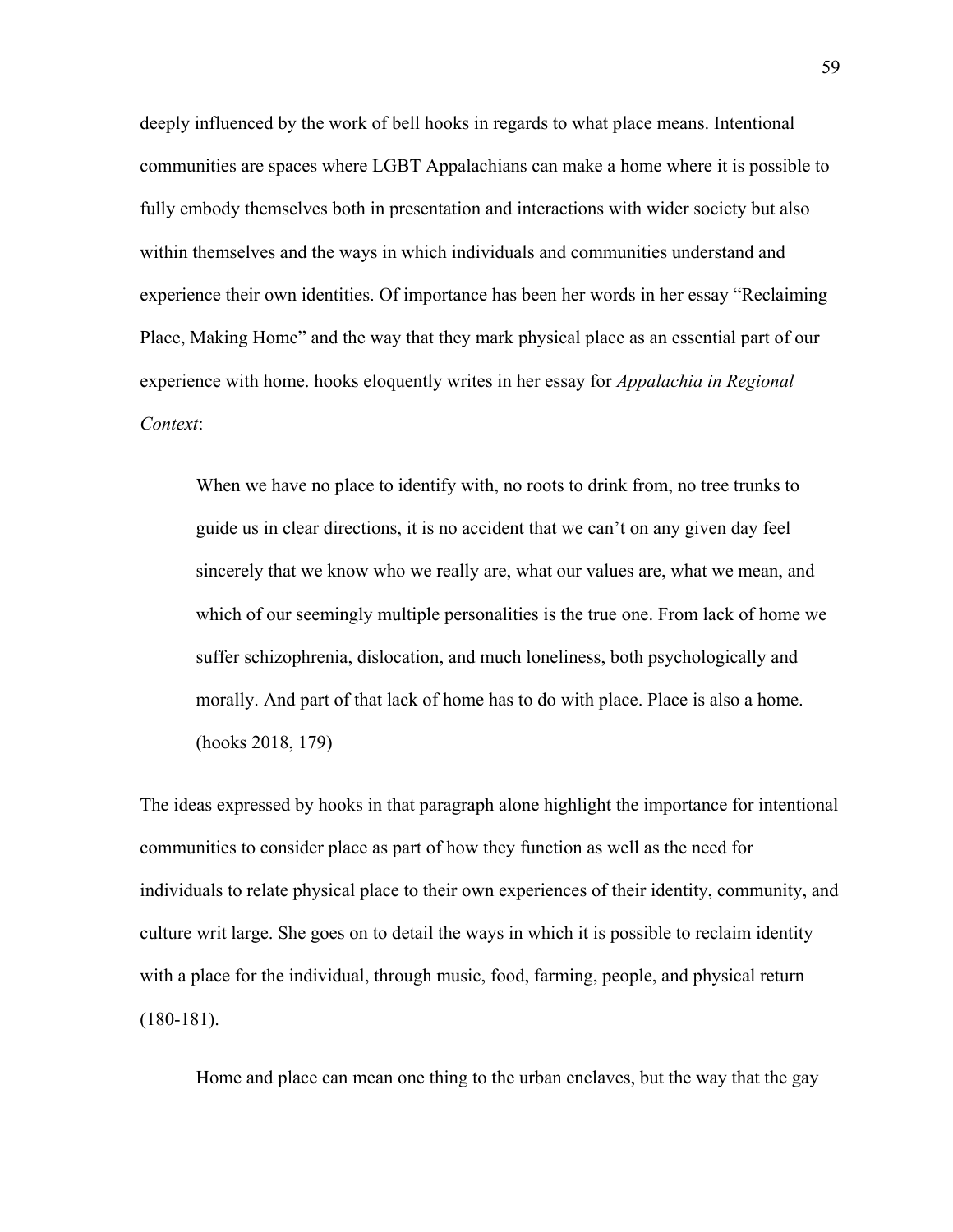deeply influenced by the work of bell hooks in regards to what place means. Intentional communities are spaces where LGBT Appalachians can make a home where it is possible to fully embody themselves both in presentation and interactions with wider society but also within themselves and the ways in which individuals and communities understand and experience their own identities. Of importance has been her words in her essay "Reclaiming Place, Making Home" and the way that they mark physical place as an essential part of our experience with home. hooks eloquently writes in her essay for *Appalachia in Regional Context*:

> When we have no place to identify with, no roots to drink from, no tree trunks to guide us in clear directions, it is no accident that we can't on any given day feel sincerely that we know who we really are, what our values are, what we mean, and which of our seemingly multiple personalities is the true one. From lack of home we suffer schizophrenia, dislocation, and much loneliness, both psychologically and morally. And part of that lack of home has to do with place. Place is also a home. (hooks 2018, 179)

The ideas expressed by hooks in that paragraph alone highlight the importance for intentional communities to consider place as part of how they function as well as the need for individuals to relate physical place to their own experiences of their identity, community, and culture writ large. She goes on to detail the ways in which it is possible to reclaim identity with a place for the individual, through music, food, farming, people, and physical return (180-181).

Home and place can mean one thing to the urban enclaves, but the way that the gay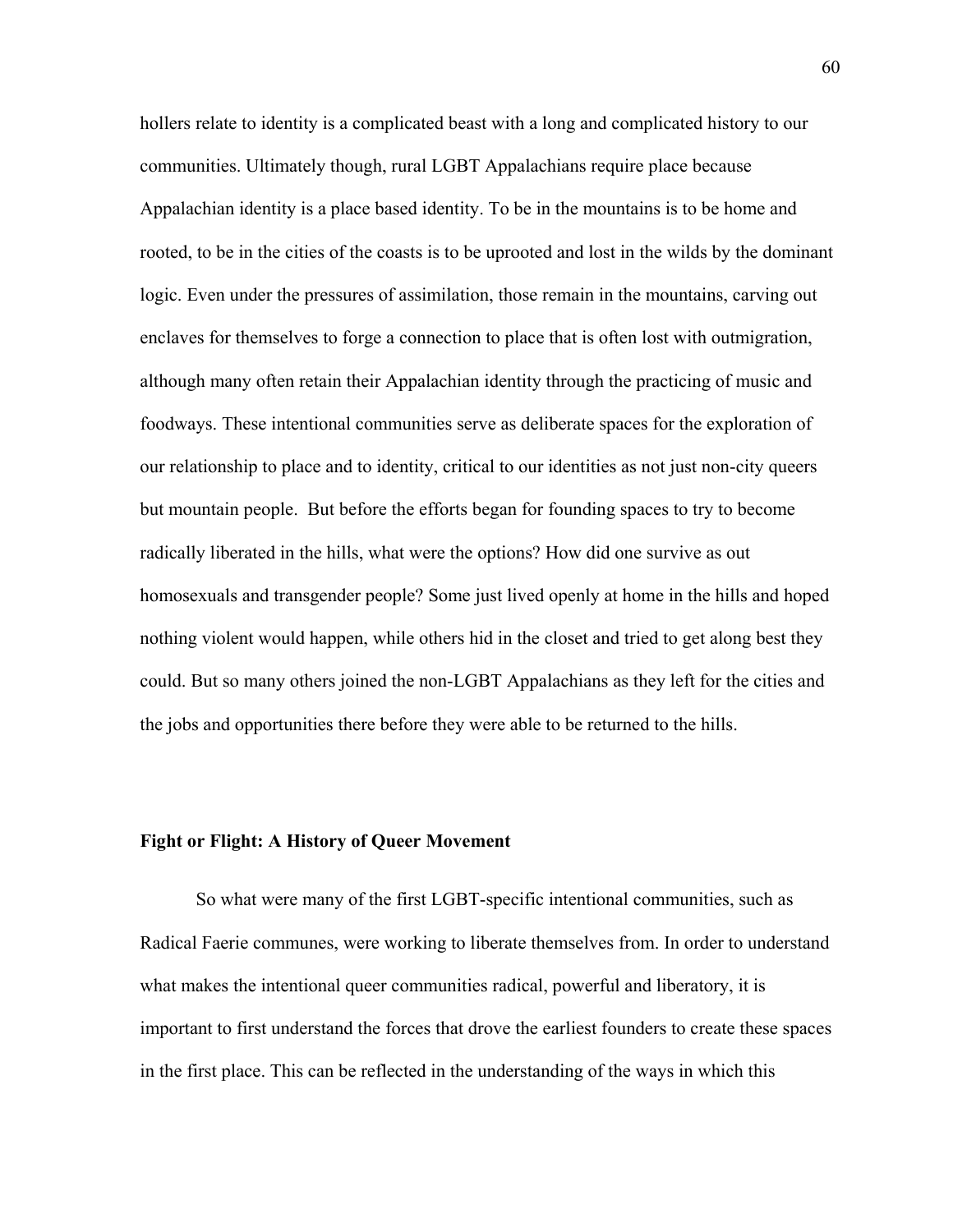hollers relate to identity is a complicated beast with a long and complicated history to our communities. Ultimately though, rural LGBT Appalachians require place because Appalachian identity is a place based identity. To be in the mountains is to be home and rooted, to be in the cities of the coasts is to be uprooted and lost in the wilds by the dominant logic. Even under the pressures of assimilation, those remain in the mountains, carving out enclaves for themselves to forge a connection to place that is often lost with outmigration, although many often retain their Appalachian identity through the practicing of music and foodways. These intentional communities serve as deliberate spaces for the exploration of our relationship to place and to identity, critical to our identities as not just non-city queers but mountain people. But before the efforts began for founding spaces to try to become radically liberated in the hills, what were the options? How did one survive as out homosexuals and transgender people? Some just lived openly at home in the hills and hoped nothing violent would happen, while others hid in the closet and tried to get along best they could. But so many others joined the non-LGBT Appalachians as they left for the cities and the jobs and opportunities there before they were able to be returned to the hills.

**Fight or Flight: A History of Queer Movement**

So what were many of the first LGBT-specific intentional communities, such as Radical Faerie communes, were working to liberate themselves from. In order to understand what makes the intentional queer communities radical, powerful and liberatory, it is important to first understand the forces that drove the earliest founders to create these spaces in the first place. This can be reflected in the understanding of the ways in which this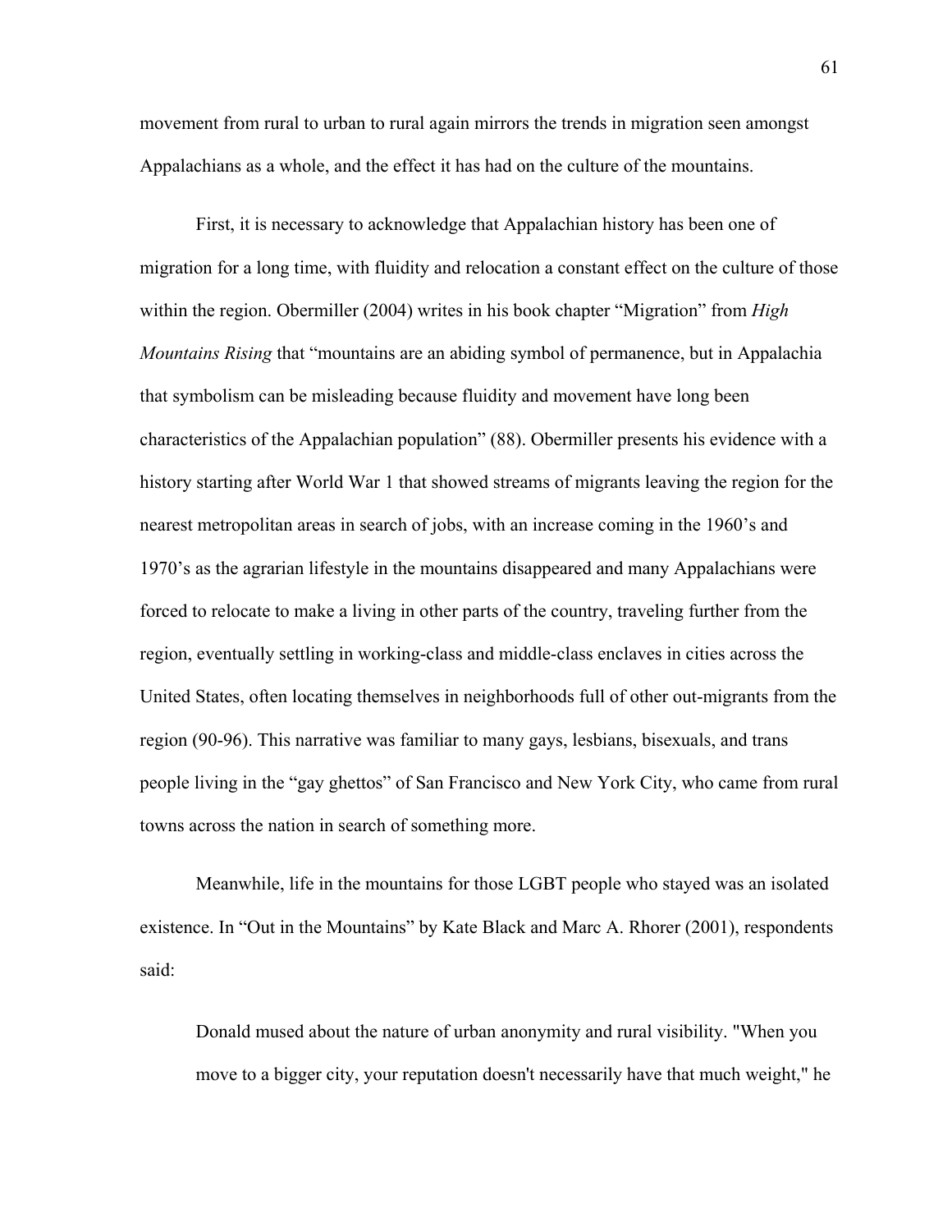movement from rural to urban to rural again mirrors the trends in migration seen amongst Appalachians as a whole, and the effect it has had on the culture of the mountains.

First, it is necessary to acknowledge that Appalachian history has been one of migration for a long time, with fluidity and relocation a constant effect on the culture of those within the region. Obermiller (2004) writes in his book chapter "Migration" from *High Mountains Rising* that "mountains are an abiding symbol of permanence, but in Appalachia that symbolism can be misleading because fluidity and movement have long been characteristics of the Appalachian population" (88). Obermiller presents his evidence with a history starting after World War 1 that showed streams of migrants leaving the region for the nearest metropolitan areas in search of jobs, with an increase coming in the 1960's and 1970's as the agrarian lifestyle in the mountains disappeared and many Appalachians were forced to relocate to make a living in other parts of the country, traveling further from the region, eventually settling in working-class and middle-class enclaves in cities across the United States, often locating themselves in neighborhoods full of other out-migrants from the region (90-96). This narrative was familiar to many gays, lesbians, bisexuals, and trans people living in the "gay ghettos" of San Francisco and New York City, who came from rural towns across the nation in search of something more.

Meanwhile, life in the mountains for those LGBT people who stayed was an isolated existence. In "Out in the Mountains" by Kate Black and Marc A. Rhorer (2001), respondents said:

> Donald mused about the nature of urban anonymity and rural visibility. "When you move to a bigger city, your reputation doesn't necessarily have that much weight," he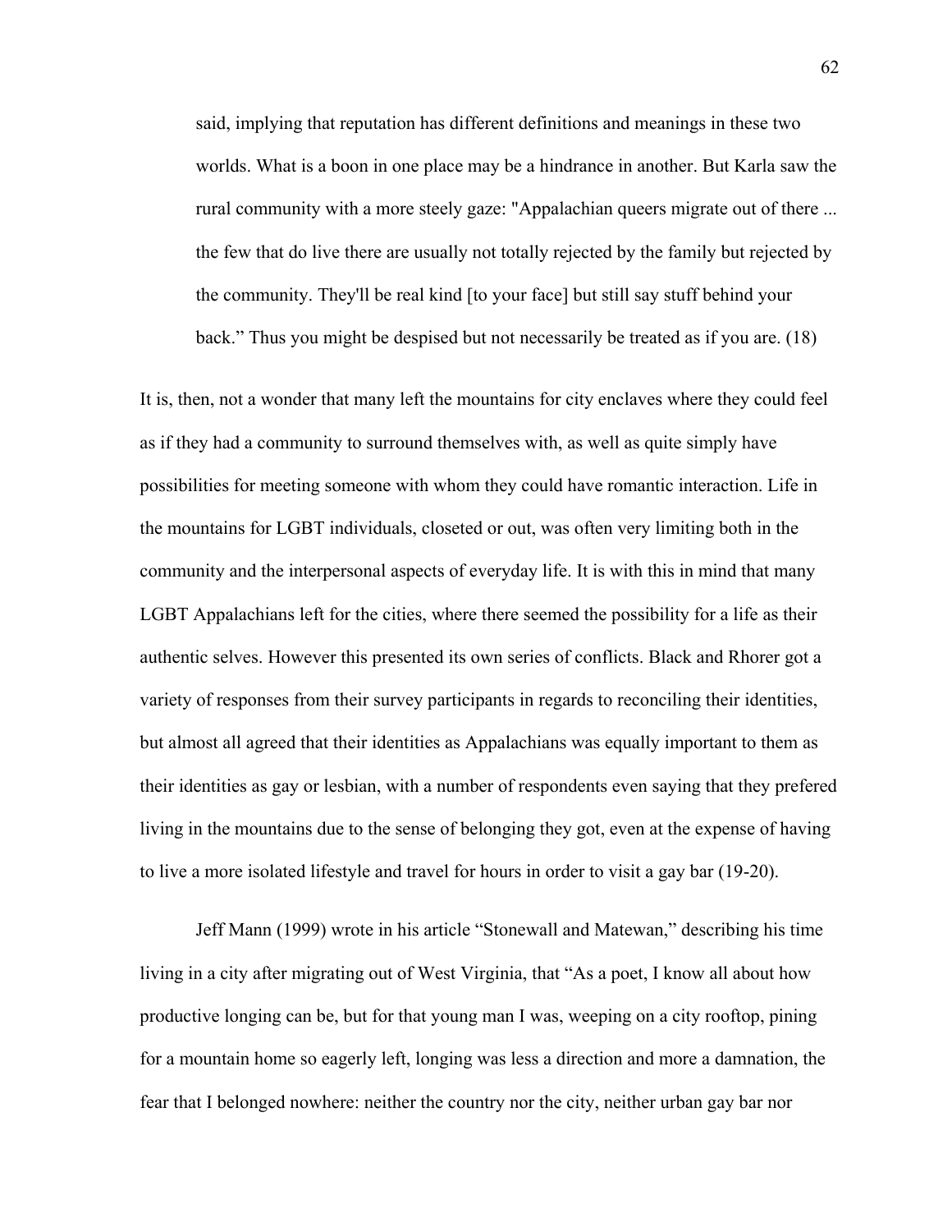> said, implying that reputation has different definitions and meanings in these two worlds. What is a boon in one place may be a hindrance in another. But Karla saw the rural community with a more steely gaze: "Appalachian queers migrate out of there ... the few that do live there are usually not totally rejected by the family but rejected by the community. They'll be real kind [to your face] but still say stuff behind your back." Thus you might be despised but not necessarily be treated as if you are. (18)

It is, then, not a wonder that many left the mountains for city enclaves where they could feel as if they had a community to surround themselves with, as well as quite simply have possibilities for meeting someone with whom they could have romantic interaction. Life in the mountains for LGBT individuals, closeted or out, was often very limiting both in the community and the interpersonal aspects of everyday life. It is with this in mind that many LGBT Appalachians left for the cities, where there seemed the possibility for a life as their authentic selves. However this presented its own series of conflicts. Black and Rhorer got a variety of responses from their survey participants in regards to reconciling their identities, but almost all agreed that their identities as Appalachians was equally important to them as their identities as gay or lesbian, with a number of respondents even saying that they prefered living in the mountains due to the sense of belonging they got, even at the expense of having to live a more isolated lifestyle and travel for hours in order to visit a gay bar (19-20).

Jeff Mann (1999) wrote in his article "Stonewall and Matewan," describing his time living in a city after migrating out of West Virginia, that "As a poet, I know all about how productive longing can be, but for that young man I was, weeping on a city rooftop, pining for a mountain home so eagerly left, longing was less a direction and more a damnation, the fear that I belonged nowhere: neither the country nor the city, neither urban gay bar nor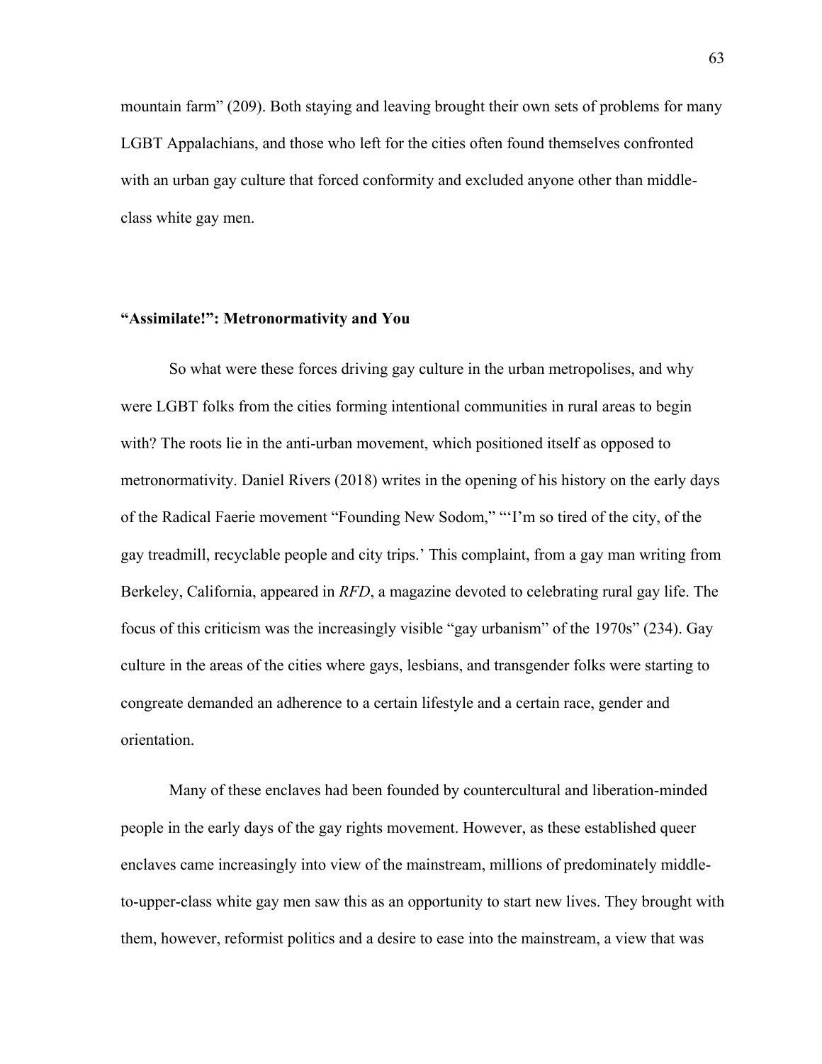mountain farm" (209). Both staying and leaving brought their own sets of problems for many LGBT Appalachians, and those who left for the cities often found themselves confronted with an urban gay culture that forced conformity and excluded anyone other than middle-class white gay men.

### "Assimilate!": Metronormativity and You

So what were these forces driving gay culture in the urban metropolises, and why were LGBT folks from the cities forming intentional communities in rural areas to begin with? The roots lie in the anti-urban movement, which positioned itself as opposed to metronormativity. Daniel Rivers (2018) writes in the opening of his history on the early days of the Radical Faerie movement "Founding New Sodom," "'I'm so tired of the city, of the gay treadmill, recyclable people and city trips.' This complaint, from a gay man writing from Berkeley, California, appeared in *RFD*, a magazine devoted to celebrating rural gay life. The focus of this criticism was the increasingly visible "gay urbanism" of the 1970s" (234). Gay culture in the areas of the cities where gays, lesbians, and transgender folks were starting to congreate demanded an adherence to a certain lifestyle and a certain race, gender and orientation.

Many of these enclaves had been founded by countercultural and liberation-minded people in the early days of the gay rights movement. However, as these established queer enclaves came increasingly into view of the mainstream, millions of predominately middle-to-upper-class white gay men saw this as an opportunity to start new lives. They brought with them, however, reformist politics and a desire to ease into the mainstream, a view that was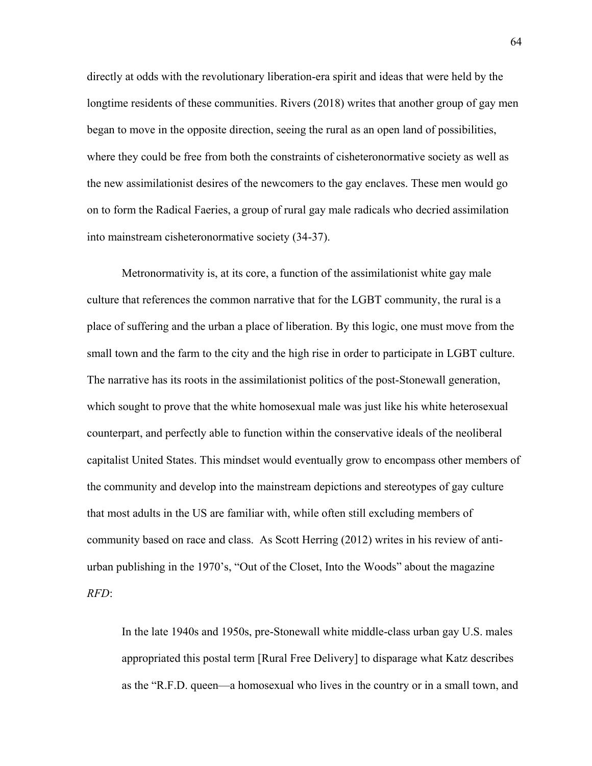directly at odds with the revolutionary liberation-era spirit and ideas that were held by the longtime residents of these communities. Rivers (2018) writes that another group of gay men began to move in the opposite direction, seeing the rural as an open land of possibilities, where they could be free from both the constraints of cisheteronormative society as well as the new assimilationist desires of the newcomers to the gay enclaves. These men would go on to form the Radical Faeries, a group of rural gay male radicals who decried assimilation into mainstream cisheteronormative society (34-37).

Metronormativity is, at its core, a function of the assimilationist white gay male culture that references the common narrative that for the LGBT community, the rural is a place of suffering and the urban a place of liberation. By this logic, one must move from the small town and the farm to the city and the high rise in order to participate in LGBT culture. The narrative has its roots in the assimilationist politics of the post-Stonewall generation, which sought to prove that the white homosexual male was just like his white heterosexual counterpart, and perfectly able to function within the conservative ideals of the neoliberal capitalist United States. This mindset would eventually grow to encompass other members of the community and develop into the mainstream depictions and stereotypes of gay culture that most adults in the US are familiar with, while often still excluding members of community based on race and class. As Scott Herring (2012) writes in his review of anti-urban publishing in the 1970's, "Out of the Closet, Into the Woods" about the magazine *RFD*:

> In the late 1940s and 1950s, pre-Stonewall white middle-class urban gay U.S. males appropriated this postal term [Rural Free Delivery] to disparage what Katz describes as the "R.F.D. queen—a homosexual who lives in the country or in a small town, and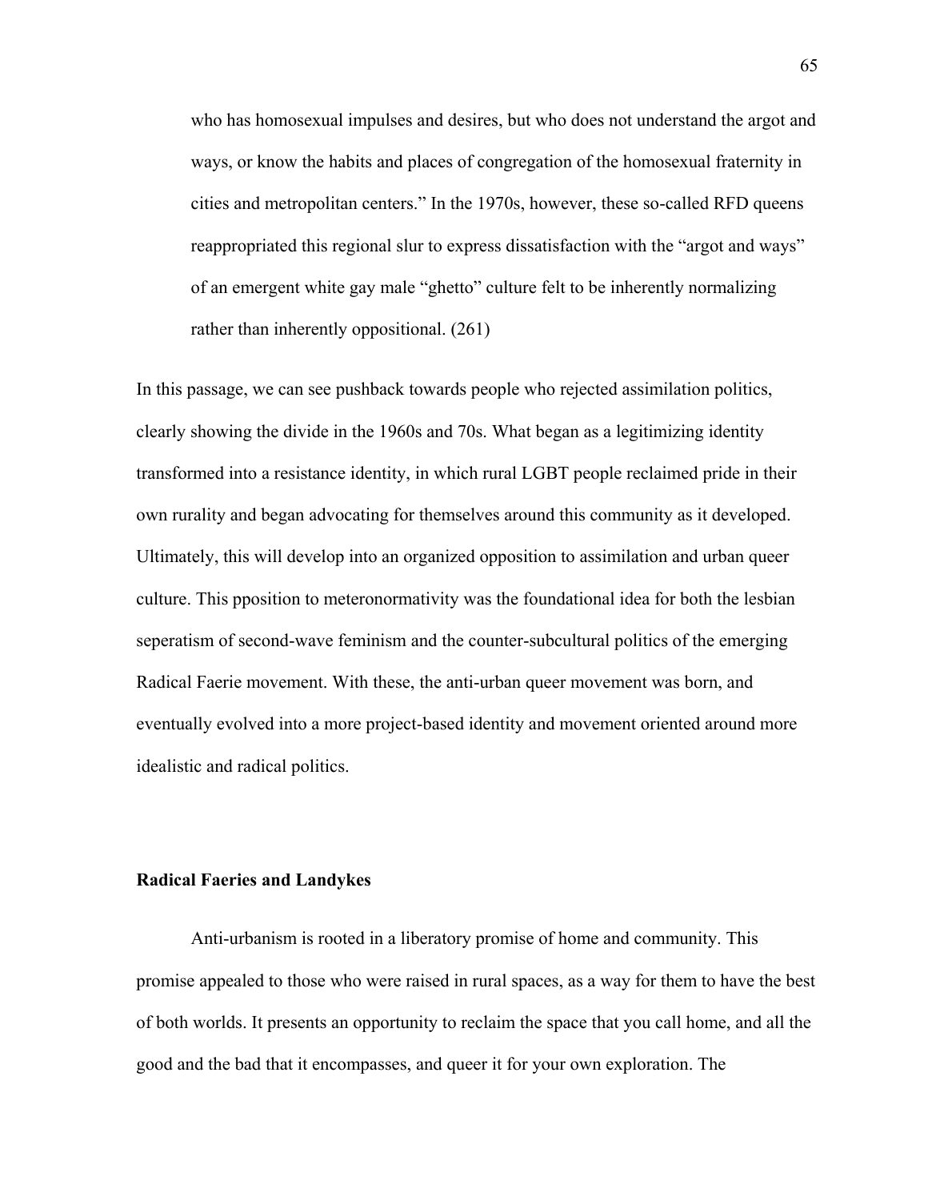> who has homosexual impulses and desires, but who does not understand the argot and ways, or know the habits and places of congregation of the homosexual fraternity in cities and metropolitan centers." In the 1970s, however, these so-called RFD queens reappropriated this regional slur to express dissatisfaction with the "argot and ways" of an emergent white gay male "ghetto" culture felt to be inherently normalizing rather than inherently oppositional. (261)

In this passage, we can see pushback towards people who rejected assimilation politics, clearly showing the divide in the 1960s and 70s. What began as a legitimizing identity transformed into a resistance identity, in which rural LGBT people reclaimed pride in their own rurality and began advocating for themselves around this community as it developed. Ultimately, this will develop into an organized opposition to assimilation and urban queer culture. This pposition to meteronormativity was the foundational idea for both the lesbian seperatism of second-wave feminism and the counter-subcultural politics of the emerging Radical Faerie movement. With these, the anti-urban queer movement was born, and eventually evolved into a more project-based identity and movement oriented around more idealistic and radical politics.

**Radical Faeries and Landykes**

Anti-urbanism is rooted in a liberatory promise of home and community. This promise appealed to those who were raised in rural spaces, as a way for them to have the best of both worlds. It presents an opportunity to reclaim the space that you call home, and all the good and the bad that it encompasses, and queer it for your own exploration. The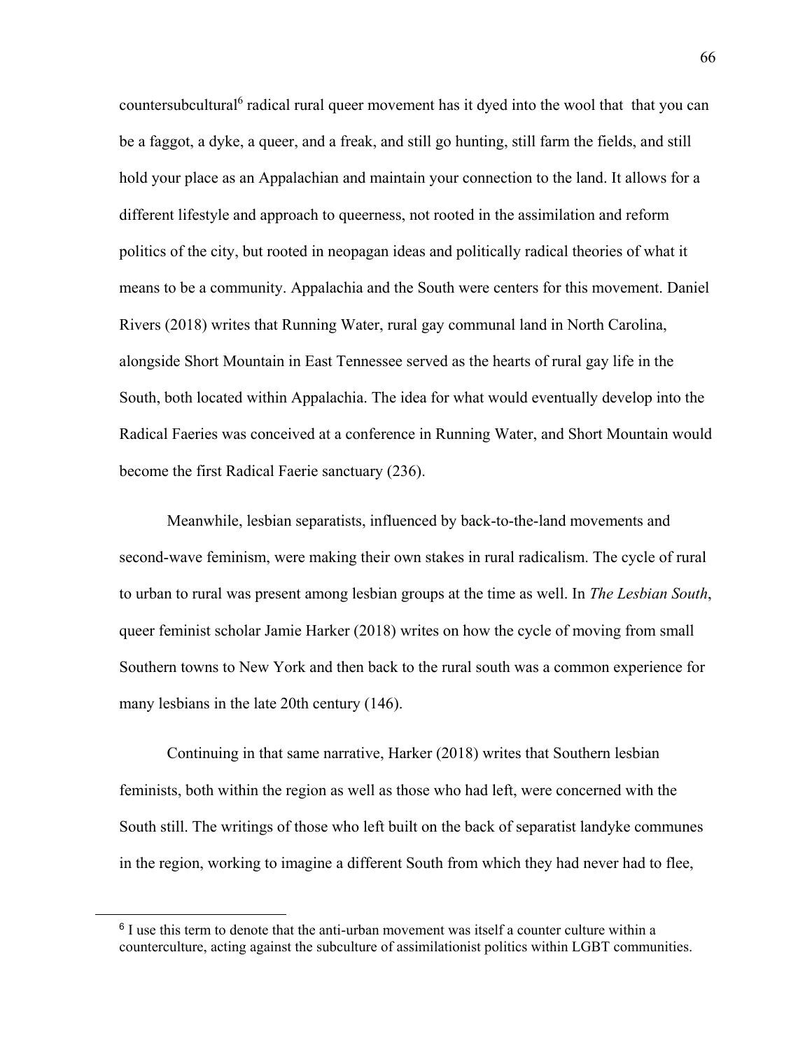countersubcultural[6] radical rural queer movement has it dyed into the wool that that you can be a faggot, a dyke, a queer, and a freak, and still go hunting, still farm the fields, and still hold your place as an Appalachian and maintain your connection to the land. It allows for a different lifestyle and approach to queerness, not rooted in the assimilation and reform politics of the city, but rooted in neopagan ideas and politically radical theories of what it means to be a community. Appalachia and the South were centers for this movement. Daniel Rivers (2018) writes that Running Water, rural gay communal land in North Carolina, alongside Short Mountain in East Tennessee served as the hearts of rural gay life in the South, both located within Appalachia. The idea for what would eventually develop into the Radical Faeries was conceived at a conference in Running Water, and Short Mountain would become the first Radical Faerie sanctuary (236).

Meanwhile, lesbian separatists, influenced by back-to-the-land movements and second-wave feminism, were making their own stakes in rural radicalism. The cycle of rural to urban to rural was present among lesbian groups at the time as well. In *The Lesbian South*, queer feminist scholar Jamie Harker (2018) writes on how the cycle of moving from small Southern towns to New York and then back to the rural south was a common experience for many lesbians in the late 20th century (146).

Continuing in that same narrative, Harker (2018) writes that Southern lesbian feminists, both within the region as well as those who had left, were concerned with the South still. The writings of those who left built on the back of separatist landyke communes in the region, working to imagine a different South from which they had never had to flee,

[6] I use this term to denote that the anti-urban movement was itself a counter culture within a counterculture, acting against the subculture of assimilationist politics within LGBT communities.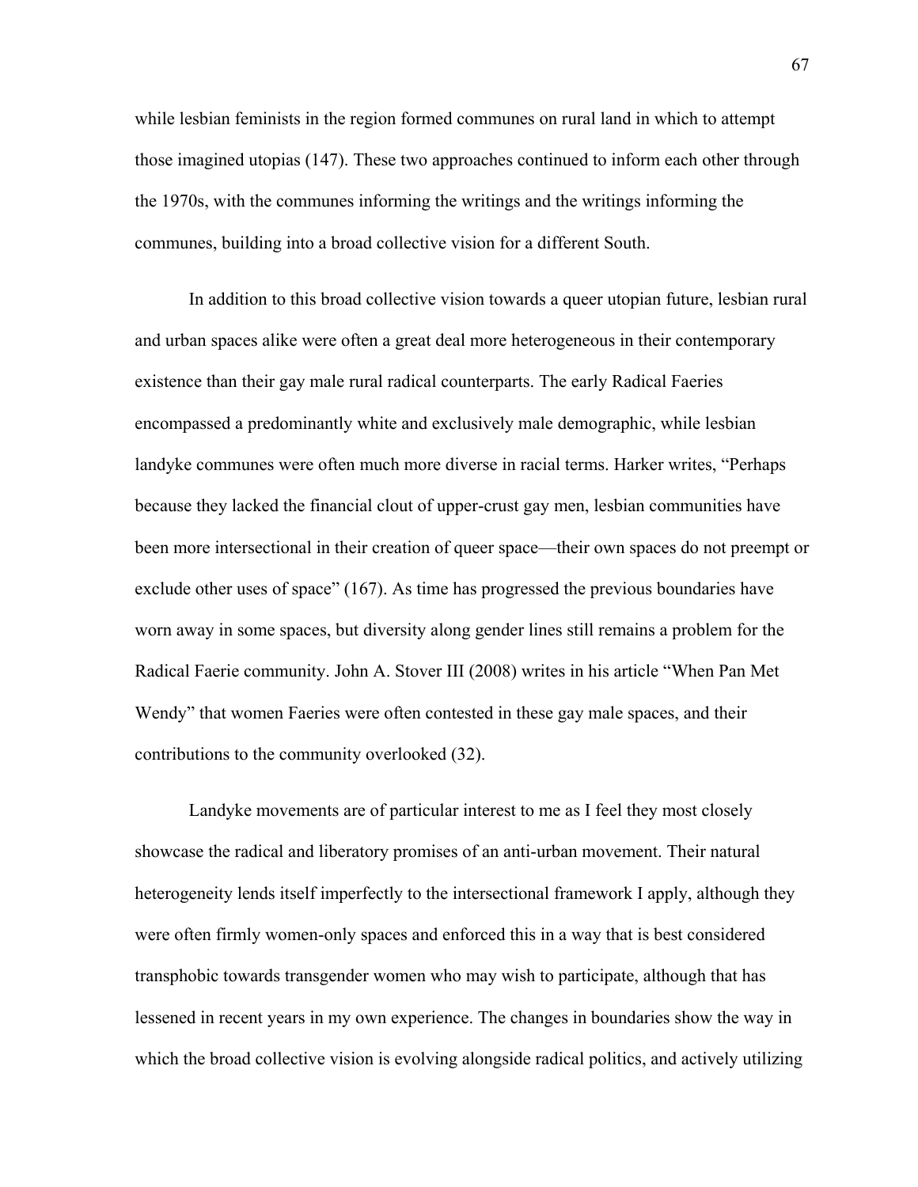while lesbian feminists in the region formed communes on rural land in which to attempt those imagined utopias (147). These two approaches continued to inform each other through the 1970s, with the communes informing the writings and the writings informing the communes, building into a broad collective vision for a different South.

In addition to this broad collective vision towards a queer utopian future, lesbian rural and urban spaces alike were often a great deal more heterogeneous in their contemporary existence than their gay male rural radical counterparts. The early Radical Faeries encompassed a predominantly white and exclusively male demographic, while lesbian landyke communes were often much more diverse in racial terms. Harker writes, "Perhaps because they lacked the financial clout of upper-crust gay men, lesbian communities have been more intersectional in their creation of queer space—their own spaces do not preempt or exclude other uses of space" (167). As time has progressed the previous boundaries have worn away in some spaces, but diversity along gender lines still remains a problem for the Radical Faerie community. John A. Stover III (2008) writes in his article "When Pan Met Wendy" that women Faeries were often contested in these gay male spaces, and their contributions to the community overlooked (32).

Landyke movements are of particular interest to me as I feel they most closely showcase the radical and liberatory promises of an anti-urban movement. Their natural heterogeneity lends itself imperfectly to the intersectional framework I apply, although they were often firmly women-only spaces and enforced this in a way that is best considered transphobic towards transgender women who may wish to participate, although that has lessened in recent years in my own experience. The changes in boundaries show the way in which the broad collective vision is evolving alongside radical politics, and actively utilizing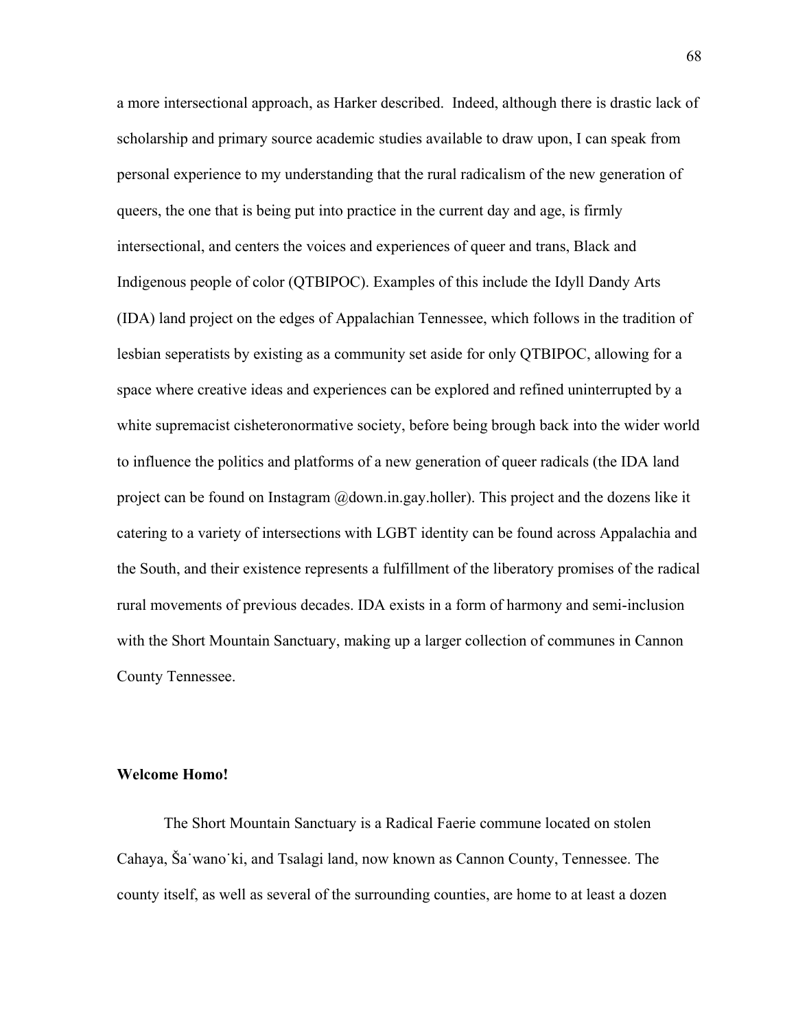a more intersectional approach, as Harker described.  Indeed, although there is drastic lack of scholarship and primary source academic studies available to draw upon, I can speak from personal experience to my understanding that the rural radicalism of the new generation of queers, the one that is being put into practice in the current day and age, is firmly intersectional, and centers the voices and experiences of queer and trans, Black and Indigenous people of color (QTBIPOC). Examples of this include the Idyll Dandy Arts (IDA) land project on the edges of Appalachian Tennessee, which follows in the tradition of lesbian seperatists by existing as a community set aside for only QTBIPOC, allowing for a space where creative ideas and experiences can be explored and refined uninterrupted by a white supremacist cisheteronormative society, before being brough back into the wider world to influence the politics and platforms of a new generation of queer radicals (the IDA land project can be found on Instagram @down.in.gay.holler). This project and the dozens like it catering to a variety of intersections with LGBT identity can be found across Appalachia and the South, and their existence represents a fulfillment of the liberatory promises of the radical rural movements of previous decades. IDA exists in a form of harmony and semi-inclusion with the Short Mountain Sanctuary, making up a larger collection of communes in Cannon County Tennessee.

**Welcome Homo!**

The Short Mountain Sanctuary is a Radical Faerie commune located on stolen Cahaya, Ša˙wano˙ki, and Tsalagi land, now known as Cannon County, Tennessee. The county itself, as well as several of the surrounding counties, are home to at least a dozen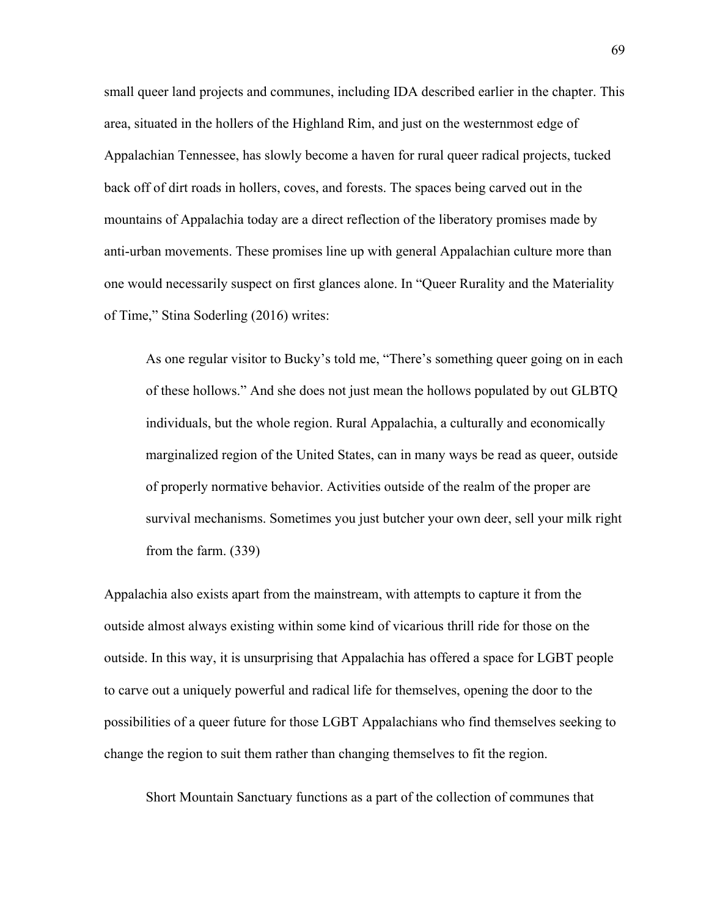small queer land projects and communes, including IDA described earlier in the chapter. This area, situated in the hollers of the Highland Rim, and just on the westernmost edge of Appalachian Tennessee, has slowly become a haven for rural queer radical projects, tucked back off of dirt roads in hollers, coves, and forests. The spaces being carved out in the mountains of Appalachia today are a direct reflection of the liberatory promises made by anti-urban movements. These promises line up with general Appalachian culture more than one would necessarily suspect on first glances alone. In "Queer Rurality and the Materiality of Time," Stina Soderling (2016) writes:

> As one regular visitor to Bucky's told me, "There's something queer going on in each of these hollows." And she does not just mean the hollows populated by out GLBTQ individuals, but the whole region. Rural Appalachia, a culturally and economically marginalized region of the United States, can in many ways be read as queer, outside of properly normative behavior. Activities outside of the realm of the proper are survival mechanisms. Sometimes you just butcher your own deer, sell your milk right from the farm. (339)

Appalachia also exists apart from the mainstream, with attempts to capture it from the outside almost always existing within some kind of vicarious thrill ride for those on the outside. In this way, it is unsurprising that Appalachia has offered a space for LGBT people to carve out a uniquely powerful and radical life for themselves, opening the door to the possibilities of a queer future for those LGBT Appalachians who find themselves seeking to change the region to suit them rather than changing themselves to fit the region.

Short Mountain Sanctuary functions as a part of the collection of communes that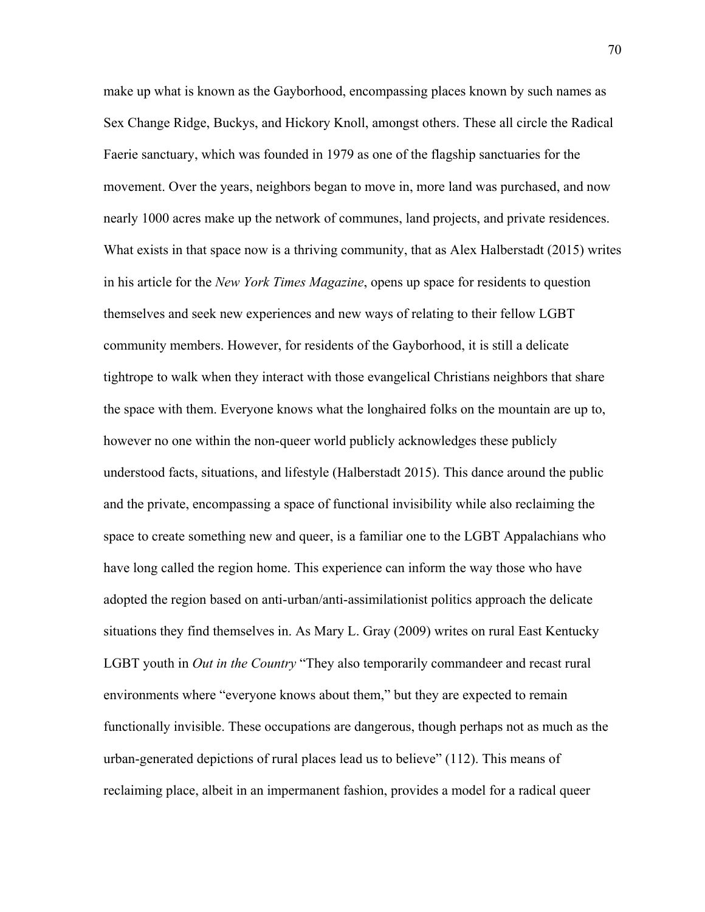make up what is known as the Gayborhood, encompassing places known by such names as Sex Change Ridge, Buckys, and Hickory Knoll, amongst others. These all circle the Radical Faerie sanctuary, which was founded in 1979 as one of the flagship sanctuaries for the movement. Over the years, neighbors began to move in, more land was purchased, and now nearly 1000 acres make up the network of communes, land projects, and private residences. What exists in that space now is a thriving community, that as Alex Halberstadt (2015) writes in his article for the *New York Times Magazine*, opens up space for residents to question themselves and seek new experiences and new ways of relating to their fellow LGBT community members. However, for residents of the Gayborhood, it is still a delicate tightrope to walk when they interact with those evangelical Christians neighbors that share the space with them. Everyone knows what the longhaired folks on the mountain are up to, however no one within the non-queer world publicly acknowledges these publicly understood facts, situations, and lifestyle (Halberstadt 2015). This dance around the public and the private, encompassing a space of functional invisibility while also reclaiming the space to create something new and queer, is a familiar one to the LGBT Appalachians who have long called the region home. This experience can inform the way those who have adopted the region based on anti-urban/anti-assimilationist politics approach the delicate situations they find themselves in. As Mary L. Gray (2009) writes on rural East Kentucky LGBT youth in *Out in the Country* "They also temporarily commandeer and recast rural environments where "everyone knows about them," but they are expected to remain functionally invisible. These occupations are dangerous, though perhaps not as much as the urban-generated depictions of rural places lead us to believe" (112). This means of reclaiming place, albeit in an impermanent fashion, provides a model for a radical queer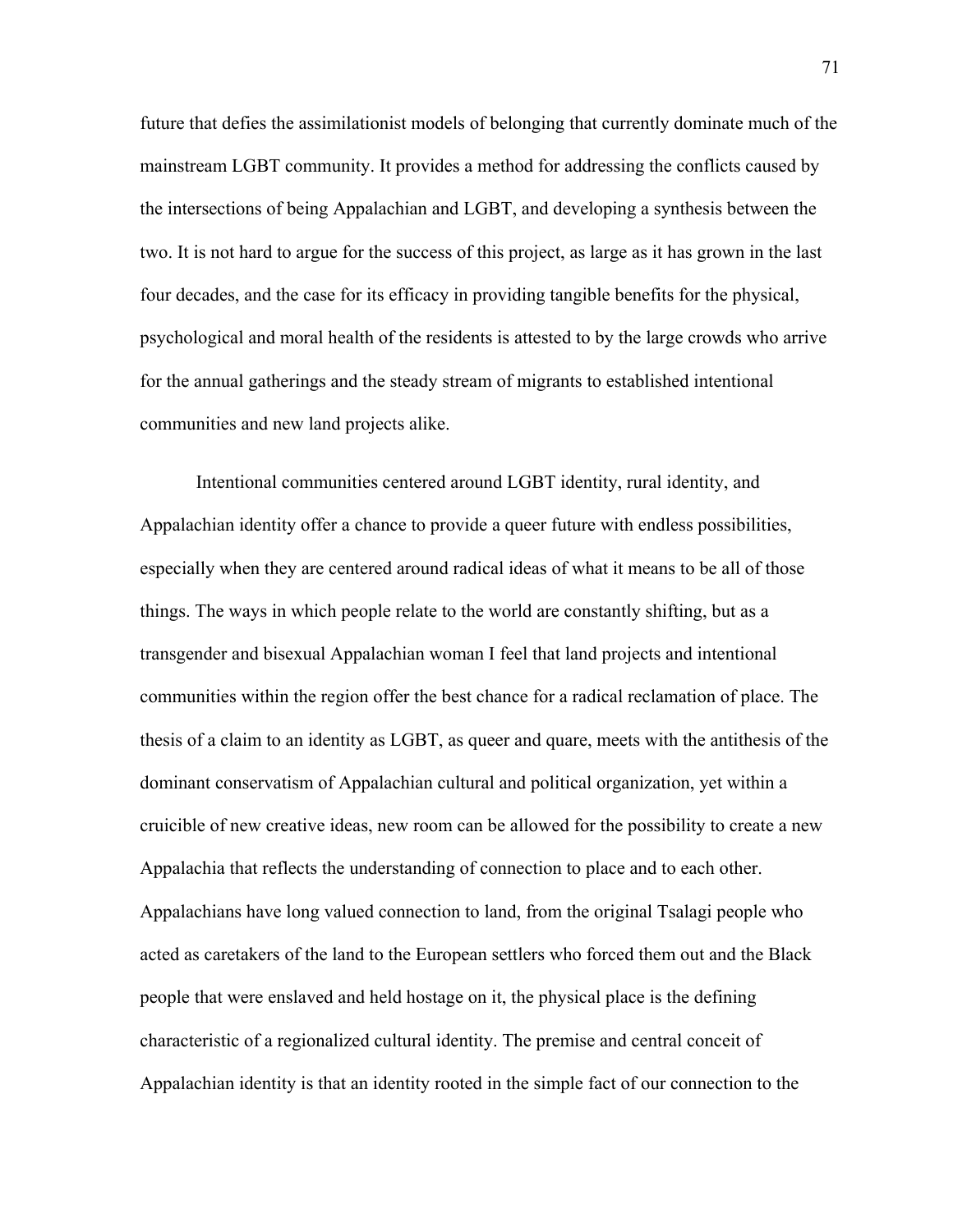future that defies the assimilationist models of belonging that currently dominate much of the mainstream LGBT community. It provides a method for addressing the conflicts caused by the intersections of being Appalachian and LGBT, and developing a synthesis between the two. It is not hard to argue for the success of this project, as large as it has grown in the last four decades, and the case for its efficacy in providing tangible benefits for the physical, psychological and moral health of the residents is attested to by the large crowds who arrive for the annual gatherings and the steady stream of migrants to established intentional communities and new land projects alike.

Intentional communities centered around LGBT identity, rural identity, and Appalachian identity offer a chance to provide a queer future with endless possibilities, especially when they are centered around radical ideas of what it means to be all of those things. The ways in which people relate to the world are constantly shifting, but as a transgender and bisexual Appalachian woman I feel that land projects and intentional communities within the region offer the best chance for a radical reclamation of place. The thesis of a claim to an identity as LGBT, as queer and quare, meets with the antithesis of the dominant conservatism of Appalachian cultural and political organization, yet within a cruicible of new creative ideas, new room can be allowed for the possibility to create a new Appalachia that reflects the understanding of connection to place and to each other. Appalachians have long valued connection to land, from the original Tsalagi people who acted as caretakers of the land to the European settlers who forced them out and the Black people that were enslaved and held hostage on it, the physical place is the defining characteristic of a regionalized cultural identity. The premise and central conceit of Appalachian identity is that an identity rooted in the simple fact of our connection to the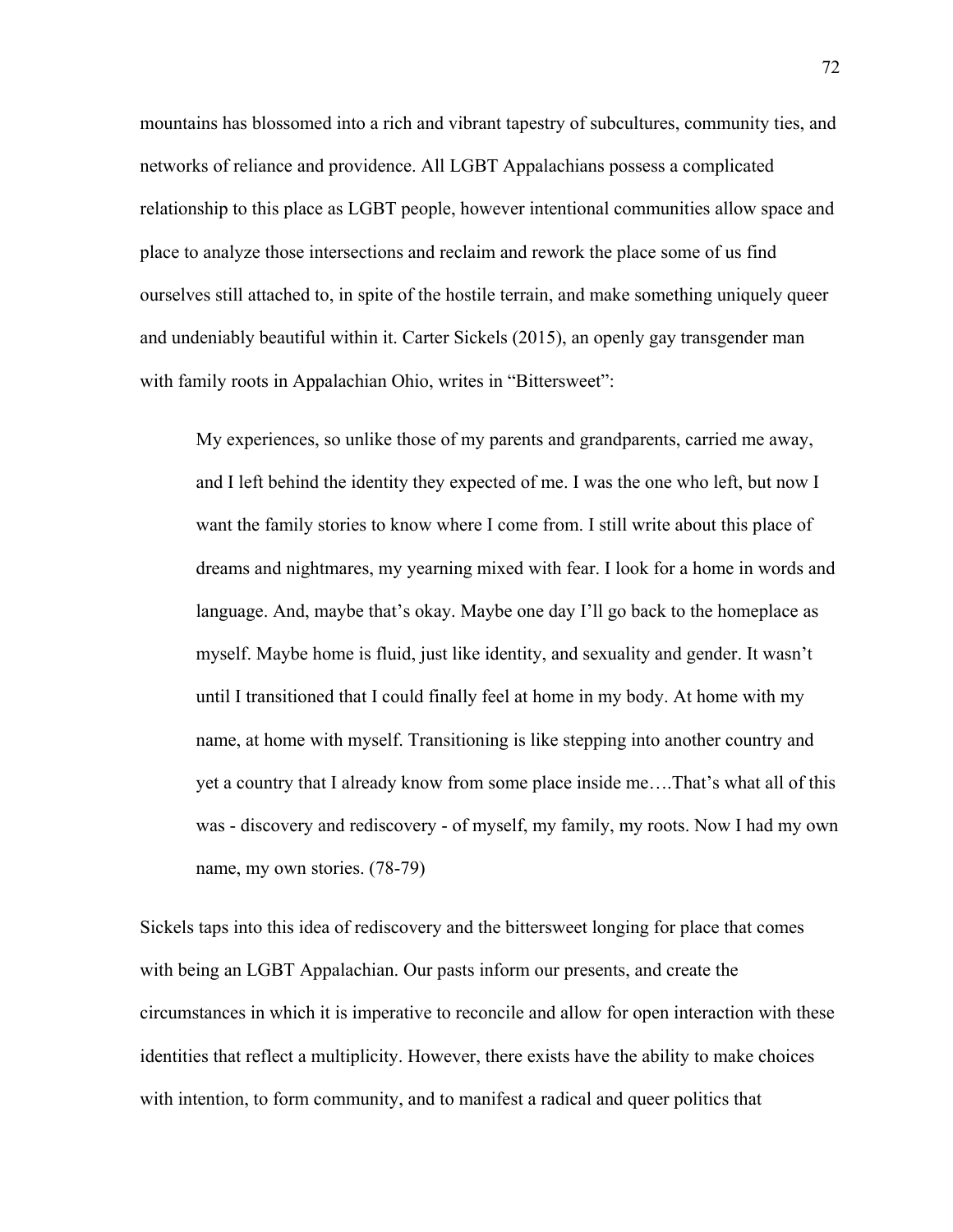mountains has blossomed into a rich and vibrant tapestry of subcultures, community ties, and networks of reliance and providence. All LGBT Appalachians possess a complicated relationship to this place as LGBT people, however intentional communities allow space and place to analyze those intersections and reclaim and rework the place some of us find ourselves still attached to, in spite of the hostile terrain, and make something uniquely queer and undeniably beautiful within it. Carter Sickels (2015), an openly gay transgender man with family roots in Appalachian Ohio, writes in "Bittersweet":

> My experiences, so unlike those of my parents and grandparents, carried me away, and I left behind the identity they expected of me. I was the one who left, but now I want the family stories to know where I come from. I still write about this place of dreams and nightmares, my yearning mixed with fear. I look for a home in words and language. And, maybe that's okay. Maybe one day I'll go back to the homeplace as myself. Maybe home is fluid, just like identity, and sexuality and gender. It wasn't until I transitioned that I could finally feel at home in my body. At home with my name, at home with myself. Transitioning is like stepping into another country and yet a country that I already know from some place inside me….That's what all of this was - discovery and rediscovery - of myself, my family, my roots. Now I had my own name, my own stories. (78-79)

Sickels taps into this idea of rediscovery and the bittersweet longing for place that comes with being an LGBT Appalachian. Our pasts inform our presents, and create the circumstances in which it is imperative to reconcile and allow for open interaction with these identities that reflect a multiplicity. However, there exists have the ability to make choices with intention, to form community, and to manifest a radical and queer politics that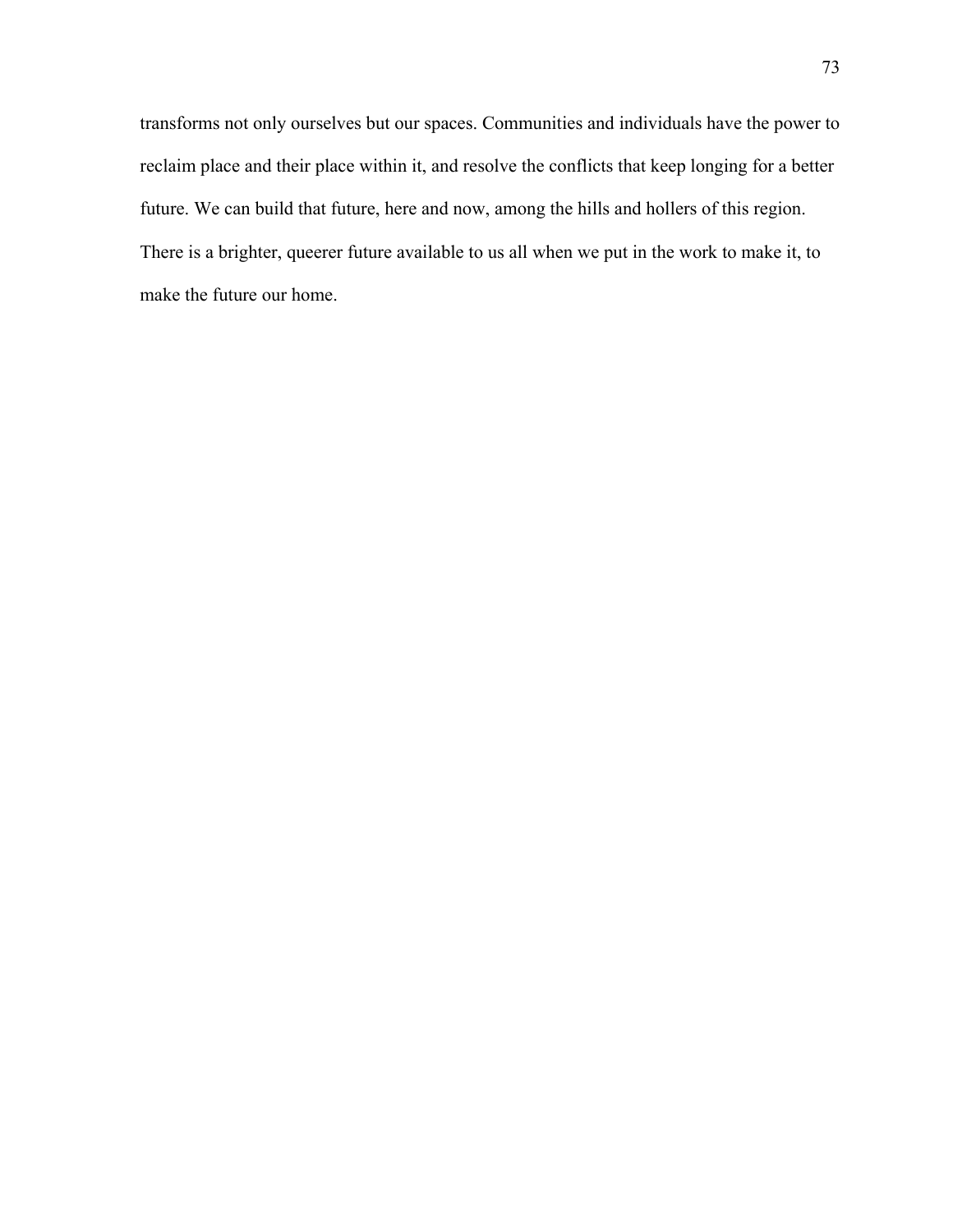transforms not only ourselves but our spaces. Communities and individuals have the power to reclaim place and their place within it, and resolve the conflicts that keep longing for a better future. We can build that future, here and now, among the hills and hollers of this region. There is a brighter, queerer future available to us all when we put in the work to make it, to make the future our home.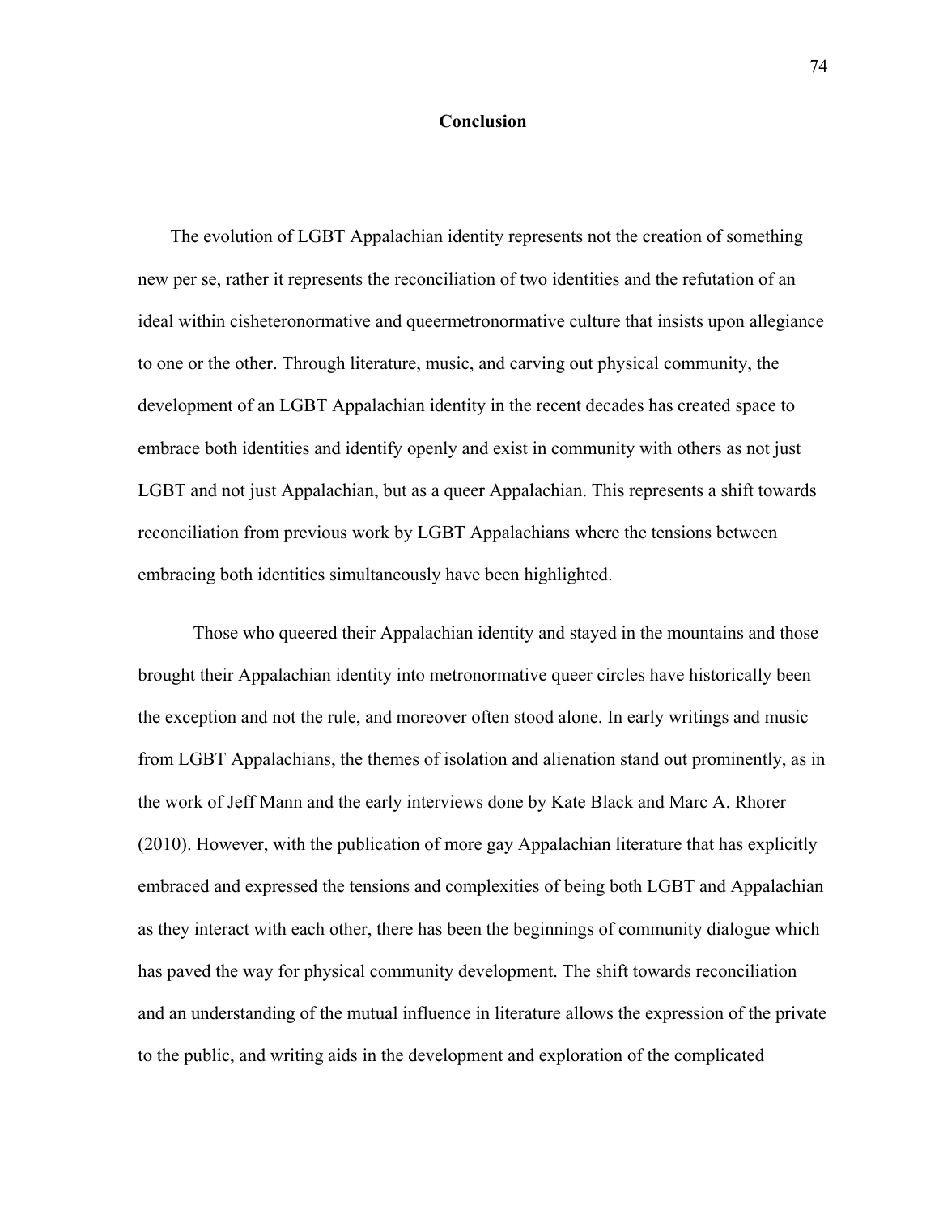# Conclusion

The evolution of LGBT Appalachian identity represents not the creation of something new per se, rather it represents the reconciliation of two identities and the refutation of an ideal within cisheteronormative and queermetronormative culture that insists upon allegiance to one or the other. Through literature, music, and carving out physical community, the development of an LGBT Appalachian identity in the recent decades has created space to embrace both identities and identify openly and exist in community with others as not just LGBT and not just Appalachian, but as a queer Appalachian. This represents a shift towards reconciliation from previous work by LGBT Appalachians where the tensions between embracing both identities simultaneously have been highlighted.

Those who queered their Appalachian identity and stayed in the mountains and those brought their Appalachian identity into metronormative queer circles have historically been the exception and not the rule, and moreover often stood alone. In early writings and music from LGBT Appalachians, the themes of isolation and alienation stand out prominently, as in the work of Jeff Mann and the early interviews done by Kate Black and Marc A. Rhorer (2010). However, with the publication of more gay Appalachian literature that has explicitly embraced and expressed the tensions and complexities of being both LGBT and Appalachian as they interact with each other, there has been the beginnings of community dialogue which has paved the way for physical community development. The shift towards reconciliation and an understanding of the mutual influence in literature allows the expression of the private to the public, and writing aids in the development and exploration of the complicated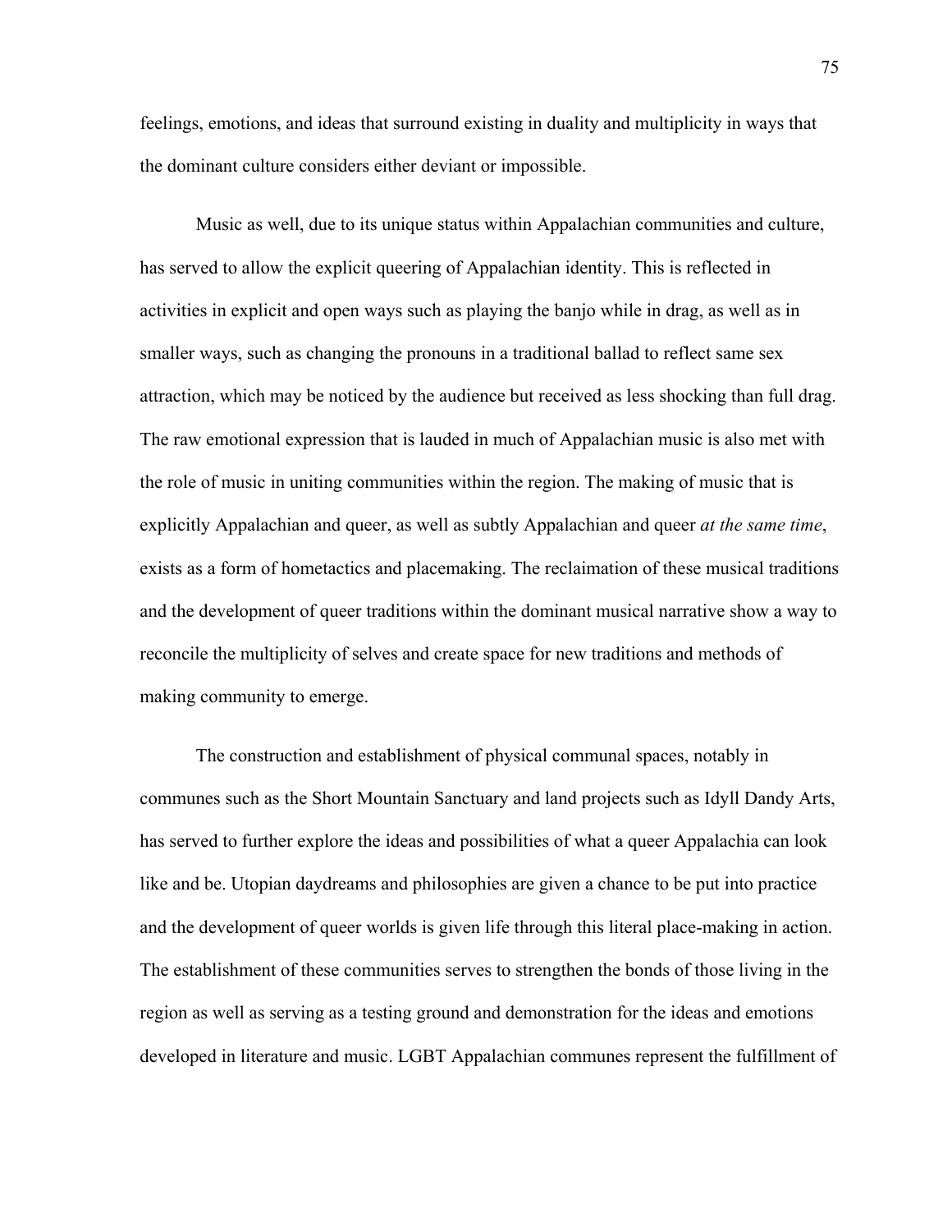feelings, emotions, and ideas that surround existing in duality and multiplicity in ways that the dominant culture considers either deviant or impossible.

Music as well, due to its unique status within Appalachian communities and culture, has served to allow the explicit queering of Appalachian identity. This is reflected in activities in explicit and open ways such as playing the banjo while in drag, as well as in smaller ways, such as changing the pronouns in a traditional ballad to reflect same sex attraction, which may be noticed by the audience but received as less shocking than full drag. The raw emotional expression that is lauded in much of Appalachian music is also met with the role of music in uniting communities within the region. The making of music that is explicitly Appalachian and queer, as well as subtly Appalachian and queer *at the same time*, exists as a form of hometactics and placemaking. The reclaimation of these musical traditions and the development of queer traditions within the dominant musical narrative show a way to reconcile the multiplicity of selves and create space for new traditions and methods of making community to emerge.

The construction and establishment of physical communal spaces, notably in communes such as the Short Mountain Sanctuary and land projects such as Idyll Dandy Arts, has served to further explore the ideas and possibilities of what a queer Appalachia can look like and be. Utopian daydreams and philosophies are given a chance to be put into practice and the development of queer worlds is given life through this literal place-making in action. The establishment of these communities serves to strengthen the bonds of those living in the region as well as serving as a testing ground and demonstration for the ideas and emotions developed in literature and music. LGBT Appalachian communes represent the fulfillment of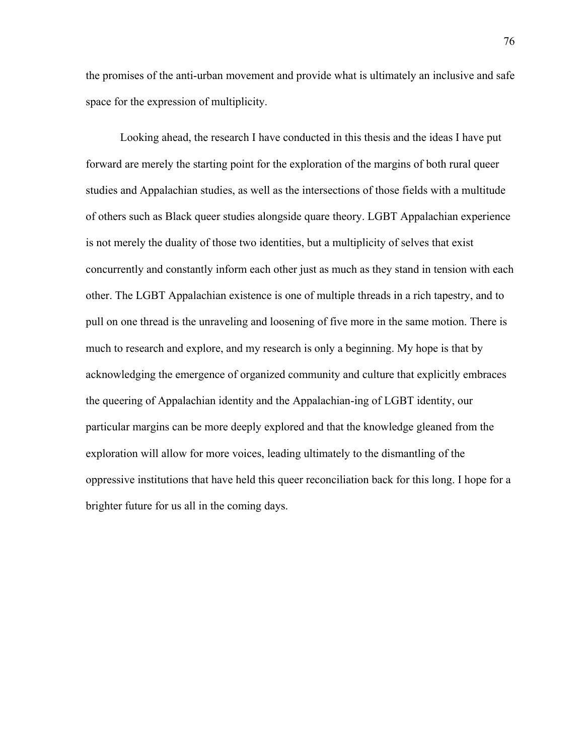the promises of the anti-urban movement and provide what is ultimately an inclusive and safe space for the expression of multiplicity.

Looking ahead, the research I have conducted in this thesis and the ideas I have put forward are merely the starting point for the exploration of the margins of both rural queer studies and Appalachian studies, as well as the intersections of those fields with a multitude of others such as Black queer studies alongside quare theory. LGBT Appalachian experience is not merely the duality of those two identities, but a multiplicity of selves that exist concurrently and constantly inform each other just as much as they stand in tension with each other. The LGBT Appalachian existence is one of multiple threads in a rich tapestry, and to pull on one thread is the unraveling and loosening of five more in the same motion. There is much to research and explore, and my research is only a beginning. My hope is that by acknowledging the emergence of organized community and culture that explicitly embraces the queering of Appalachian identity and the Appalachian-ing of LGBT identity, our particular margins can be more deeply explored and that the knowledge gleaned from the exploration will allow for more voices, leading ultimately to the dismantling of the oppressive institutions that have held this queer reconciliation back for this long. I hope for a brighter future for us all in the coming days.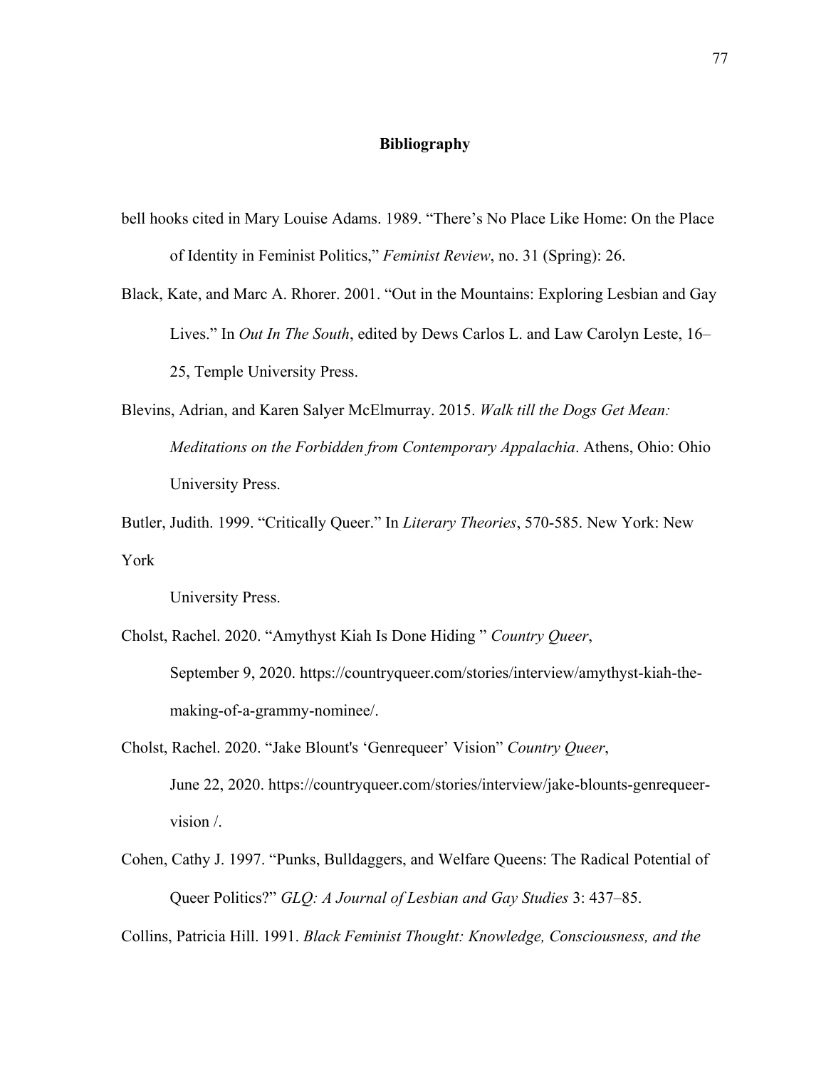## Bibliography

bell hooks cited in Mary Louise Adams. 1989. "There's No Place Like Home: On the Place of Identity in Feminist Politics," *Feminist Review*, no. 31 (Spring): 26.

Black, Kate, and Marc A. Rhorer. 2001. "Out in the Mountains: Exploring Lesbian and Gay Lives." In *Out In The South*, edited by Dews Carlos L. and Law Carolyn Leste, 16–25, Temple University Press.

Blevins, Adrian, and Karen Salyer McElmurray. 2015. *Walk till the Dogs Get Mean: Meditations on the Forbidden from Contemporary Appalachia*. Athens, Ohio: Ohio University Press.

Butler, Judith. 1999. "Critically Queer." In *Literary Theories*, 570-585. New York: New York

University Press.

Cholst, Rachel. 2020. "Amythyst Kiah Is Done Hiding " *Country Queer*, September 9, 2020. https://countryqueer.com/stories/interview/amythyst-kiah-the-making-of-a-grammy-nominee/.

Cholst, Rachel. 2020. "Jake Blount's 'Genrequeer' Vision" *Country Queer*, June 22, 2020. https://countryqueer.com/stories/interview/jake-blounts-genrequeer-vision /.

Cohen, Cathy J. 1997. "Punks, Bulldaggers, and Welfare Queens: The Radical Potential of Queer Politics?" *GLQ: A Journal of Lesbian and Gay Studies* 3: 437–85.

Collins, Patricia Hill. 1991. *Black Feminist Thought: Knowledge, Consciousness, and the*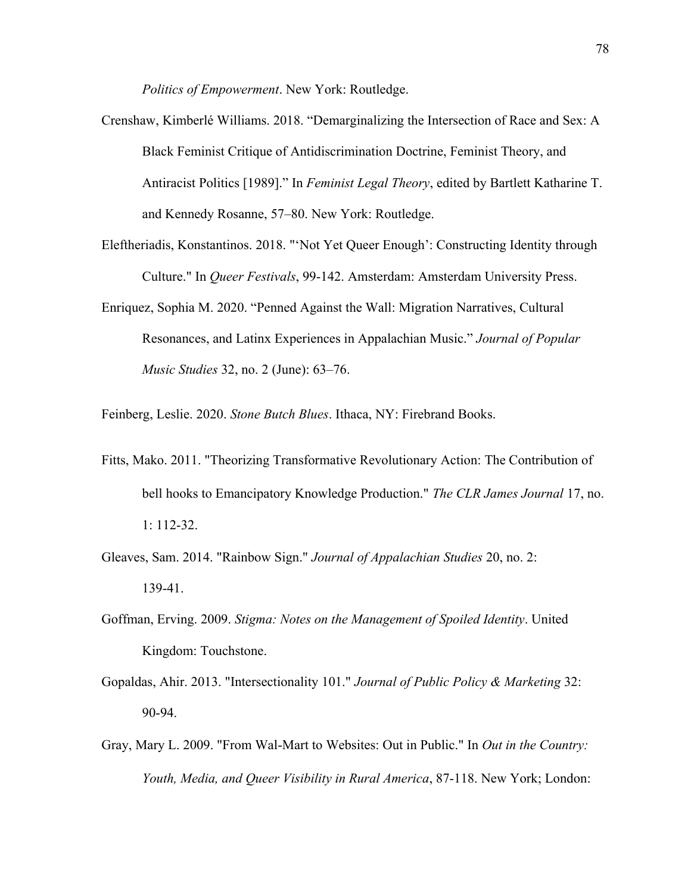*Politics of Empowerment*. New York: Routledge.

Crenshaw, Kimberlé Williams. 2018. "Demarginalizing the Intersection of Race and Sex: A Black Feminist Critique of Antidiscrimination Doctrine, Feminist Theory, and Antiracist Politics [1989]." In *Feminist Legal Theory*, edited by Bartlett Katharine T. and Kennedy Rosanne, 57–80. New York: Routledge.

Eleftheriadis, Konstantinos. 2018. "'Not Yet Queer Enough': Constructing Identity through Culture." In *Queer Festivals*, 99-142. Amsterdam: Amsterdam University Press.

Enriquez, Sophia M. 2020. "Penned Against the Wall: Migration Narratives, Cultural Resonances, and Latinx Experiences in Appalachian Music." *Journal of Popular Music Studies* 32, no. 2 (June): 63–76.

Feinberg, Leslie. 2020. *Stone Butch Blues*. Ithaca, NY: Firebrand Books.

Fitts, Mako. 2011. "Theorizing Transformative Revolutionary Action: The Contribution of bell hooks to Emancipatory Knowledge Production." *The CLR James Journal* 17, no. 1: 112-32.

Gleaves, Sam. 2014. "Rainbow Sign." *Journal of Appalachian Studies* 20, no. 2: 139-41.

Goffman, Erving. 2009. *Stigma: Notes on the Management of Spoiled Identity*. United Kingdom: Touchstone.

Gopaldas, Ahir. 2013. "Intersectionality 101." *Journal of Public Policy & Marketing* 32: 90-94.

Gray, Mary L. 2009. "From Wal-Mart to Websites: Out in Public." In *Out in the Country: Youth, Media, and Queer Visibility in Rural America*, 87-118. New York; London: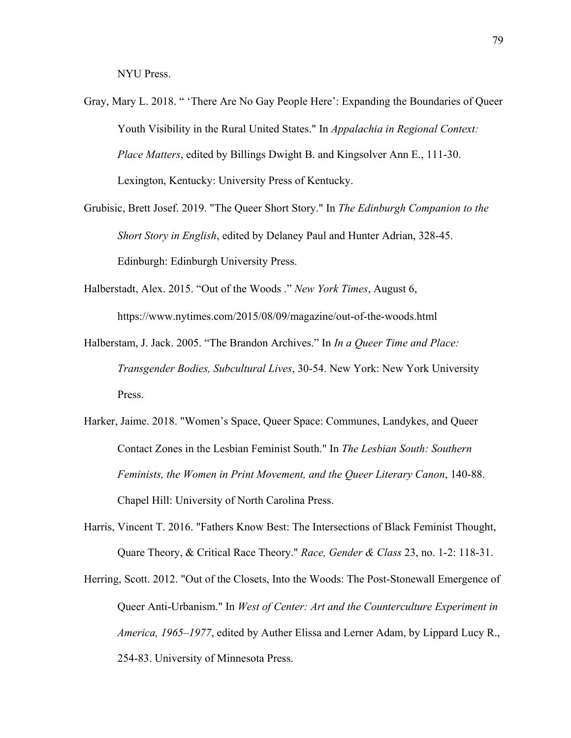NYU Press.

Gray, Mary L. 2018. " 'There Are No Gay People Here': Expanding the Boundaries of Queer Youth Visibility in the Rural United States." In *Appalachia in Regional Context: Place Matters*, edited by Billings Dwight B. and Kingsolver Ann E., 111-30. Lexington, Kentucky: University Press of Kentucky.

Grubisic, Brett Josef. 2019. "The Queer Short Story." In *The Edinburgh Companion to the Short Story in English*, edited by Delaney Paul and Hunter Adrian, 328-45. Edinburgh: Edinburgh University Press.

Halberstadt, Alex. 2015. "Out of the Woods ." *New York Times*, August 6, https://www.nytimes.com/2015/08/09/magazine/out-of-the-woods.html

Halberstam, J. Jack. 2005. "The Brandon Archives." In *In a Queer Time and Place: Transgender Bodies, Subcultural Lives*, 30-54. New York: New York University Press.

Harker, Jaime. 2018. "Women's Space, Queer Space: Communes, Landykes, and Queer Contact Zones in the Lesbian Feminist South." In *The Lesbian South: Southern Feminists, the Women in Print Movement, and the Queer Literary Canon*, 140-88. Chapel Hill: University of North Carolina Press.

Harris, Vincent T. 2016. "Fathers Know Best: The Intersections of Black Feminist Thought, Quare Theory, & Critical Race Theory." *Race, Gender & Class* 23, no. 1-2: 118-31.

Herring, Scott. 2012. "Out of the Closets, Into the Woods: The Post-Stonewall Emergence of Queer Anti-Urbanism." In *West of Center: Art and the Counterculture Experiment in America, 1965–1977*, edited by Auther Elissa and Lerner Adam, by Lippard Lucy R., 254-83. University of Minnesota Press.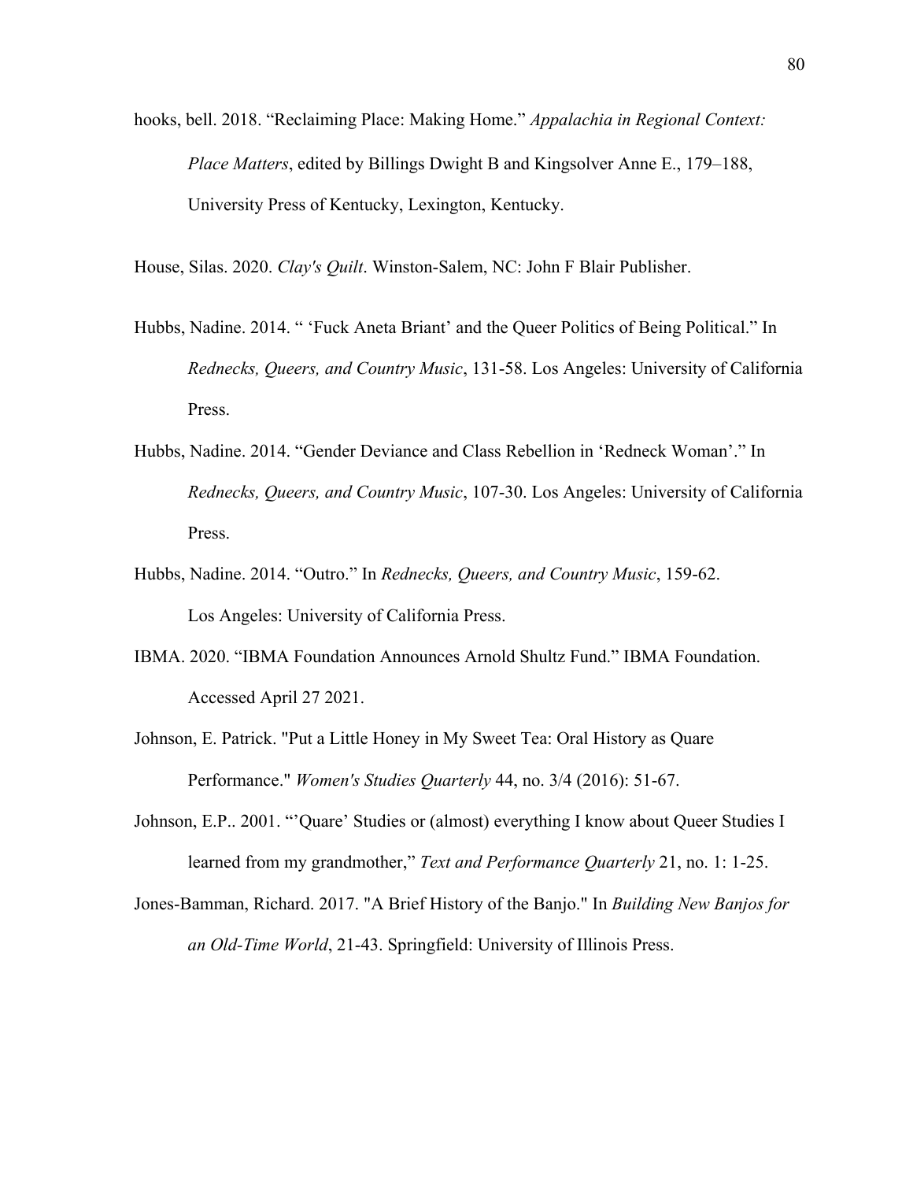hooks, bell. 2018. "Reclaiming Place: Making Home." *Appalachia in Regional Context: Place Matters*, edited by Billings Dwight B and Kingsolver Anne E., 179–188, University Press of Kentucky, Lexington, Kentucky.

House, Silas. 2020. *Clay's Quilt*. Winston-Salem, NC: John F Blair Publisher.

Hubbs, Nadine. 2014. " 'Fuck Aneta Briant' and the Queer Politics of Being Political." In *Rednecks, Queers, and Country Music*, 131-58. Los Angeles: University of California Press.

Hubbs, Nadine. 2014. "Gender Deviance and Class Rebellion in 'Redneck Woman'." In *Rednecks, Queers, and Country Music*, 107-30. Los Angeles: University of California Press.

Hubbs, Nadine. 2014. "Outro." In *Rednecks, Queers, and Country Music*, 159-62. Los Angeles: University of California Press.

IBMA. 2020. "IBMA Foundation Announces Arnold Shultz Fund." IBMA Foundation. Accessed April 27 2021.

Johnson, E. Patrick. "Put a Little Honey in My Sweet Tea: Oral History as Quare Performance." *Women's Studies Quarterly* 44, no. 3/4 (2016): 51-67.

Johnson, E.P.. 2001. "'Quare' Studies or (almost) everything I know about Queer Studies I learned from my grandmother," *Text and Performance Quarterly* 21, no. 1: 1-25.

Jones-Bamman, Richard. 2017. "A Brief History of the Banjo." In *Building New Banjos for an Old-Time World*, 21-43. Springfield: University of Illinois Press.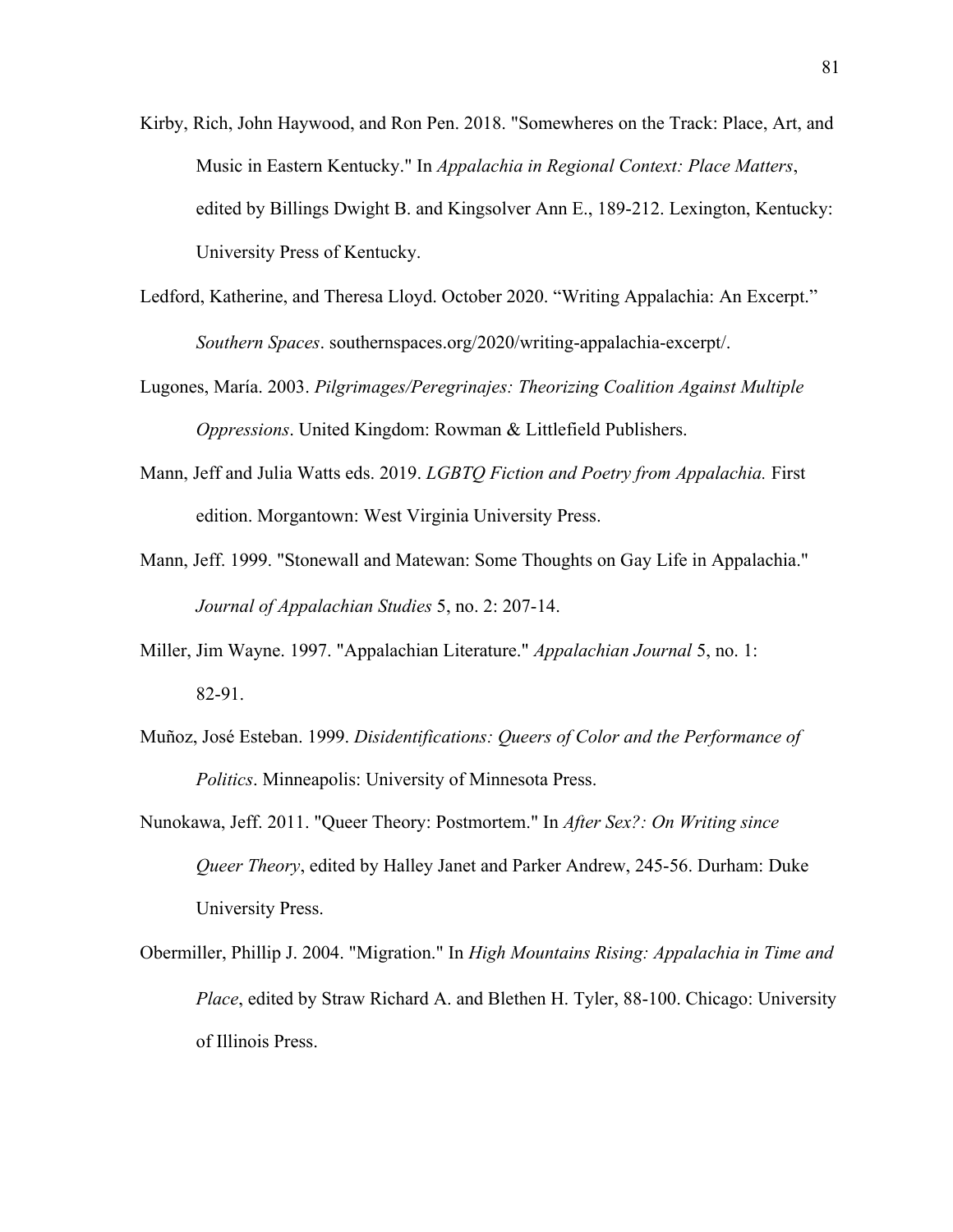Kirby, Rich, John Haywood, and Ron Pen. 2018. "Somewheres on the Track: Place, Art, and Music in Eastern Kentucky." In *Appalachia in Regional Context: Place Matters*, edited by Billings Dwight B. and Kingsolver Ann E., 189-212. Lexington, Kentucky: University Press of Kentucky.

Ledford, Katherine, and Theresa Lloyd. October 2020. "Writing Appalachia: An Excerpt." *Southern Spaces*. southernspaces.org/2020/writing-appalachia-excerpt/.

Lugones, María. 2003. *Pilgrimages/Peregrinajes: Theorizing Coalition Against Multiple Oppressions*. United Kingdom: Rowman & Littlefield Publishers.

Mann, Jeff and Julia Watts eds. 2019. *LGBTQ Fiction and Poetry from Appalachia.* First edition. Morgantown: West Virginia University Press.

Mann, Jeff. 1999. "Stonewall and Matewan: Some Thoughts on Gay Life in Appalachia." *Journal of Appalachian Studies* 5, no. 2: 207-14.

Miller, Jim Wayne. 1997. "Appalachian Literature." *Appalachian Journal* 5, no. 1: 82-91.

Muñoz, José Esteban. 1999. *Disidentifications: Queers of Color and the Performance of Politics*. Minneapolis: University of Minnesota Press.

Nunokawa, Jeff. 2011. "Queer Theory: Postmortem." In *After Sex?: On Writing since Queer Theory*, edited by Halley Janet and Parker Andrew, 245-56. Durham: Duke University Press.

Obermiller, Phillip J. 2004. "Migration." In *High Mountains Rising: Appalachia in Time and Place*, edited by Straw Richard A. and Blethen H. Tyler, 88-100. Chicago: University of Illinois Press.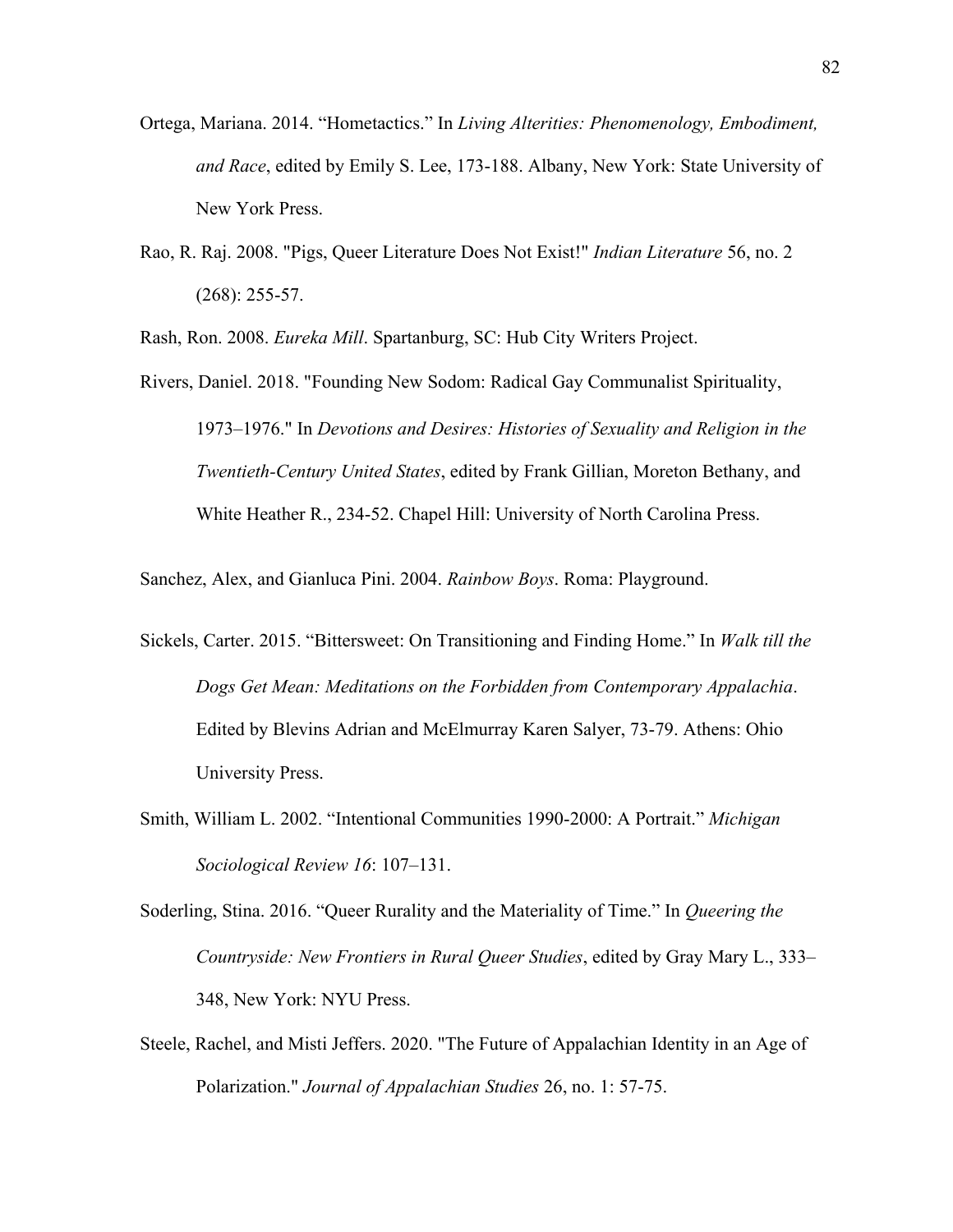Ortega, Mariana. 2014. "Hometactics." In *Living Alterities: Phenomenology, Embodiment, and Race*, edited by Emily S. Lee, 173-188. Albany, New York: State University of New York Press.

Rao, R. Raj. 2008. "Pigs, Queer Literature Does Not Exist!" *Indian Literature* 56, no. 2 (268): 255-57.

Rash, Ron. 2008. *Eureka Mill*. Spartanburg, SC: Hub City Writers Project.

Rivers, Daniel. 2018. "Founding New Sodom: Radical Gay Communalist Spirituality, 1973–1976." In *Devotions and Desires: Histories of Sexuality and Religion in the Twentieth-Century United States*, edited by Frank Gillian, Moreton Bethany, and White Heather R., 234-52. Chapel Hill: University of North Carolina Press.

Sanchez, Alex, and Gianluca Pini. 2004. *Rainbow Boys*. Roma: Playground.

Sickels, Carter. 2015. "Bittersweet: On Transitioning and Finding Home." In *Walk till the Dogs Get Mean: Meditations on the Forbidden from Contemporary Appalachia*. Edited by Blevins Adrian and McElmurray Karen Salyer, 73-79. Athens: Ohio University Press.

Smith, William L. 2002. "Intentional Communities 1990-2000: A Portrait." *Michigan Sociological Review 16*: 107–131.

Soderling, Stina. 2016. "Queer Rurality and the Materiality of Time." In *Queering the Countryside: New Frontiers in Rural Queer Studies*, edited by Gray Mary L., 333–348, New York: NYU Press.

Steele, Rachel, and Misti Jeffers. 2020. "The Future of Appalachian Identity in an Age of Polarization." *Journal of Appalachian Studies* 26, no. 1: 57-75.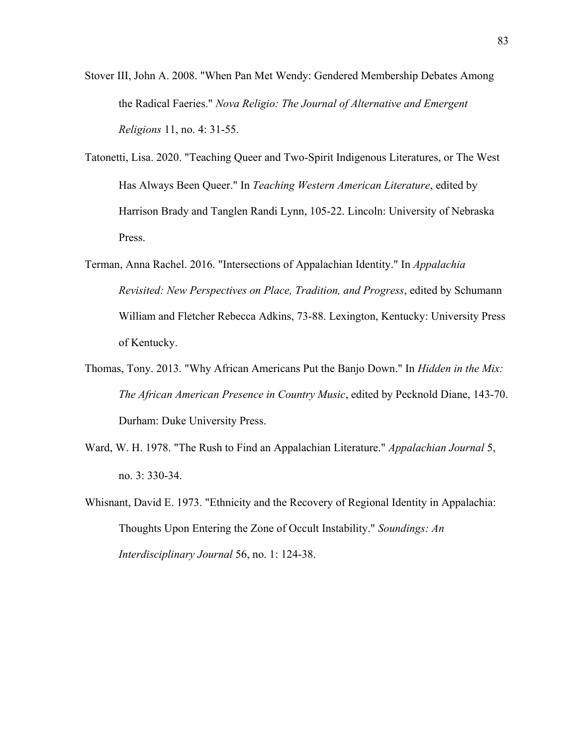Stover III, John A. 2008. "When Pan Met Wendy: Gendered Membership Debates Among the Radical Faeries." *Nova Religio: The Journal of Alternative and Emergent Religions* 11, no. 4: 31-55.

Tatonetti, Lisa. 2020. "Teaching Queer and Two-Spirit Indigenous Literatures, or The West Has Always Been Queer." In *Teaching Western American Literature*, edited by Harrison Brady and Tanglen Randi Lynn, 105-22. Lincoln: University of Nebraska Press.

Terman, Anna Rachel. 2016. "Intersections of Appalachian Identity." In *Appalachia Revisited: New Perspectives on Place, Tradition, and Progress*, edited by Schumann William and Fletcher Rebecca Adkins, 73-88. Lexington, Kentucky: University Press of Kentucky.

Thomas, Tony. 2013. "Why African Americans Put the Banjo Down." In *Hidden in the Mix: The African American Presence in Country Music*, edited by Pecknold Diane, 143-70. Durham: Duke University Press.

Ward, W. H. 1978. "The Rush to Find an Appalachian Literature." *Appalachian Journal* 5, no. 3: 330-34.

Whisnant, David E. 1973. "Ethnicity and the Recovery of Regional Identity in Appalachia: Thoughts Upon Entering the Zone of Occult Instability." *Soundings: An Interdisciplinary Journal* 56, no. 1: 124-38.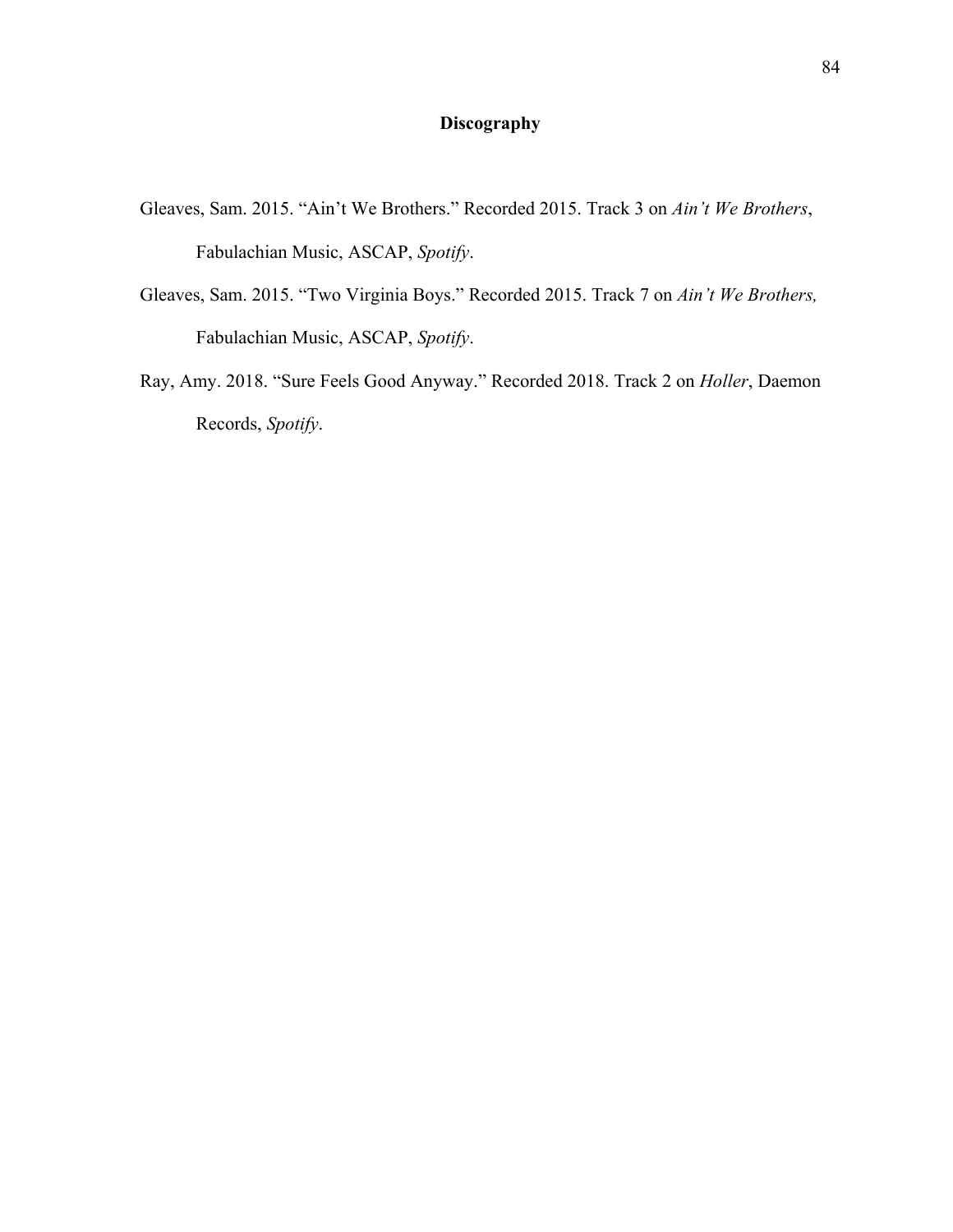# Discography

Gleaves, Sam. 2015. "Ain't We Brothers." Recorded 2015. Track 3 on *Ain't We Brothers*, Fabulachian Music, ASCAP, *Spotify*.

Gleaves, Sam. 2015. "Two Virginia Boys." Recorded 2015. Track 7 on *Ain't We Brothers,* Fabulachian Music, ASCAP, *Spotify*.

Ray, Amy. 2018. "Sure Feels Good Anyway." Recorded 2018. Track 2 on *Holler*, Daemon Records, *Spotify*.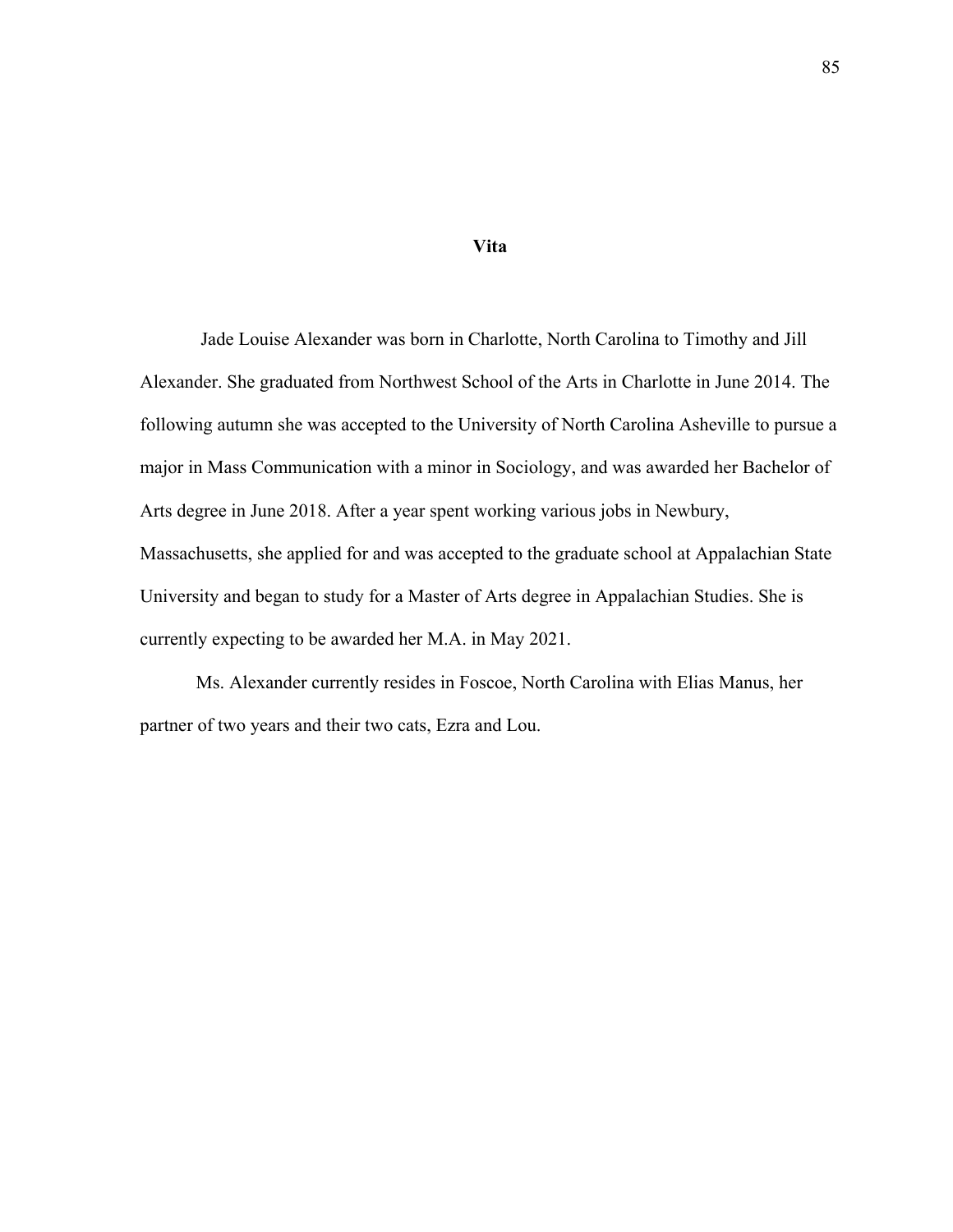# Vita

Jade Louise Alexander was born in Charlotte, North Carolina to Timothy and Jill Alexander. She graduated from Northwest School of the Arts in Charlotte in June 2014. The following autumn she was accepted to the University of North Carolina Asheville to pursue a major in Mass Communication with a minor in Sociology, and was awarded her Bachelor of Arts degree in June 2018. After a year spent working various jobs in Newbury, Massachusetts, she applied for and was accepted to the graduate school at Appalachian State University and began to study for a Master of Arts degree in Appalachian Studies. She is currently expecting to be awarded her M.A. in May 2021.

Ms. Alexander currently resides in Foscoe, North Carolina with Elias Manus, her partner of two years and their two cats, Ezra and Lou.